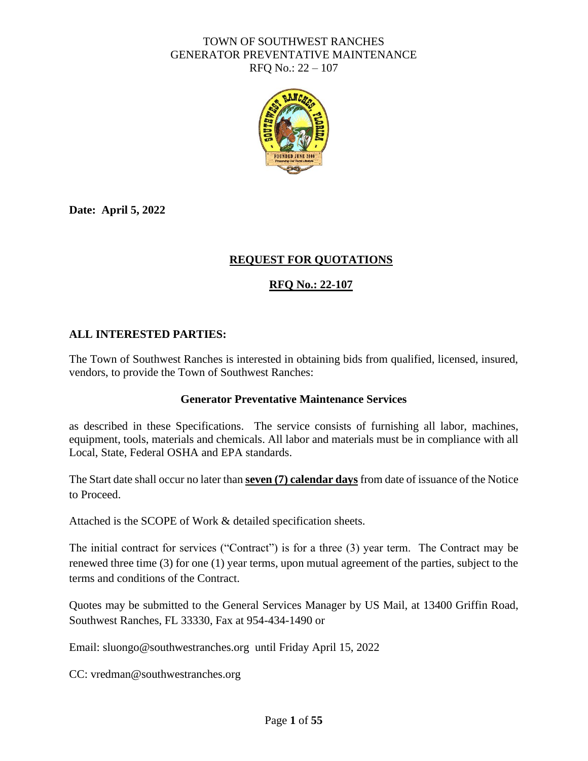TOWN OF SOUTHWEST RANCHES
GENERATOR PREVENTATIVE MAINTENANCE
RFQ No.: 22 – 107

**Date: April 5, 2022**

## REQUEST FOR QUOTATIONS

## RFQ No.: 22-107

**ALL INTERESTED PARTIES:**

The Town of Southwest Ranches is interested in obtaining bids from qualified, licensed, insured, vendors, to provide the Town of Southwest Ranches:

**Generator Preventative Maintenance Services**

as described in these Specifications. The service consists of furnishing all labor, machines, equipment, tools, materials and chemicals. All labor and materials must be in compliance with all Local, State, Federal OSHA and EPA standards.

The Start date shall occur no later than **seven (7) calendar days** from date of issuance of the Notice to Proceed.

Attached is the SCOPE of Work & detailed specification sheets.

The initial contract for services ("Contract") is for a three (3) year term. The Contract may be renewed three time (3) for one (1) year terms, upon mutual agreement of the parties, subject to the terms and conditions of the Contract.

Quotes may be submitted to the General Services Manager by US Mail, at 13400 Griffin Road, Southwest Ranches, FL 33330, Fax at 954-434-1490 or

Email: sluongo@southwestranches.org until Friday April 15, 2022

CC: vredman@southwestranches.org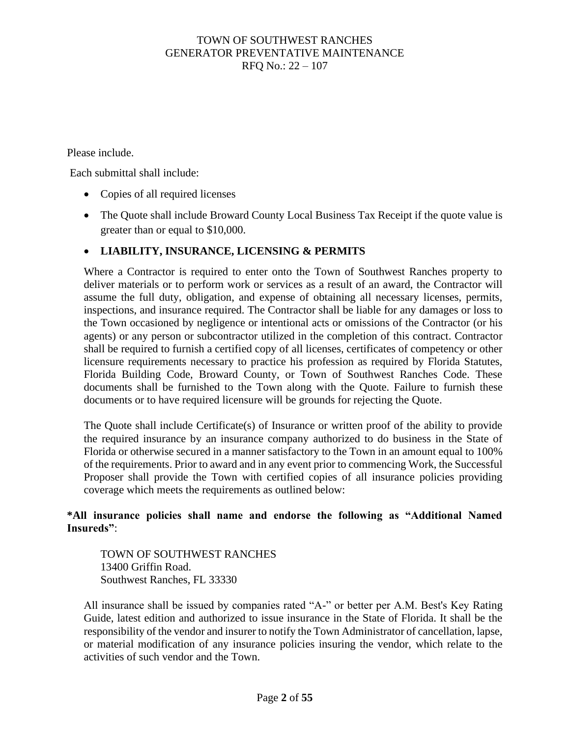Please include.

Each submittal shall include:

- Copies of all required licenses
- The Quote shall include Broward County Local Business Tax Receipt if the quote value is greater than or equal to $10,000.
- **LIABILITY, INSURANCE, LICENSING & PERMITS**

  Where a Contractor is required to enter onto the Town of Southwest Ranches property to deliver materials or to perform work or services as a result of an award, the Contractor will assume the full duty, obligation, and expense of obtaining all necessary licenses, permits, inspections, and insurance required. The Contractor shall be liable for any damages or loss to the Town occasioned by negligence or intentional acts or omissions of the Contractor (or his agents) or any person or subcontractor utilized in the completion of this contract. Contractor shall be required to furnish a certified copy of all licenses, certificates of competency or other licensure requirements necessary to practice his profession as required by Florida Statutes, Florida Building Code, Broward County, or Town of Southwest Ranches Code. These documents shall be furnished to the Town along with the Quote. Failure to furnish these documents or to have required licensure will be grounds for rejecting the Quote.

  The Quote shall include Certificate(s) of Insurance or written proof of the ability to provide the required insurance by an insurance company authorized to do business in the State of Florida or otherwise secured in a manner satisfactory to the Town in an amount equal to 100% of the requirements. Prior to award and in any event prior to commencing Work, the Successful Proposer shall provide the Town with certified copies of all insurance policies providing coverage which meets the requirements as outlined below:

**\*All insurance policies shall name and endorse the following as "Additional Named Insureds"**:

TOWN OF SOUTHWEST RANCHES
13400 Griffin Road.
Southwest Ranches, FL 33330

All insurance shall be issued by companies rated "A-" or better per A.M. Best's Key Rating Guide, latest edition and authorized to issue insurance in the State of Florida. It shall be the responsibility of the vendor and insurer to notify the Town Administrator of cancellation, lapse, or material modification of any insurance policies insuring the vendor, which relate to the activities of such vendor and the Town.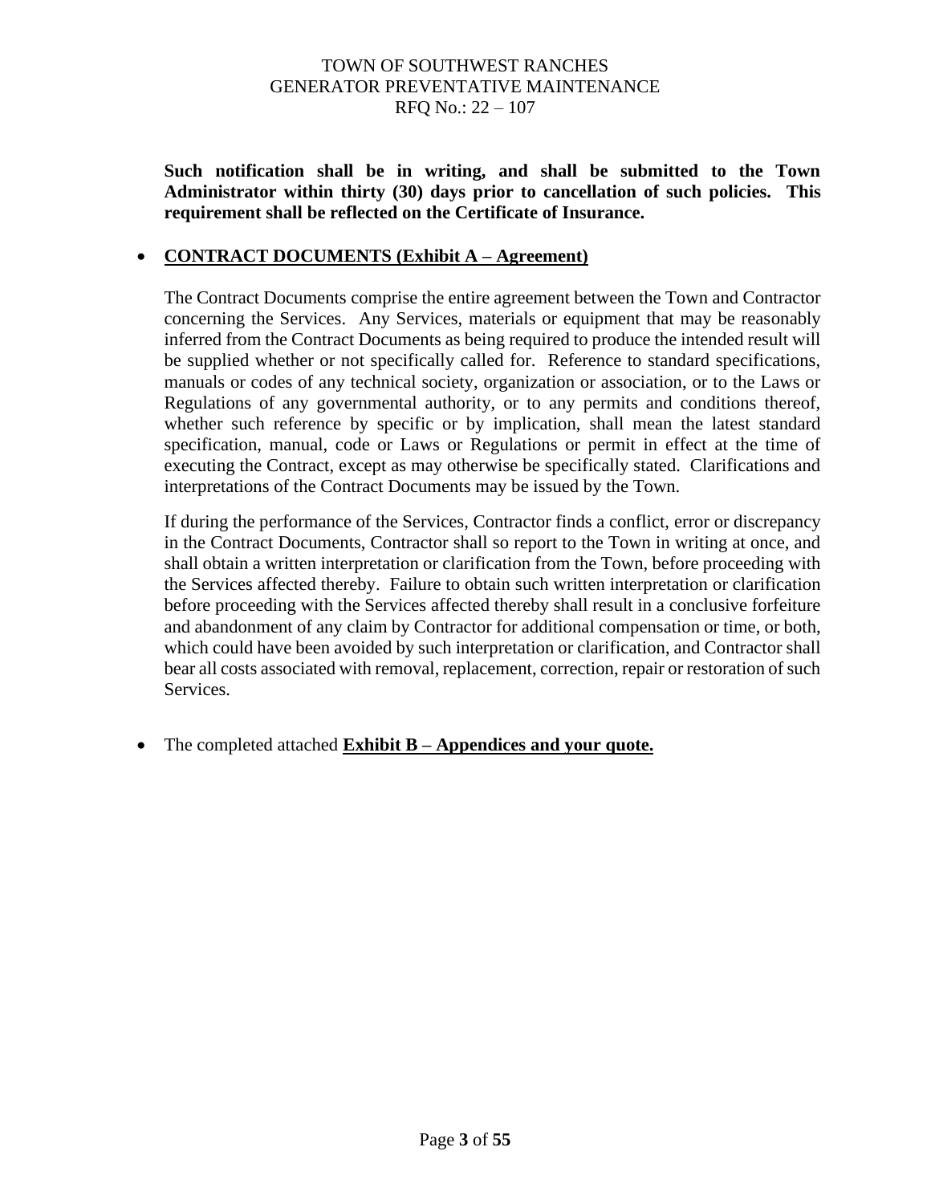**Such notification shall be in writing, and shall be submitted to the Town Administrator within thirty (30) days prior to cancellation of such policies. This requirement shall be reflected on the Certificate of Insurance.**

- **<u>CONTRACT DOCUMENTS (Exhibit A – Agreement)</u>**

  The Contract Documents comprise the entire agreement between the Town and Contractor concerning the Services. Any Services, materials or equipment that may be reasonably inferred from the Contract Documents as being required to produce the intended result will be supplied whether or not specifically called for. Reference to standard specifications, manuals or codes of any technical society, organization or association, or to the Laws or Regulations of any governmental authority, or to any permits and conditions thereof, whether such reference by specific or by implication, shall mean the latest standard specification, manual, code or Laws or Regulations or permit in effect at the time of executing the Contract, except as may otherwise be specifically stated. Clarifications and interpretations of the Contract Documents may be issued by the Town.

  If during the performance of the Services, Contractor finds a conflict, error or discrepancy in the Contract Documents, Contractor shall so report to the Town in writing at once, and shall obtain a written interpretation or clarification from the Town, before proceeding with the Services affected thereby. Failure to obtain such written interpretation or clarification before proceeding with the Services affected thereby shall result in a conclusive forfeiture and abandonment of any claim by Contractor for additional compensation or time, or both, which could have been avoided by such interpretation or clarification, and Contractor shall bear all costs associated with removal, replacement, correction, repair or restoration of such Services.

- The completed attached **<u>Exhibit B – Appendices and your quote.</u>**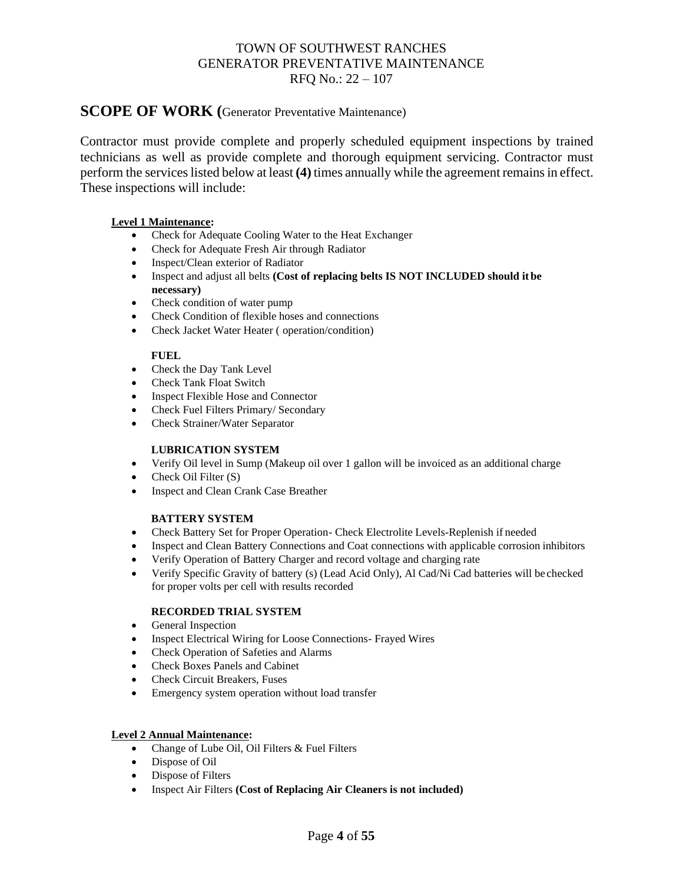# TOWN OF SOUTHWEST RANCHES
# GENERATOR PREVENTATIVE MAINTENANCE
# RFQ No.: 22 – 107

## SCOPE OF WORK (Generator Preventative Maintenance)

Contractor must provide complete and properly scheduled equipment inspections by trained technicians as well as provide complete and thorough equipment servicing. Contractor must perform the services listed below at least **(4)** times annually while the agreement remains in effect. These inspections will include:

**Level 1 Maintenance:**

- Check for Adequate Cooling Water to the Heat Exchanger
- Check for Adequate Fresh Air through Radiator
- Inspect/Clean exterior of Radiator
- Inspect and adjust all belts **(Cost of replacing belts IS NOT INCLUDED should it be necessary)**
- Check condition of water pump
- Check Condition of flexible hoses and connections
- Check Jacket Water Heater ( operation/condition)

**FUEL**

- Check the Day Tank Level
- Check Tank Float Switch
- Inspect Flexible Hose and Connector
- Check Fuel Filters Primary/ Secondary
- Check Strainer/Water Separator

**LUBRICATION SYSTEM**

- Verify Oil level in Sump (Makeup oil over 1 gallon will be invoiced as an additional charge
- Check Oil Filter (S)
- Inspect and Clean Crank Case Breather

**BATTERY SYSTEM**

- Check Battery Set for Proper Operation- Check Electrolite Levels-Replenish if needed
- Inspect and Clean Battery Connections and Coat connections with applicable corrosion inhibitors
- Verify Operation of Battery Charger and record voltage and charging rate
- Verify Specific Gravity of battery (s) (Lead Acid Only), Al Cad/Ni Cad batteries will be checked for proper volts per cell with results recorded

**RECORDED TRIAL SYSTEM**

- General Inspection
- Inspect Electrical Wiring for Loose Connections- Frayed Wires
- Check Operation of Safeties and Alarms
- Check Boxes Panels and Cabinet
- Check Circuit Breakers, Fuses
- Emergency system operation without load transfer

**Level 2 Annual Maintenance:**

- Change of Lube Oil, Oil Filters & Fuel Filters
- Dispose of Oil
- Dispose of Filters
- Inspect Air Filters **(Cost of Replacing Air Cleaners is not included)**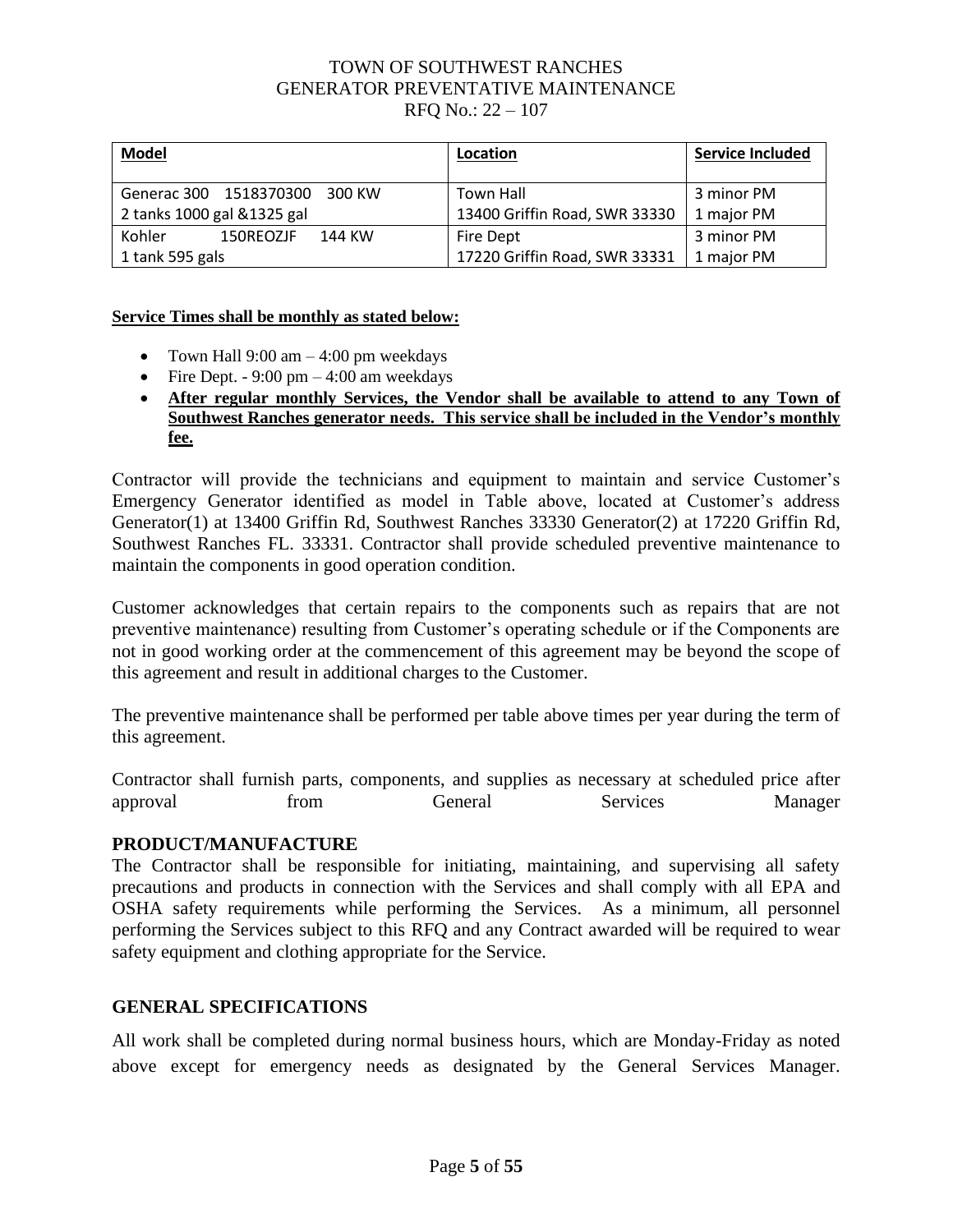TOWN OF SOUTHWEST RANCHES
GENERATOR PREVENTATIVE MAINTENANCE
RFQ No.: 22 – 107

| Model | Location | Service Included |
|---|---|---|
| Generac 300 1518370300 300 KW<br>2 tanks 1000 gal &1325 gal | Town Hall<br>13400 Griffin Road, SWR 33330 | 3 minor PM<br>1 major PM |
| Kohler 150REOZJF 144 KW<br>1 tank 595 gals | Fire Dept<br>17220 Griffin Road, SWR 33331 | 3 minor PM<br>1 major PM |

**Service Times shall be monthly as stated below:**

- Town Hall 9:00 am – 4:00 pm weekdays
- Fire Dept. - 9:00 pm – 4:00 am weekdays
- **After regular monthly Services, the Vendor shall be available to attend to any Town of Southwest Ranches generator needs. This service shall be included in the Vendor's monthly fee.**

Contractor will provide the technicians and equipment to maintain and service Customer's Emergency Generator identified as model in Table above, located at Customer's address Generator(1) at 13400 Griffin Rd, Southwest Ranches 33330 Generator(2) at 17220 Griffin Rd, Southwest Ranches FL. 33331. Contractor shall provide scheduled preventive maintenance to maintain the components in good operation condition.

Customer acknowledges that certain repairs to the components such as repairs that are not preventive maintenance) resulting from Customer's operating schedule or if the Components are not in good working order at the commencement of this agreement may be beyond the scope of this agreement and result in additional charges to the Customer.

The preventive maintenance shall be performed per table above times per year during the term of this agreement.

Contractor shall furnish parts, components, and supplies as necessary at scheduled price after approval from General Services Manager

## PRODUCT/MANUFACTURE

The Contractor shall be responsible for initiating, maintaining, and supervising all safety precautions and products in connection with the Services and shall comply with all EPA and OSHA safety requirements while performing the Services. As a minimum, all personnel performing the Services subject to this RFQ and any Contract awarded will be required to wear safety equipment and clothing appropriate for the Service.

## GENERAL SPECIFICATIONS

All work shall be completed during normal business hours, which are Monday-Friday as noted above except for emergency needs as designated by the General Services Manager.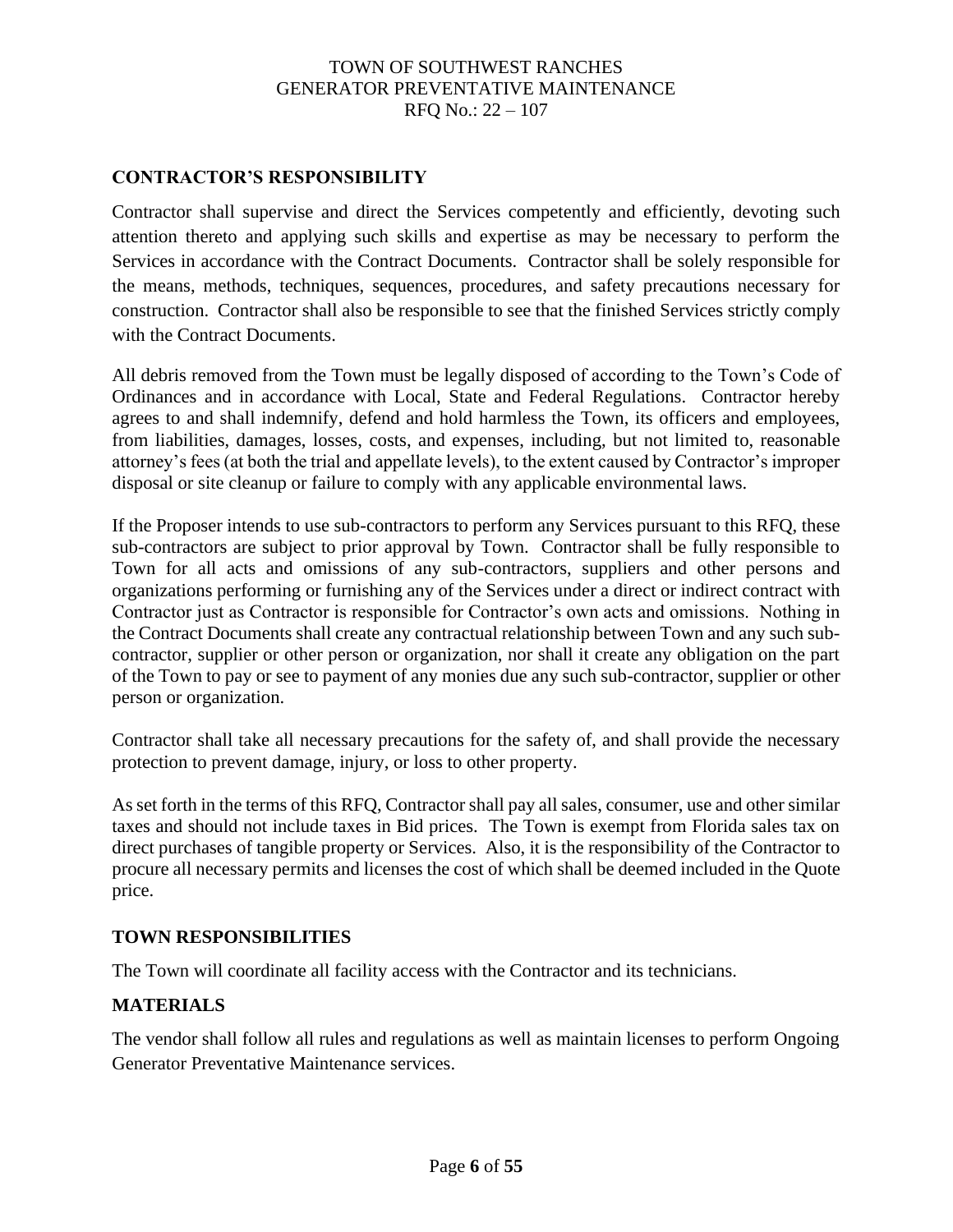## CONTRACTOR'S RESPONSIBILITY

Contractor shall supervise and direct the Services competently and efficiently, devoting such attention thereto and applying such skills and expertise as may be necessary to perform the Services in accordance with the Contract Documents. Contractor shall be solely responsible for the means, methods, techniques, sequences, procedures, and safety precautions necessary for construction. Contractor shall also be responsible to see that the finished Services strictly comply with the Contract Documents.

All debris removed from the Town must be legally disposed of according to the Town's Code of Ordinances and in accordance with Local, State and Federal Regulations. Contractor hereby agrees to and shall indemnify, defend and hold harmless the Town, its officers and employees, from liabilities, damages, losses, costs, and expenses, including, but not limited to, reasonable attorney's fees (at both the trial and appellate levels), to the extent caused by Contractor's improper disposal or site cleanup or failure to comply with any applicable environmental laws.

If the Proposer intends to use sub-contractors to perform any Services pursuant to this RFQ, these sub-contractors are subject to prior approval by Town. Contractor shall be fully responsible to Town for all acts and omissions of any sub-contractors, suppliers and other persons and organizations performing or furnishing any of the Services under a direct or indirect contract with Contractor just as Contractor is responsible for Contractor's own acts and omissions. Nothing in the Contract Documents shall create any contractual relationship between Town and any such sub-contractor, supplier or other person or organization, nor shall it create any obligation on the part of the Town to pay or see to payment of any monies due any such sub-contractor, supplier or other person or organization.

Contractor shall take all necessary precautions for the safety of, and shall provide the necessary protection to prevent damage, injury, or loss to other property.

As set forth in the terms of this RFQ, Contractor shall pay all sales, consumer, use and other similar taxes and should not include taxes in Bid prices. The Town is exempt from Florida sales tax on direct purchases of tangible property or Services. Also, it is the responsibility of the Contractor to procure all necessary permits and licenses the cost of which shall be deemed included in the Quote price.

## TOWN RESPONSIBILITIES

The Town will coordinate all facility access with the Contractor and its technicians.

## MATERIALS

The vendor shall follow all rules and regulations as well as maintain licenses to perform Ongoing Generator Preventative Maintenance services.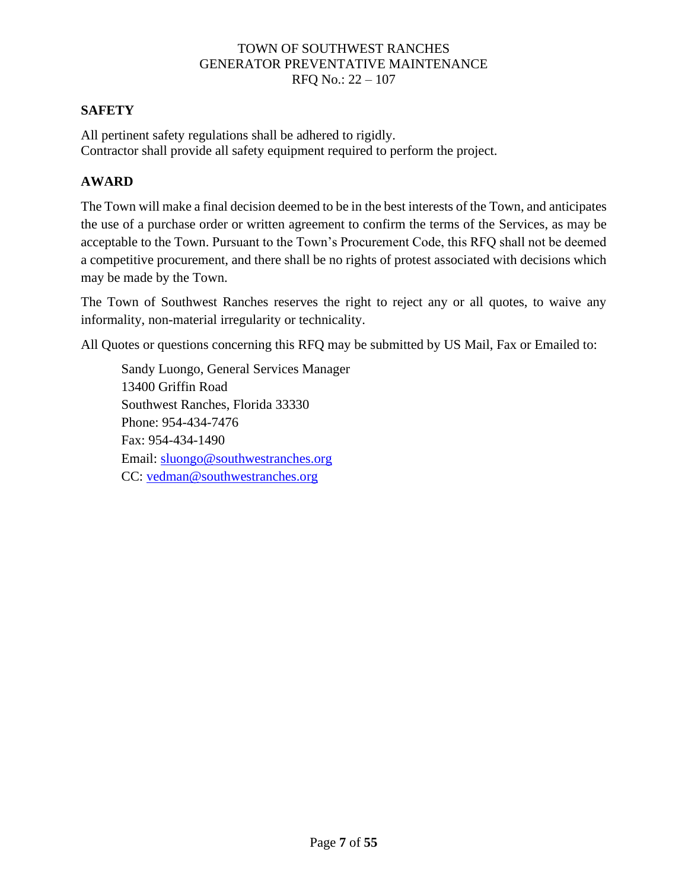## SAFETY

All pertinent safety regulations shall be adhered to rigidly.
Contractor shall provide all safety equipment required to perform the project.

## AWARD

The Town will make a final decision deemed to be in the best interests of the Town, and anticipates the use of a purchase order or written agreement to confirm the terms of the Services, as may be acceptable to the Town. Pursuant to the Town's Procurement Code, this RFQ shall not be deemed a competitive procurement, and there shall be no rights of protest associated with decisions which may be made by the Town.

The Town of Southwest Ranches reserves the right to reject any or all quotes, to waive any informality, non-material irregularity or technicality.

All Quotes or questions concerning this RFQ may be submitted by US Mail, Fax or Emailed to:

> Sandy Luongo, General Services Manager
> 13400 Griffin Road
> Southwest Ranches, Florida 33330
> Phone: 954-434-7476
> Fax: 954-434-1490
> Email: sluongo@southwestranches.org
> CC: vedman@southwestranches.org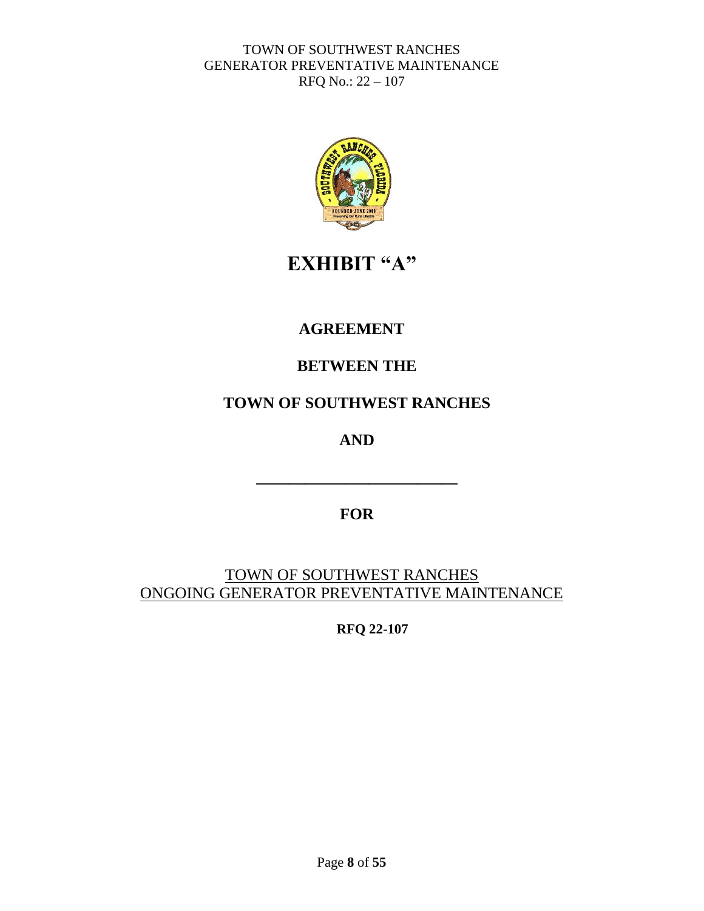# EXHIBIT "A"

## AGREEMENT

## BETWEEN THE

## TOWN OF SOUTHWEST RANCHES

## AND

\_\_\_\_\_\_\_\_\_\_\_\_\_\_\_\_\_\_\_\_\_\_\_\_\_\_\_

## FOR

TOWN OF SOUTHWEST RANCHES
ONGOING GENERATOR PREVENTATIVE MAINTENANCE

**RFQ 22-107**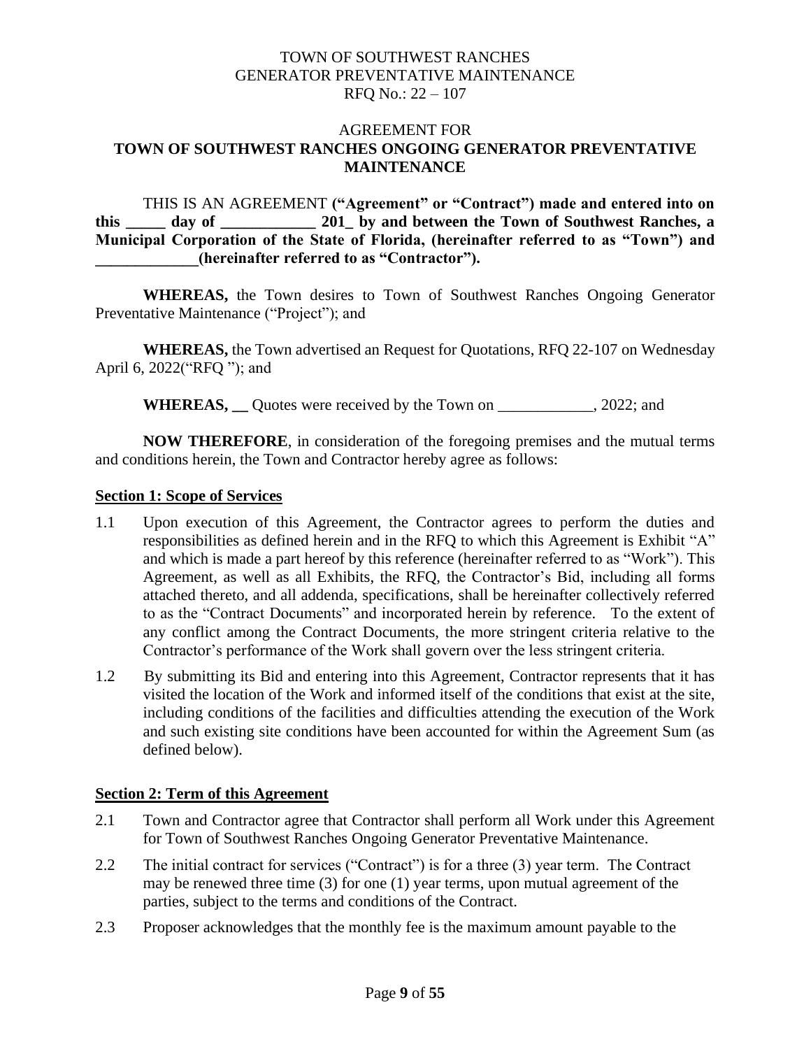TOWN OF SOUTHWEST RANCHES
GENERATOR PREVENTATIVE MAINTENANCE
RFQ No.: 22 – 107

AGREEMENT FOR
**TOWN OF SOUTHWEST RANCHES ONGOING GENERATOR PREVENTATIVE MAINTENANCE**

THIS IS AN AGREEMENT **("Agreement" or "Contract") made and entered into on this _____ day of ____________ 201_ by and between the Town of Southwest Ranches, a Municipal Corporation of the State of Florida, (hereinafter referred to as "Town") and _____________(hereinafter referred to as "Contractor").**

**WHEREAS,** the Town desires to Town of Southwest Ranches Ongoing Generator Preventative Maintenance ("Project"); and

**WHEREAS,** the Town advertised an Request for Quotations, RFQ 22-107 on Wednesday April 6, 2022("RFQ "); and

**WHEREAS, __** Quotes were received by the Town on ____________, 2022; and

**NOW THEREFORE**, in consideration of the foregoing premises and the mutual terms and conditions herein, the Town and Contractor hereby agree as follows:

**Section 1: Scope of Services**

1.1 Upon execution of this Agreement, the Contractor agrees to perform the duties and responsibilities as defined herein and in the RFQ to which this Agreement is Exhibit "A" and which is made a part hereof by this reference (hereinafter referred to as "Work"). This Agreement, as well as all Exhibits, the RFQ, the Contractor's Bid, including all forms attached thereto, and all addenda, specifications, shall be hereinafter collectively referred to as the "Contract Documents" and incorporated herein by reference. To the extent of any conflict among the Contract Documents, the more stringent criteria relative to the Contractor's performance of the Work shall govern over the less stringent criteria.

1.2 By submitting its Bid and entering into this Agreement, Contractor represents that it has visited the location of the Work and informed itself of the conditions that exist at the site, including conditions of the facilities and difficulties attending the execution of the Work and such existing site conditions have been accounted for within the Agreement Sum (as defined below).

**Section 2: Term of this Agreement**

2.1 Town and Contractor agree that Contractor shall perform all Work under this Agreement for Town of Southwest Ranches Ongoing Generator Preventative Maintenance.

2.2 The initial contract for services ("Contract") is for a three (3) year term. The Contract may be renewed three time (3) for one (1) year terms, upon mutual agreement of the parties, subject to the terms and conditions of the Contract.

2.3 Proposer acknowledges that the monthly fee is the maximum amount payable to the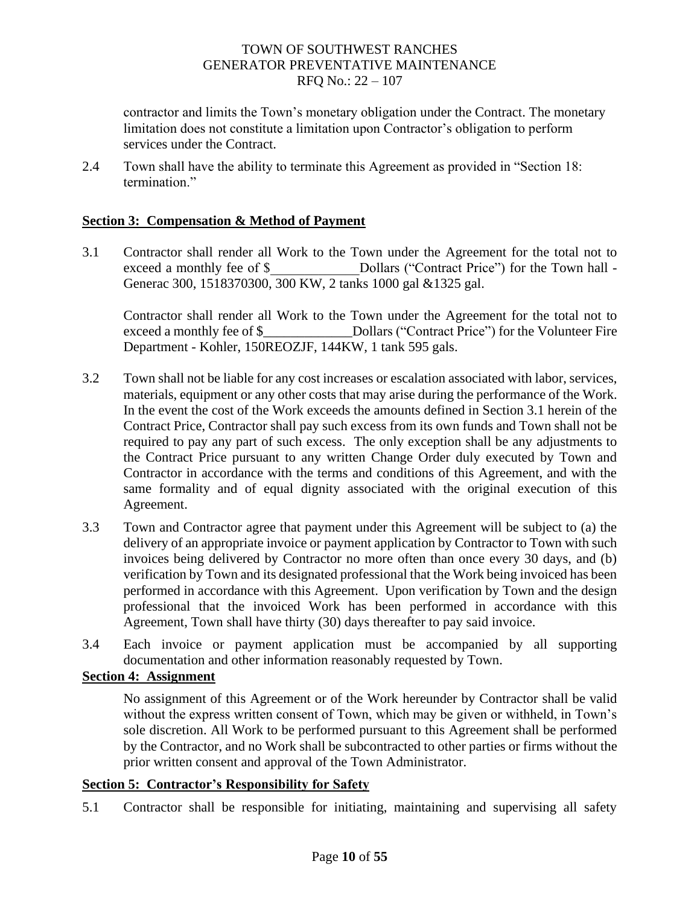contractor and limits the Town's monetary obligation under the Contract. The monetary limitation does not constitute a limitation upon Contractor's obligation to perform services under the Contract.

2.4 Town shall have the ability to terminate this Agreement as provided in "Section 18: termination."

**Section 3: Compensation & Method of Payment**

3.1 Contractor shall render all Work to the Town under the Agreement for the total not to exceed a monthly fee of $_____________ Dollars ("Contract Price") for the Town hall - Generac 300, 1518370300, 300 KW, 2 tanks 1000 gal &1325 gal.

Contractor shall render all Work to the Town under the Agreement for the total not to exceed a monthly fee of $_____________ Dollars ("Contract Price") for the Volunteer Fire Department - Kohler, 150REOZJF, 144KW, 1 tank 595 gals.

3.2 Town shall not be liable for any cost increases or escalation associated with labor, services, materials, equipment or any other costs that may arise during the performance of the Work. In the event the cost of the Work exceeds the amounts defined in Section 3.1 herein of the Contract Price, Contractor shall pay such excess from its own funds and Town shall not be required to pay any part of such excess. The only exception shall be any adjustments to the Contract Price pursuant to any written Change Order duly executed by Town and Contractor in accordance with the terms and conditions of this Agreement, and with the same formality and of equal dignity associated with the original execution of this Agreement.

3.3 Town and Contractor agree that payment under this Agreement will be subject to (a) the delivery of an appropriate invoice or payment application by Contractor to Town with such invoices being delivered by Contractor no more often than once every 30 days, and (b) verification by Town and its designated professional that the Work being invoiced has been performed in accordance with this Agreement. Upon verification by Town and the design professional that the invoiced Work has been performed in accordance with this Agreement, Town shall have thirty (30) days thereafter to pay said invoice.

3.4 Each invoice or payment application must be accompanied by all supporting documentation and other information reasonably requested by Town.

**Section 4: Assignment**

No assignment of this Agreement or of the Work hereunder by Contractor shall be valid without the express written consent of Town, which may be given or withheld, in Town's sole discretion. All Work to be performed pursuant to this Agreement shall be performed by the Contractor, and no Work shall be subcontracted to other parties or firms without the prior written consent and approval of the Town Administrator.

**Section 5: Contractor's Responsibility for Safety**

5.1 Contractor shall be responsible for initiating, maintaining and supervising all safety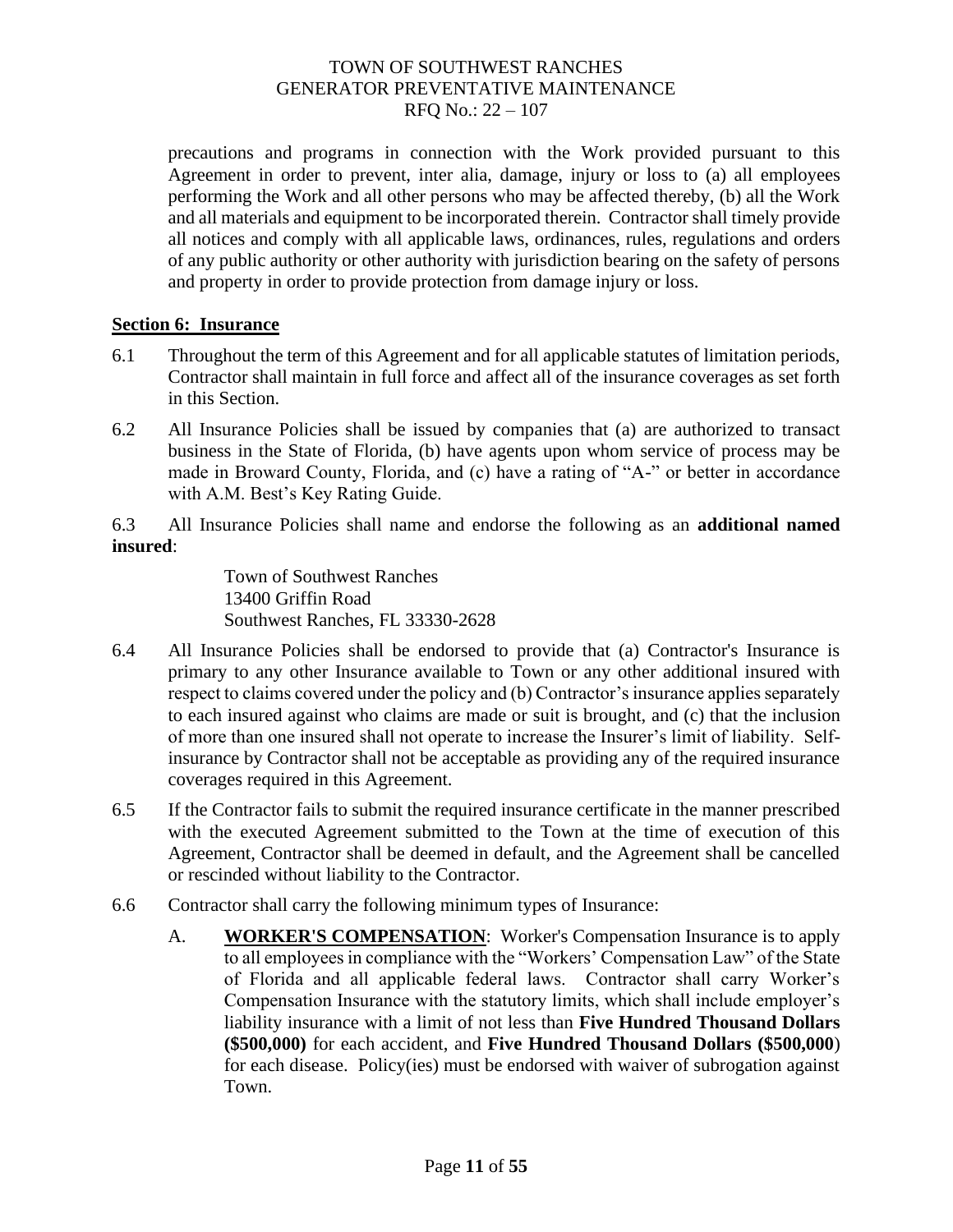precautions and programs in connection with the Work provided pursuant to this Agreement in order to prevent, inter alia, damage, injury or loss to (a) all employees performing the Work and all other persons who may be affected thereby, (b) all the Work and all materials and equipment to be incorporated therein. Contractor shall timely provide all notices and comply with all applicable laws, ordinances, rules, regulations and orders of any public authority or other authority with jurisdiction bearing on the safety of persons and property in order to provide protection from damage injury or loss.

**Section 6: Insurance**

6.1 Throughout the term of this Agreement and for all applicable statutes of limitation periods, Contractor shall maintain in full force and affect all of the insurance coverages as set forth in this Section.

6.2 All Insurance Policies shall be issued by companies that (a) are authorized to transact business in the State of Florida, (b) have agents upon whom service of process may be made in Broward County, Florida, and (c) have a rating of "A-" or better in accordance with A.M. Best's Key Rating Guide.

6.3 All Insurance Policies shall name and endorse the following as an **additional named insured**:

Town of Southwest Ranches
13400 Griffin Road
Southwest Ranches, FL 33330-2628

6.4 All Insurance Policies shall be endorsed to provide that (a) Contractor's Insurance is primary to any other Insurance available to Town or any other additional insured with respect to claims covered under the policy and (b) Contractor's insurance applies separately to each insured against who claims are made or suit is brought, and (c) that the inclusion of more than one insured shall not operate to increase the Insurer's limit of liability. Self-insurance by Contractor shall not be acceptable as providing any of the required insurance coverages required in this Agreement.

6.5 If the Contractor fails to submit the required insurance certificate in the manner prescribed with the executed Agreement submitted to the Town at the time of execution of this Agreement, Contractor shall be deemed in default, and the Agreement shall be cancelled or rescinded without liability to the Contractor.

6.6 Contractor shall carry the following minimum types of Insurance:

A. **WORKER'S COMPENSATION**: Worker's Compensation Insurance is to apply to all employees in compliance with the "Workers' Compensation Law" of the State of Florida and all applicable federal laws. Contractor shall carry Worker's Compensation Insurance with the statutory limits, which shall include employer's liability insurance with a limit of not less than **Five Hundred Thousand Dollars ($500,000)** for each accident, and **Five Hundred Thousand Dollars ($500,000)** for each disease. Policy(ies) must be endorsed with waiver of subrogation against Town.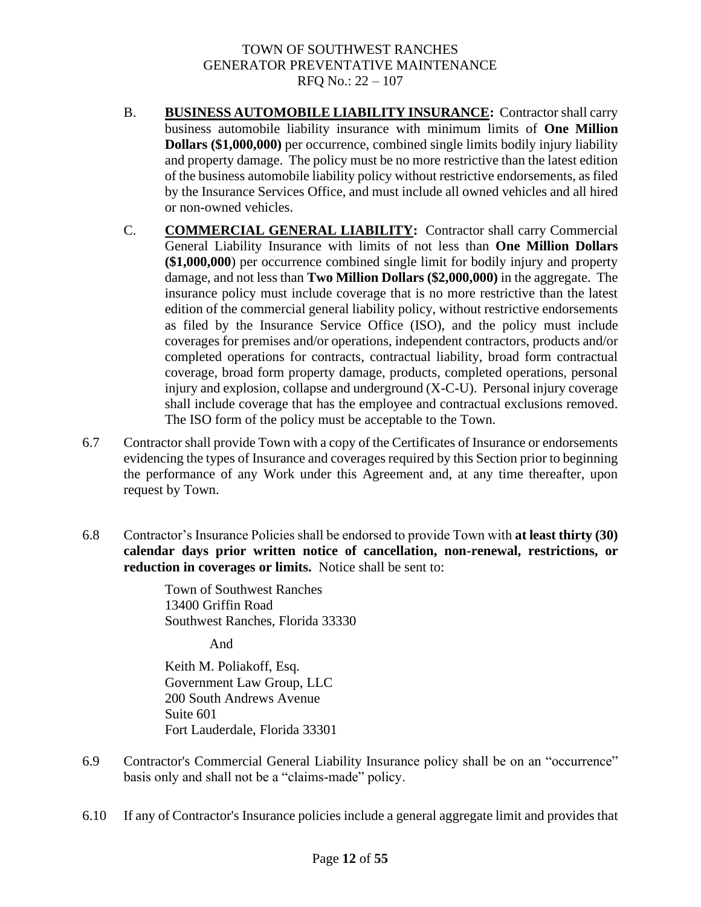B. **BUSINESS AUTOMOBILE LIABILITY INSURANCE:** Contractor shall carry business automobile liability insurance with minimum limits of **One Million Dollars ($1,000,000)** per occurrence, combined single limits bodily injury liability and property damage. The policy must be no more restrictive than the latest edition of the business automobile liability policy without restrictive endorsements, as filed by the Insurance Services Office, and must include all owned vehicles and all hired or non-owned vehicles.

C. **COMMERCIAL GENERAL LIABILITY:** Contractor shall carry Commercial General Liability Insurance with limits of not less than **One Million Dollars ($1,000,000)** per occurrence combined single limit for bodily injury and property damage, and not less than **Two Million Dollars ($2,000,000)** in the aggregate. The insurance policy must include coverage that is no more restrictive than the latest edition of the commercial general liability policy, without restrictive endorsements as filed by the Insurance Service Office (ISO), and the policy must include coverages for premises and/or operations, independent contractors, products and/or completed operations for contracts, contractual liability, broad form contractual coverage, broad form property damage, products, completed operations, personal injury and explosion, collapse and underground (X-C-U). Personal injury coverage shall include coverage that has the employee and contractual exclusions removed. The ISO form of the policy must be acceptable to the Town.

6.7 Contractor shall provide Town with a copy of the Certificates of Insurance or endorsements evidencing the types of Insurance and coverages required by this Section prior to beginning the performance of any Work under this Agreement and, at any time thereafter, upon request by Town.

6.8 Contractor's Insurance Policies shall be endorsed to provide Town with **at least thirty (30) calendar days prior written notice of cancellation, non-renewal, restrictions, or reduction in coverages or limits.** Notice shall be sent to:

Town of Southwest Ranches
13400 Griffin Road
Southwest Ranches, Florida 33330

And

Keith M. Poliakoff, Esq.
Government Law Group, LLC
200 South Andrews Avenue
Suite 601
Fort Lauderdale, Florida 33301

6.9 Contractor's Commercial General Liability Insurance policy shall be on an "occurrence" basis only and shall not be a "claims-made" policy.

6.10 If any of Contractor's Insurance policies include a general aggregate limit and provides that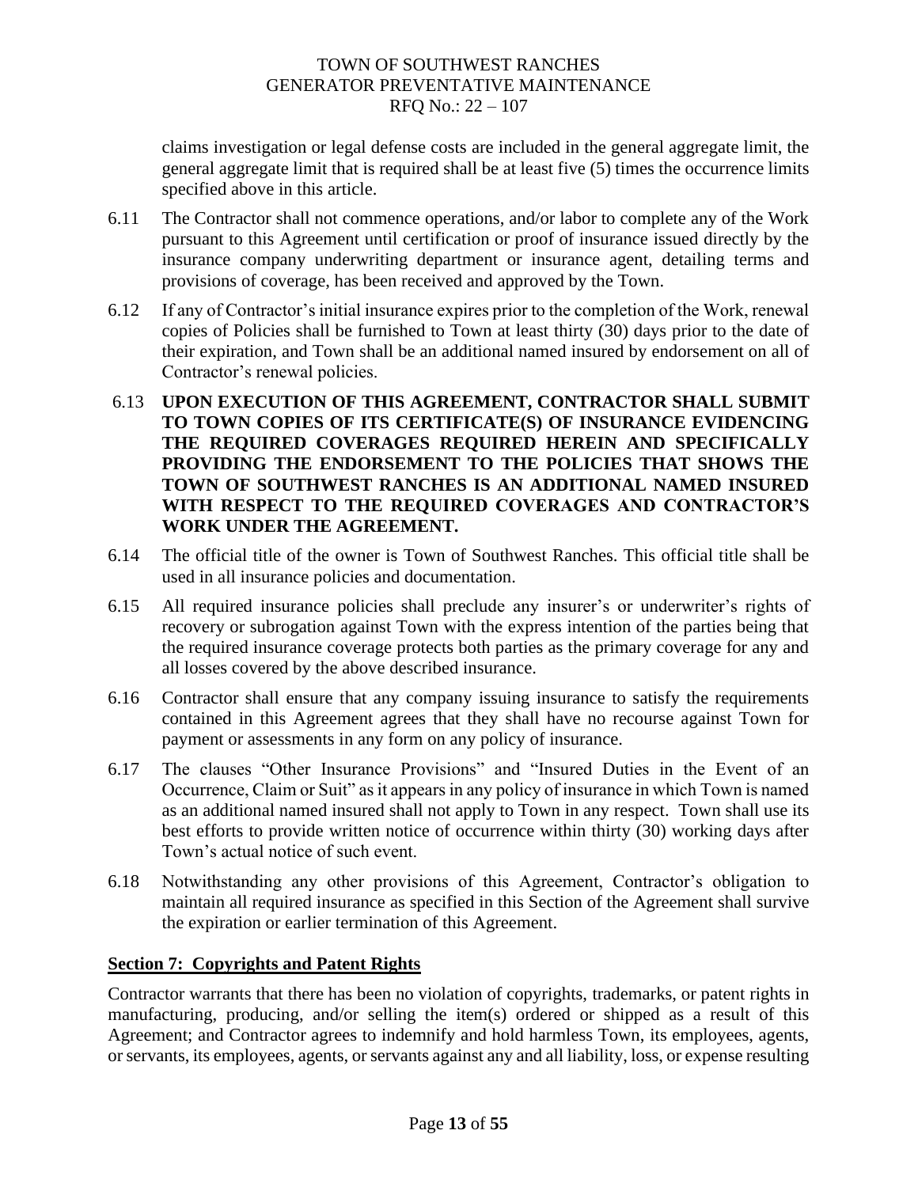claims investigation or legal defense costs are included in the general aggregate limit, the general aggregate limit that is required shall be at least five (5) times the occurrence limits specified above in this article.

6.11 The Contractor shall not commence operations, and/or labor to complete any of the Work pursuant to this Agreement until certification or proof of insurance issued directly by the insurance company underwriting department or insurance agent, detailing terms and provisions of coverage, has been received and approved by the Town.

6.12 If any of Contractor's initial insurance expires prior to the completion of the Work, renewal copies of Policies shall be furnished to Town at least thirty (30) days prior to the date of their expiration, and Town shall be an additional named insured by endorsement on all of Contractor's renewal policies.

6.13 **UPON EXECUTION OF THIS AGREEMENT, CONTRACTOR SHALL SUBMIT TO TOWN COPIES OF ITS CERTIFICATE(S) OF INSURANCE EVIDENCING THE REQUIRED COVERAGES REQUIRED HEREIN AND SPECIFICALLY PROVIDING THE ENDORSEMENT TO THE POLICIES THAT SHOWS THE TOWN OF SOUTHWEST RANCHES IS AN ADDITIONAL NAMED INSURED WITH RESPECT TO THE REQUIRED COVERAGES AND CONTRACTOR'S WORK UNDER THE AGREEMENT.**

6.14 The official title of the owner is Town of Southwest Ranches. This official title shall be used in all insurance policies and documentation.

6.15 All required insurance policies shall preclude any insurer's or underwriter's rights of recovery or subrogation against Town with the express intention of the parties being that the required insurance coverage protects both parties as the primary coverage for any and all losses covered by the above described insurance.

6.16 Contractor shall ensure that any company issuing insurance to satisfy the requirements contained in this Agreement agrees that they shall have no recourse against Town for payment or assessments in any form on any policy of insurance.

6.17 The clauses "Other Insurance Provisions" and "Insured Duties in the Event of an Occurrence, Claim or Suit" as it appears in any policy of insurance in which Town is named as an additional named insured shall not apply to Town in any respect. Town shall use its best efforts to provide written notice of occurrence within thirty (30) working days after Town's actual notice of such event.

6.18 Notwithstanding any other provisions of this Agreement, Contractor's obligation to maintain all required insurance as specified in this Section of the Agreement shall survive the expiration or earlier termination of this Agreement.

## Section 7: Copyrights and Patent Rights

Contractor warrants that there has been no violation of copyrights, trademarks, or patent rights in manufacturing, producing, and/or selling the item(s) ordered or shipped as a result of this Agreement; and Contractor agrees to indemnify and hold harmless Town, its employees, agents, or servants, its employees, agents, or servants against any and all liability, loss, or expense resulting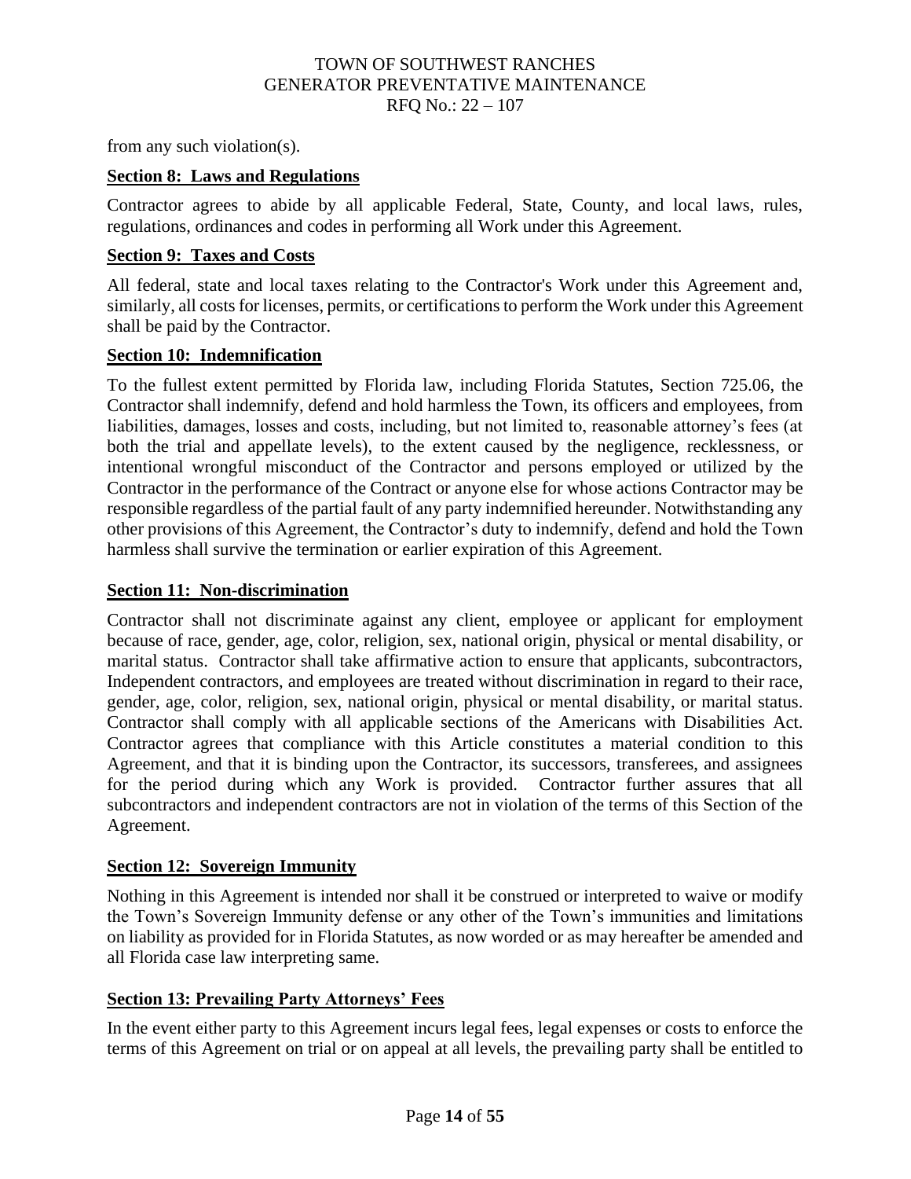from any such violation(s).

**Section 8: Laws and Regulations**

Contractor agrees to abide by all applicable Federal, State, County, and local laws, rules, regulations, ordinances and codes in performing all Work under this Agreement.

**Section 9: Taxes and Costs**

All federal, state and local taxes relating to the Contractor's Work under this Agreement and, similarly, all costs for licenses, permits, or certifications to perform the Work under this Agreement shall be paid by the Contractor.

**Section 10: Indemnification**

To the fullest extent permitted by Florida law, including Florida Statutes, Section 725.06, the Contractor shall indemnify, defend and hold harmless the Town, its officers and employees, from liabilities, damages, losses and costs, including, but not limited to, reasonable attorney's fees (at both the trial and appellate levels), to the extent caused by the negligence, recklessness, or intentional wrongful misconduct of the Contractor and persons employed or utilized by the Contractor in the performance of the Contract or anyone else for whose actions Contractor may be responsible regardless of the partial fault of any party indemnified hereunder. Notwithstanding any other provisions of this Agreement, the Contractor's duty to indemnify, defend and hold the Town harmless shall survive the termination or earlier expiration of this Agreement.

**Section 11: Non-discrimination**

Contractor shall not discriminate against any client, employee or applicant for employment because of race, gender, age, color, religion, sex, national origin, physical or mental disability, or marital status. Contractor shall take affirmative action to ensure that applicants, subcontractors, Independent contractors, and employees are treated without discrimination in regard to their race, gender, age, color, religion, sex, national origin, physical or mental disability, or marital status. Contractor shall comply with all applicable sections of the Americans with Disabilities Act. Contractor agrees that compliance with this Article constitutes a material condition to this Agreement, and that it is binding upon the Contractor, its successors, transferees, and assignees for the period during which any Work is provided. Contractor further assures that all subcontractors and independent contractors are not in violation of the terms of this Section of the Agreement.

**Section 12: Sovereign Immunity**

Nothing in this Agreement is intended nor shall it be construed or interpreted to waive or modify the Town's Sovereign Immunity defense or any other of the Town's immunities and limitations on liability as provided for in Florida Statutes, as now worded or as may hereafter be amended and all Florida case law interpreting same.

**Section 13: Prevailing Party Attorneys' Fees**

In the event either party to this Agreement incurs legal fees, legal expenses or costs to enforce the terms of this Agreement on trial or on appeal at all levels, the prevailing party shall be entitled to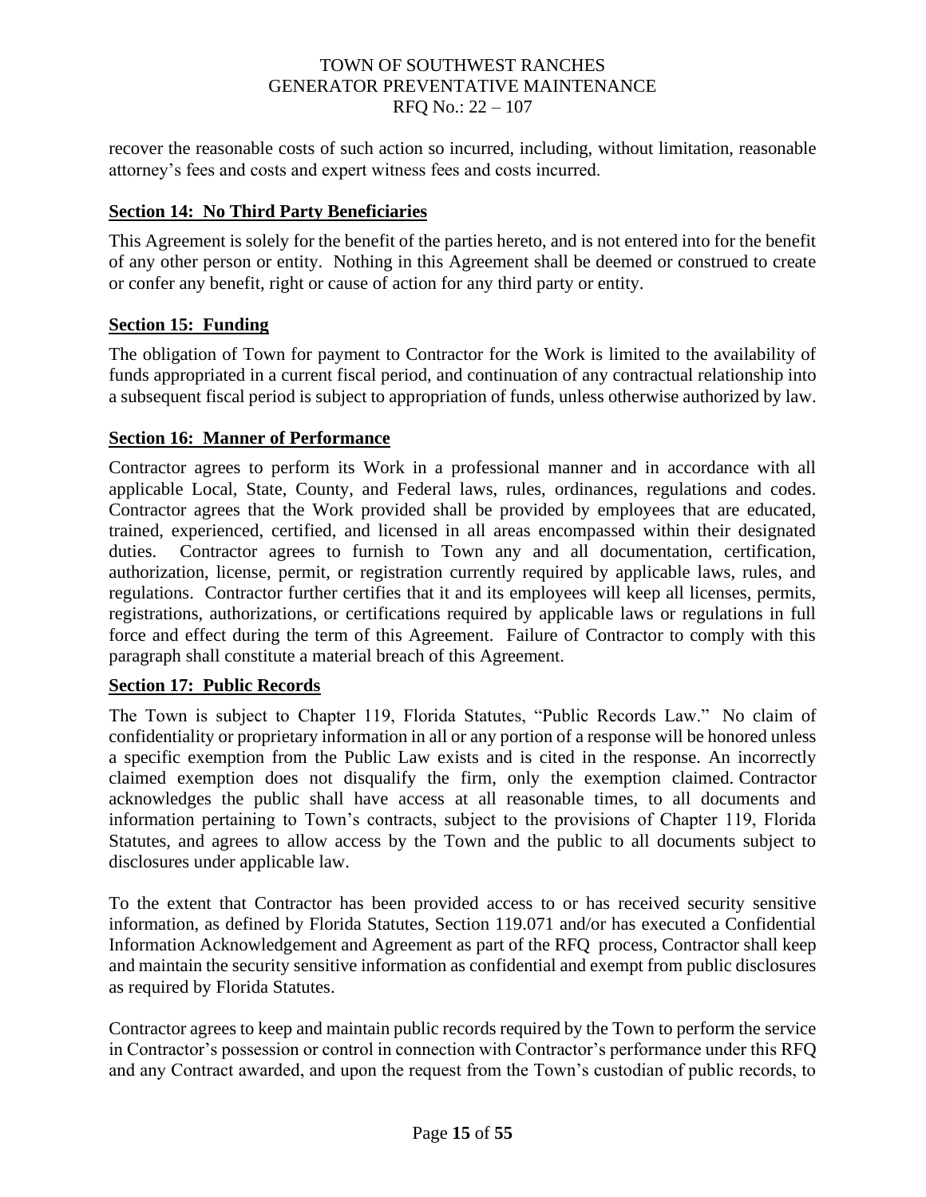recover the reasonable costs of such action so incurred, including, without limitation, reasonable attorney's fees and costs and expert witness fees and costs incurred.

## Section 14: No Third Party Beneficiaries

This Agreement is solely for the benefit of the parties hereto, and is not entered into for the benefit of any other person or entity. Nothing in this Agreement shall be deemed or construed to create or confer any benefit, right or cause of action for any third party or entity.

## Section 15: Funding

The obligation of Town for payment to Contractor for the Work is limited to the availability of funds appropriated in a current fiscal period, and continuation of any contractual relationship into a subsequent fiscal period is subject to appropriation of funds, unless otherwise authorized by law.

## Section 16: Manner of Performance

Contractor agrees to perform its Work in a professional manner and in accordance with all applicable Local, State, County, and Federal laws, rules, ordinances, regulations and codes. Contractor agrees that the Work provided shall be provided by employees that are educated, trained, experienced, certified, and licensed in all areas encompassed within their designated duties. Contractor agrees to furnish to Town any and all documentation, certification, authorization, license, permit, or registration currently required by applicable laws, rules, and regulations. Contractor further certifies that it and its employees will keep all licenses, permits, registrations, authorizations, or certifications required by applicable laws or regulations in full force and effect during the term of this Agreement. Failure of Contractor to comply with this paragraph shall constitute a material breach of this Agreement.

## Section 17: Public Records

The Town is subject to Chapter 119, Florida Statutes, "Public Records Law." No claim of confidentiality or proprietary information in all or any portion of a response will be honored unless a specific exemption from the Public Law exists and is cited in the response. An incorrectly claimed exemption does not disqualify the firm, only the exemption claimed. Contractor acknowledges the public shall have access at all reasonable times, to all documents and information pertaining to Town's contracts, subject to the provisions of Chapter 119, Florida Statutes, and agrees to allow access by the Town and the public to all documents subject to disclosures under applicable law.

To the extent that Contractor has been provided access to or has received security sensitive information, as defined by Florida Statutes, Section 119.071 and/or has executed a Confidential Information Acknowledgement and Agreement as part of the RFQ process, Contractor shall keep and maintain the security sensitive information as confidential and exempt from public disclosures as required by Florida Statutes.

Contractor agrees to keep and maintain public records required by the Town to perform the service in Contractor's possession or control in connection with Contractor's performance under this RFQ and any Contract awarded, and upon the request from the Town's custodian of public records, to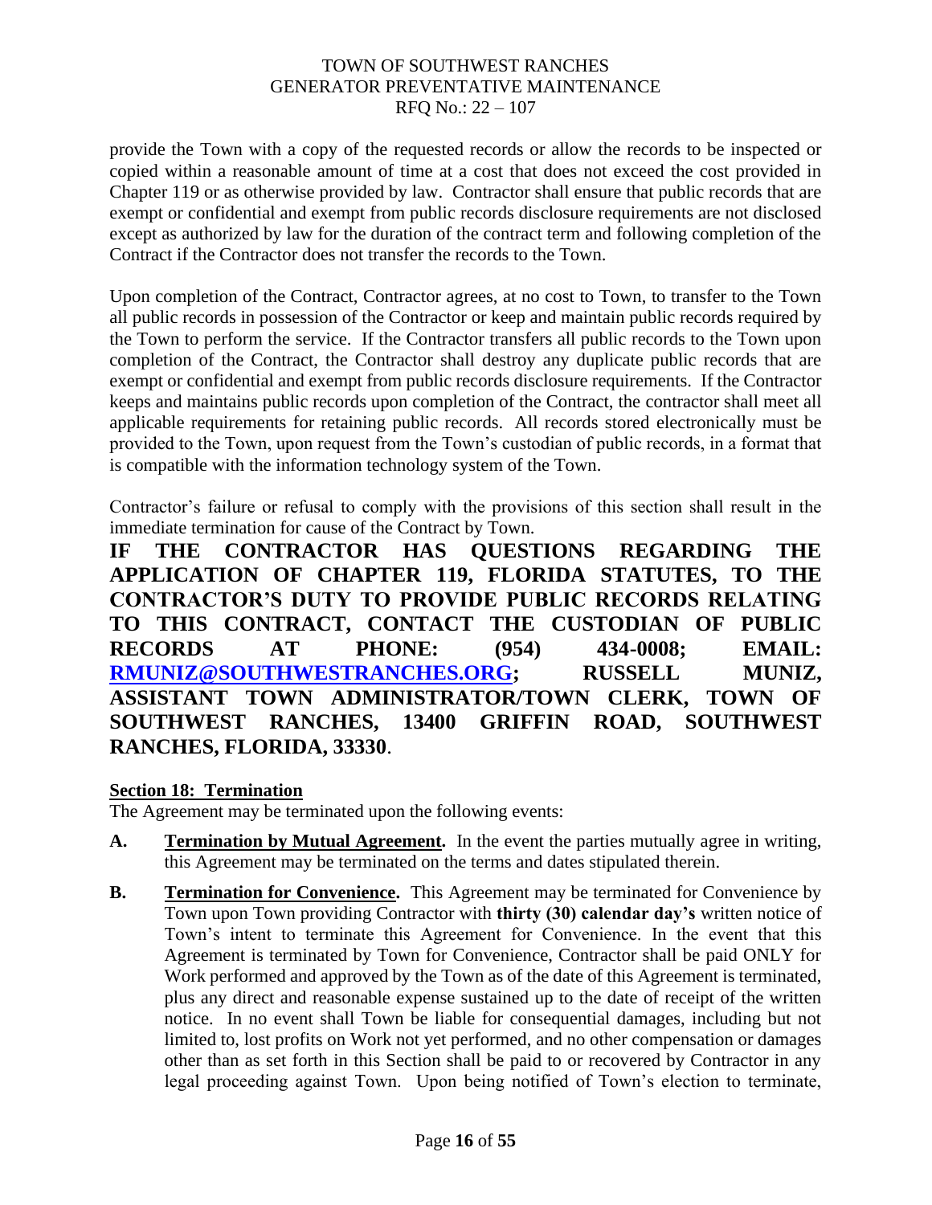provide the Town with a copy of the requested records or allow the records to be inspected or copied within a reasonable amount of time at a cost that does not exceed the cost provided in Chapter 119 or as otherwise provided by law. Contractor shall ensure that public records that are exempt or confidential and exempt from public records disclosure requirements are not disclosed except as authorized by law for the duration of the contract term and following completion of the Contract if the Contractor does not transfer the records to the Town.

Upon completion of the Contract, Contractor agrees, at no cost to Town, to transfer to the Town all public records in possession of the Contractor or keep and maintain public records required by the Town to perform the service. If the Contractor transfers all public records to the Town upon completion of the Contract, the Contractor shall destroy any duplicate public records that are exempt or confidential and exempt from public records disclosure requirements. If the Contractor keeps and maintains public records upon completion of the Contract, the contractor shall meet all applicable requirements for retaining public records. All records stored electronically must be provided to the Town, upon request from the Town's custodian of public records, in a format that is compatible with the information technology system of the Town.

Contractor's failure or refusal to comply with the provisions of this section shall result in the immediate termination for cause of the Contract by Town.

**IF THE CONTRACTOR HAS QUESTIONS REGARDING THE APPLICATION OF CHAPTER 119, FLORIDA STATUTES, TO THE CONTRACTOR'S DUTY TO PROVIDE PUBLIC RECORDS RELATING TO THIS CONTRACT, CONTACT THE CUSTODIAN OF PUBLIC RECORDS AT PHONE: (954) 434-0008; EMAIL: RMUNIZ@SOUTHWESTRANCHES.ORG; RUSSELL MUNIZ, ASSISTANT TOWN ADMINISTRATOR/TOWN CLERK, TOWN OF SOUTHWEST RANCHES, 13400 GRIFFIN ROAD, SOUTHWEST RANCHES, FLORIDA, 33330**.

**Section 18: Termination**

The Agreement may be terminated upon the following events:

**A. Termination by Mutual Agreement.** In the event the parties mutually agree in writing, this Agreement may be terminated on the terms and dates stipulated therein.

**B. Termination for Convenience.** This Agreement may be terminated for Convenience by Town upon Town providing Contractor with **thirty (30) calendar day's** written notice of Town's intent to terminate this Agreement for Convenience. In the event that this Agreement is terminated by Town for Convenience, Contractor shall be paid ONLY for Work performed and approved by the Town as of the date of this Agreement is terminated, plus any direct and reasonable expense sustained up to the date of receipt of the written notice. In no event shall Town be liable for consequential damages, including but not limited to, lost profits on Work not yet performed, and no other compensation or damages other than as set forth in this Section shall be paid to or recovered by Contractor in any legal proceeding against Town. Upon being notified of Town's election to terminate,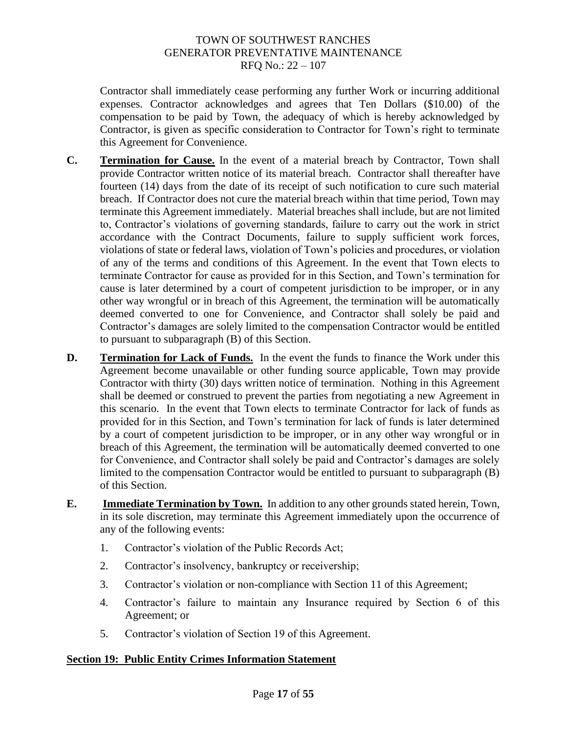Contractor shall immediately cease performing any further Work or incurring additional expenses. Contractor acknowledges and agrees that Ten Dollars ($10.00) of the compensation to be paid by Town, the adequacy of which is hereby acknowledged by Contractor, is given as specific consideration to Contractor for Town's right to terminate this Agreement for Convenience.

**C.** **Termination for Cause.** In the event of a material breach by Contractor, Town shall provide Contractor written notice of its material breach. Contractor shall thereafter have fourteen (14) days from the date of its receipt of such notification to cure such material breach. If Contractor does not cure the material breach within that time period, Town may terminate this Agreement immediately. Material breaches shall include, but are not limited to, Contractor's violations of governing standards, failure to carry out the work in strict accordance with the Contract Documents, failure to supply sufficient work forces, violations of state or federal laws, violation of Town's policies and procedures, or violation of any of the terms and conditions of this Agreement. In the event that Town elects to terminate Contractor for cause as provided for in this Section, and Town's termination for cause is later determined by a court of competent jurisdiction to be improper, or in any other way wrongful or in breach of this Agreement, the termination will be automatically deemed converted to one for Convenience, and Contractor shall solely be paid and Contractor's damages are solely limited to the compensation Contractor would be entitled to pursuant to subparagraph (B) of this Section.

**D.** **Termination for Lack of Funds.** In the event the funds to finance the Work under this Agreement become unavailable or other funding source applicable, Town may provide Contractor with thirty (30) days written notice of termination. Nothing in this Agreement shall be deemed or construed to prevent the parties from negotiating a new Agreement in this scenario. In the event that Town elects to terminate Contractor for lack of funds as provided for in this Section, and Town's termination for lack of funds is later determined by a court of competent jurisdiction to be improper, or in any other way wrongful or in breach of this Agreement, the termination will be automatically deemed converted to one for Convenience, and Contractor shall solely be paid and Contractor's damages are solely limited to the compensation Contractor would be entitled to pursuant to subparagraph (B) of this Section.

**E.** **Immediate Termination by Town.** In addition to any other grounds stated herein, Town, in its sole discretion, may terminate this Agreement immediately upon the occurrence of any of the following events:

1. Contractor's violation of the Public Records Act;
2. Contractor's insolvency, bankruptcy or receivership;
3. Contractor's violation or non-compliance with Section 11 of this Agreement;
4. Contractor's failure to maintain any Insurance required by Section 6 of this Agreement; or
5. Contractor's violation of Section 19 of this Agreement.

## Section 19: Public Entity Crimes Information Statement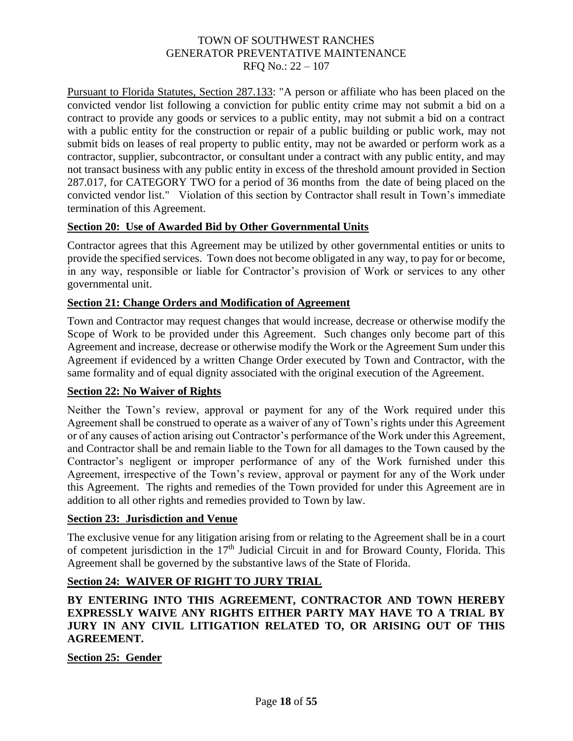Pursuant to Florida Statutes, Section 287.133: "A person or affiliate who has been placed on the convicted vendor list following a conviction for public entity crime may not submit a bid on a contract to provide any goods or services to a public entity, may not submit a bid on a contract with a public entity for the construction or repair of a public building or public work, may not submit bids on leases of real property to public entity, may not be awarded or perform work as a contractor, supplier, subcontractor, or consultant under a contract with any public entity, and may not transact business with any public entity in excess of the threshold amount provided in Section 287.017, for CATEGORY TWO for a period of 36 months from the date of being placed on the convicted vendor list." Violation of this section by Contractor shall result in Town's immediate termination of this Agreement.

**Section 20: Use of Awarded Bid by Other Governmental Units**

Contractor agrees that this Agreement may be utilized by other governmental entities or units to provide the specified services. Town does not become obligated in any way, to pay for or become, in any way, responsible or liable for Contractor's provision of Work or services to any other governmental unit.

**Section 21: Change Orders and Modification of Agreement**

Town and Contractor may request changes that would increase, decrease or otherwise modify the Scope of Work to be provided under this Agreement. Such changes only become part of this Agreement and increase, decrease or otherwise modify the Work or the Agreement Sum under this Agreement if evidenced by a written Change Order executed by Town and Contractor, with the same formality and of equal dignity associated with the original execution of the Agreement.

**Section 22: No Waiver of Rights**

Neither the Town's review, approval or payment for any of the Work required under this Agreement shall be construed to operate as a waiver of any of Town's rights under this Agreement or of any causes of action arising out Contractor's performance of the Work under this Agreement, and Contractor shall be and remain liable to the Town for all damages to the Town caused by the Contractor's negligent or improper performance of any of the Work furnished under this Agreement, irrespective of the Town's review, approval or payment for any of the Work under this Agreement. The rights and remedies of the Town provided for under this Agreement are in addition to all other rights and remedies provided to Town by law.

**Section 23: Jurisdiction and Venue**

The exclusive venue for any litigation arising from or relating to the Agreement shall be in a court of competent jurisdiction in the 17th Judicial Circuit in and for Broward County, Florida. This Agreement shall be governed by the substantive laws of the State of Florida.

**Section 24: WAIVER OF RIGHT TO JURY TRIAL**

**BY ENTERING INTO THIS AGREEMENT, CONTRACTOR AND TOWN HEREBY EXPRESSLY WAIVE ANY RIGHTS EITHER PARTY MAY HAVE TO A TRIAL BY JURY IN ANY CIVIL LITIGATION RELATED TO, OR ARISING OUT OF THIS AGREEMENT.**

**Section 25: Gender**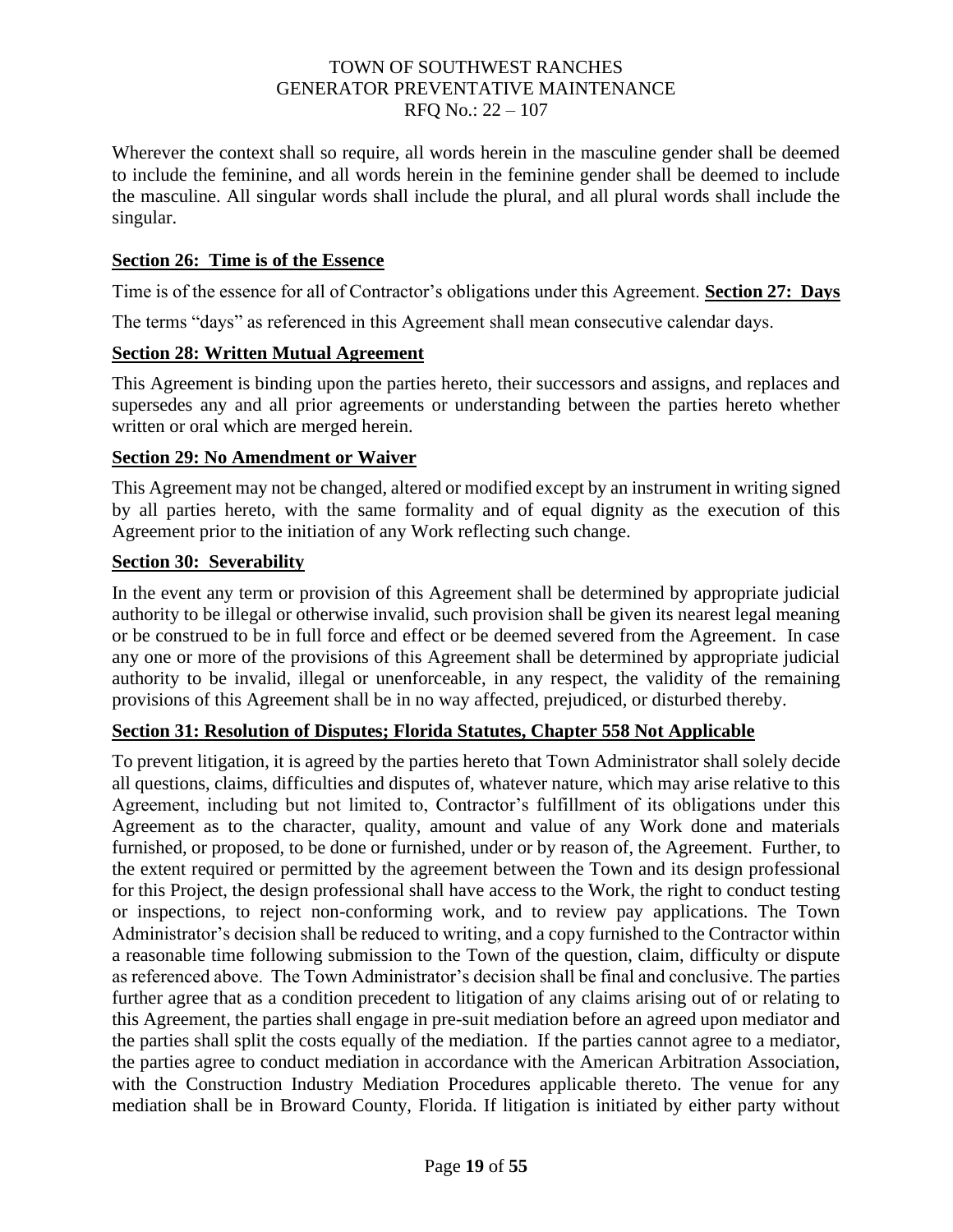Wherever the context shall so require, all words herein in the masculine gender shall be deemed to include the feminine, and all words herein in the feminine gender shall be deemed to include the masculine. All singular words shall include the plural, and all plural words shall include the singular.

**Section 26: Time is of the Essence**

Time is of the essence for all of Contractor's obligations under this Agreement.

**Section 27: Days**

The terms "days" as referenced in this Agreement shall mean consecutive calendar days.

**Section 28: Written Mutual Agreement**

This Agreement is binding upon the parties hereto, their successors and assigns, and replaces and supersedes any and all prior agreements or understanding between the parties hereto whether written or oral which are merged herein.

**Section 29: No Amendment or Waiver**

This Agreement may not be changed, altered or modified except by an instrument in writing signed by all parties hereto, with the same formality and of equal dignity as the execution of this Agreement prior to the initiation of any Work reflecting such change.

**Section 30: Severability**

In the event any term or provision of this Agreement shall be determined by appropriate judicial authority to be illegal or otherwise invalid, such provision shall be given its nearest legal meaning or be construed to be in full force and effect or be deemed severed from the Agreement. In case any one or more of the provisions of this Agreement shall be determined by appropriate judicial authority to be invalid, illegal or unenforceable, in any respect, the validity of the remaining provisions of this Agreement shall be in no way affected, prejudiced, or disturbed thereby.

**Section 31: Resolution of Disputes; Florida Statutes, Chapter 558 Not Applicable**

To prevent litigation, it is agreed by the parties hereto that Town Administrator shall solely decide all questions, claims, difficulties and disputes of, whatever nature, which may arise relative to this Agreement, including but not limited to, Contractor's fulfillment of its obligations under this Agreement as to the character, quality, amount and value of any Work done and materials furnished, or proposed, to be done or furnished, under or by reason of, the Agreement. Further, to the extent required or permitted by the agreement between the Town and its design professional for this Project, the design professional shall have access to the Work, the right to conduct testing or inspections, to reject non-conforming work, and to review pay applications. The Town Administrator's decision shall be reduced to writing, and a copy furnished to the Contractor within a reasonable time following submission to the Town of the question, claim, difficulty or dispute as referenced above. The Town Administrator's decision shall be final and conclusive. The parties further agree that as a condition precedent to litigation of any claims arising out of or relating to this Agreement, the parties shall engage in pre-suit mediation before an agreed upon mediator and the parties shall split the costs equally of the mediation. If the parties cannot agree to a mediator, the parties agree to conduct mediation in accordance with the American Arbitration Association, with the Construction Industry Mediation Procedures applicable thereto. The venue for any mediation shall be in Broward County, Florida. If litigation is initiated by either party without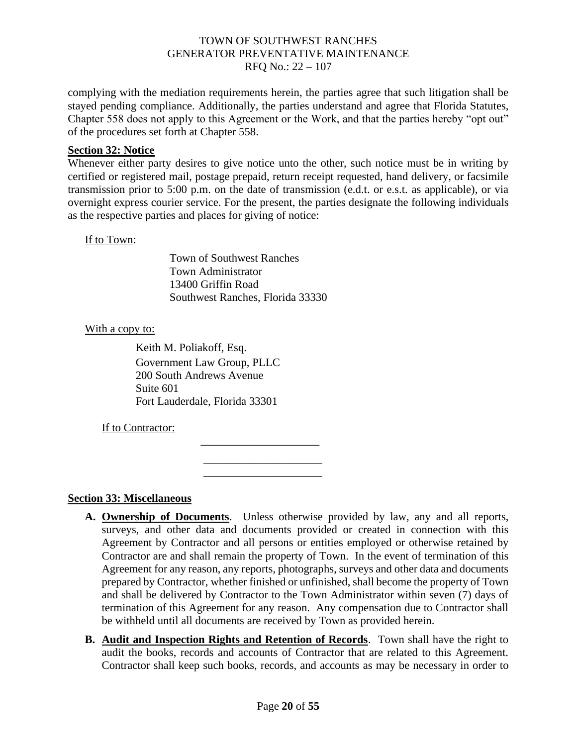complying with the mediation requirements herein, the parties agree that such litigation shall be stayed pending compliance. Additionally, the parties understand and agree that Florida Statutes, Chapter 558 does not apply to this Agreement or the Work, and that the parties hereby "opt out" of the procedures set forth at Chapter 558.

**Section 32: Notice**

Whenever either party desires to give notice unto the other, such notice must be in writing by certified or registered mail, postage prepaid, return receipt requested, hand delivery, or facsimile transmission prior to 5:00 p.m. on the date of transmission (e.d.t. or e.s.t. as applicable), or via overnight express courier service. For the present, the parties designate the following individuals as the respective parties and places for giving of notice:

If to Town:

Town of Southwest Ranches
Town Administrator
13400 Griffin Road
Southwest Ranches, Florida 33330

With a copy to:

Keith M. Poliakoff, Esq.
Government Law Group, PLLC
200 South Andrews Avenue
Suite 601
Fort Lauderdale, Florida 33301

If to Contractor:

\_\_\_\_\_\_\_\_\_\_\_\_\_\_\_\_\_\_\_\_\_
\_\_\_\_\_\_\_\_\_\_\_\_\_\_\_\_\_\_\_\_\_
\_\_\_\_\_\_\_\_\_\_\_\_\_\_\_\_\_\_\_\_\_

**Section 33: Miscellaneous**

**A. Ownership of Documents**. Unless otherwise provided by law, any and all reports, surveys, and other data and documents provided or created in connection with this Agreement by Contractor and all persons or entities employed or otherwise retained by Contractor are and shall remain the property of Town. In the event of termination of this Agreement for any reason, any reports, photographs, surveys and other data and documents prepared by Contractor, whether finished or unfinished, shall become the property of Town and shall be delivered by Contractor to the Town Administrator within seven (7) days of termination of this Agreement for any reason. Any compensation due to Contractor shall be withheld until all documents are received by Town as provided herein.

**B. Audit and Inspection Rights and Retention of Records**. Town shall have the right to audit the books, records and accounts of Contractor that are related to this Agreement. Contractor shall keep such books, records, and accounts as may be necessary in order to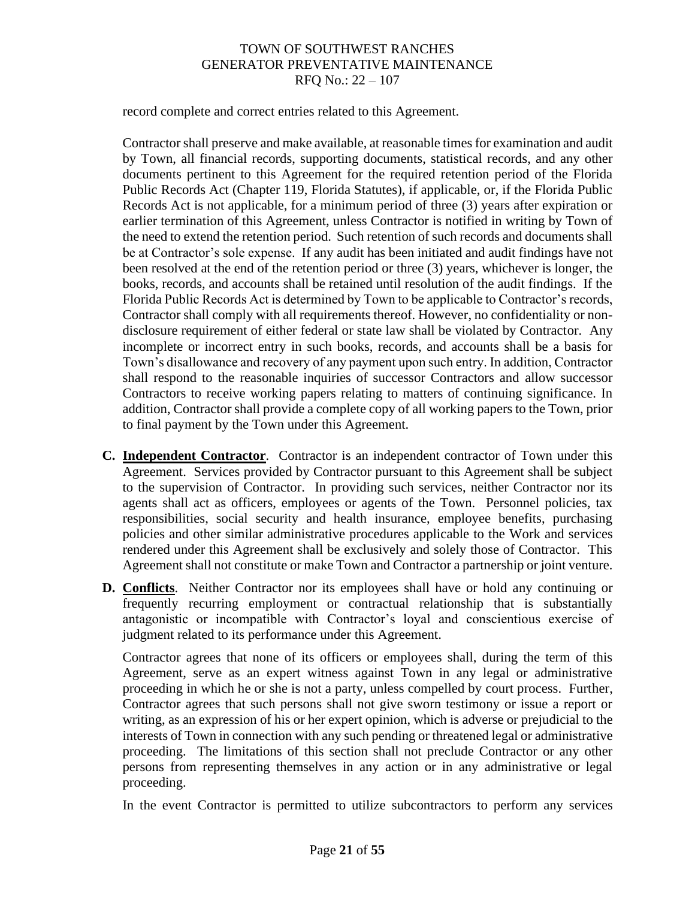record complete and correct entries related to this Agreement.

Contractor shall preserve and make available, at reasonable times for examination and audit by Town, all financial records, supporting documents, statistical records, and any other documents pertinent to this Agreement for the required retention period of the Florida Public Records Act (Chapter 119, Florida Statutes), if applicable, or, if the Florida Public Records Act is not applicable, for a minimum period of three (3) years after expiration or earlier termination of this Agreement, unless Contractor is notified in writing by Town of the need to extend the retention period. Such retention of such records and documents shall be at Contractor's sole expense. If any audit has been initiated and audit findings have not been resolved at the end of the retention period or three (3) years, whichever is longer, the books, records, and accounts shall be retained until resolution of the audit findings. If the Florida Public Records Act is determined by Town to be applicable to Contractor's records, Contractor shall comply with all requirements thereof. However, no confidentiality or non-disclosure requirement of either federal or state law shall be violated by Contractor. Any incomplete or incorrect entry in such books, records, and accounts shall be a basis for Town's disallowance and recovery of any payment upon such entry. In addition, Contractor shall respond to the reasonable inquiries of successor Contractors and allow successor Contractors to receive working papers relating to matters of continuing significance. In addition, Contractor shall provide a complete copy of all working papers to the Town, prior to final payment by the Town under this Agreement.

**C. Independent Contractor**. Contractor is an independent contractor of Town under this Agreement. Services provided by Contractor pursuant to this Agreement shall be subject to the supervision of Contractor. In providing such services, neither Contractor nor its agents shall act as officers, employees or agents of the Town. Personnel policies, tax responsibilities, social security and health insurance, employee benefits, purchasing policies and other similar administrative procedures applicable to the Work and services rendered under this Agreement shall be exclusively and solely those of Contractor. This Agreement shall not constitute or make Town and Contractor a partnership or joint venture.

**D. Conflicts**. Neither Contractor nor its employees shall have or hold any continuing or frequently recurring employment or contractual relationship that is substantially antagonistic or incompatible with Contractor's loyal and conscientious exercise of judgment related to its performance under this Agreement.

Contractor agrees that none of its officers or employees shall, during the term of this Agreement, serve as an expert witness against Town in any legal or administrative proceeding in which he or she is not a party, unless compelled by court process. Further, Contractor agrees that such persons shall not give sworn testimony or issue a report or writing, as an expression of his or her expert opinion, which is adverse or prejudicial to the interests of Town in connection with any such pending or threatened legal or administrative proceeding. The limitations of this section shall not preclude Contractor or any other persons from representing themselves in any action or in any administrative or legal proceeding.

In the event Contractor is permitted to utilize subcontractors to perform any services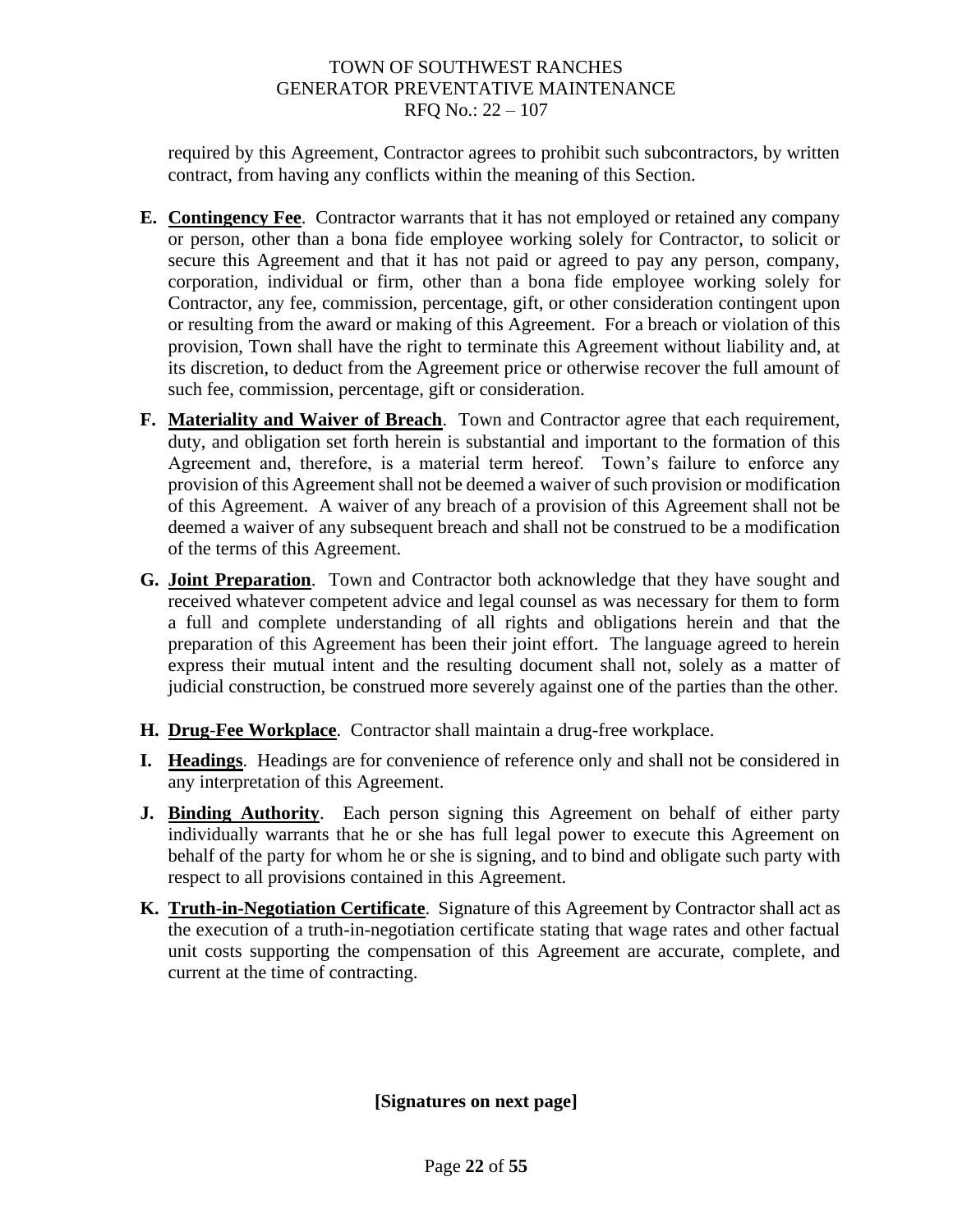required by this Agreement, Contractor agrees to prohibit such subcontractors, by written contract, from having any conflicts within the meaning of this Section.

**E. Contingency Fee**. Contractor warrants that it has not employed or retained any company or person, other than a bona fide employee working solely for Contractor, to solicit or secure this Agreement and that it has not paid or agreed to pay any person, company, corporation, individual or firm, other than a bona fide employee working solely for Contractor, any fee, commission, percentage, gift, or other consideration contingent upon or resulting from the award or making of this Agreement. For a breach or violation of this provision, Town shall have the right to terminate this Agreement without liability and, at its discretion, to deduct from the Agreement price or otherwise recover the full amount of such fee, commission, percentage, gift or consideration.

**F. Materiality and Waiver of Breach**. Town and Contractor agree that each requirement, duty, and obligation set forth herein is substantial and important to the formation of this Agreement and, therefore, is a material term hereof. Town's failure to enforce any provision of this Agreement shall not be deemed a waiver of such provision or modification of this Agreement. A waiver of any breach of a provision of this Agreement shall not be deemed a waiver of any subsequent breach and shall not be construed to be a modification of the terms of this Agreement.

**G. Joint Preparation**. Town and Contractor both acknowledge that they have sought and received whatever competent advice and legal counsel as was necessary for them to form a full and complete understanding of all rights and obligations herein and that the preparation of this Agreement has been their joint effort. The language agreed to herein express their mutual intent and the resulting document shall not, solely as a matter of judicial construction, be construed more severely against one of the parties than the other.

**H. Drug-Fee Workplace**. Contractor shall maintain a drug-free workplace.

**I. Headings**. Headings are for convenience of reference only and shall not be considered in any interpretation of this Agreement.

**J. Binding Authority**. Each person signing this Agreement on behalf of either party individually warrants that he or she has full legal power to execute this Agreement on behalf of the party for whom he or she is signing, and to bind and obligate such party with respect to all provisions contained in this Agreement.

**K. Truth-in-Negotiation Certificate**. Signature of this Agreement by Contractor shall act as the execution of a truth-in-negotiation certificate stating that wage rates and other factual unit costs supporting the compensation of this Agreement are accurate, complete, and current at the time of contracting.

**[Signatures on next page]**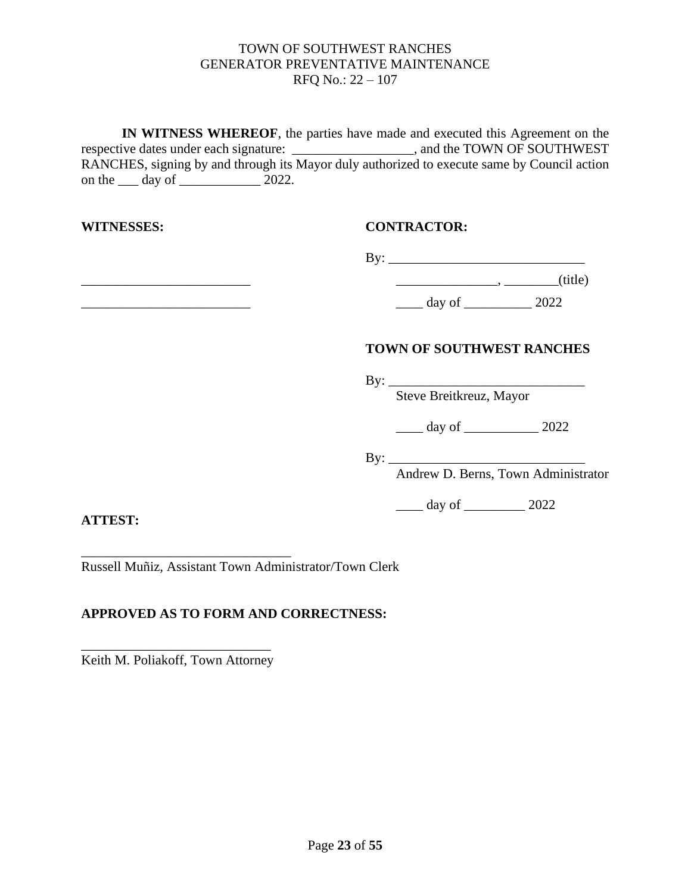TOWN OF SOUTHWEST RANCHES
GENERATOR PREVENTATIVE MAINTENANCE
RFQ No.: 22 – 107

**IN WITNESS WHEREOF**, the parties have made and executed this Agreement on the respective dates under each signature: __________________, and the TOWN OF SOUTHWEST RANCHES, signing by and through its Mayor duly authorized to execute same by Council action on the ___ day of ____________ 2022.

**WITNESSES:**

_________________________

_________________________

**CONTRACTOR:**

By: _____________________________

_______________, ________(title)

____ day of __________ 2022

**TOWN OF SOUTHWEST RANCHES**

By: _____________________________
Steve Breitkreuz, Mayor

____ day of ___________ 2022

By: _____________________________
Andrew D. Berns, Town Administrator

____ day of _________ 2022

**ATTEST:**

_______________________________
Russell Muñiz, Assistant Town Administrator/Town Clerk

**APPROVED AS TO FORM AND CORRECTNESS:**

____________________________
Keith M. Poliakoff, Town Attorney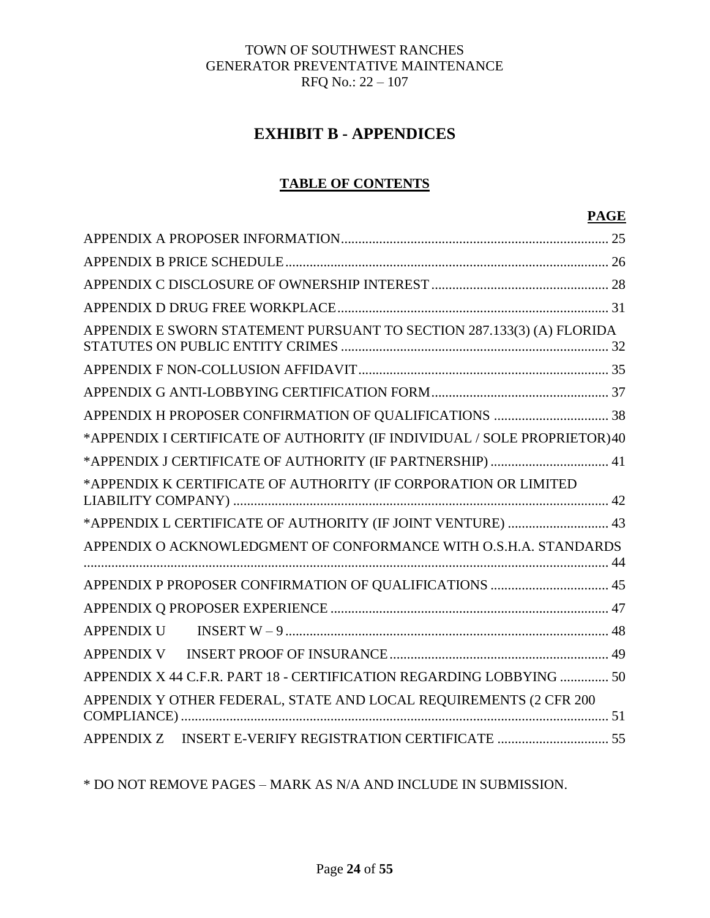TOWN OF SOUTHWEST RANCHES
GENERATOR PREVENTATIVE MAINTENANCE
RFQ No.: 22 – 107

# EXHIBIT B - APPENDICES

## TABLE OF CONTENTS

| | PAGE |
|---|---|
| APPENDIX A PROPOSER INFORMATION | 25 |
| APPENDIX B PRICE SCHEDULE | 26 |
| APPENDIX C DISCLOSURE OF OWNERSHIP INTEREST | 28 |
| APPENDIX D DRUG FREE WORKPLACE | 31 |
| APPENDIX E SWORN STATEMENT PURSUANT TO SECTION 287.133(3) (A) FLORIDA STATUTES ON PUBLIC ENTITY CRIMES | 32 |
| APPENDIX F NON-COLLUSION AFFIDAVIT | 35 |
| APPENDIX G ANTI-LOBBYING CERTIFICATION FORM | 37 |
| APPENDIX H PROPOSER CONFIRMATION OF QUALIFICATIONS | 38 |
| *APPENDIX I CERTIFICATE OF AUTHORITY (IF INDIVIDUAL / SOLE PROPRIETOR) | 40 |
| *APPENDIX J CERTIFICATE OF AUTHORITY (IF PARTNERSHIP) | 41 |
| *APPENDIX K CERTIFICATE OF AUTHORITY (IF CORPORATION OR LIMITED LIABILITY COMPANY) | 42 |
| *APPENDIX L CERTIFICATE OF AUTHORITY (IF JOINT VENTURE) | 43 |
| APPENDIX O ACKNOWLEDGMENT OF CONFORMANCE WITH O.S.H.A. STANDARDS | 44 |
| APPENDIX P PROPOSER CONFIRMATION OF QUALIFICATIONS | 45 |
| APPENDIX Q PROPOSER EXPERIENCE | 47 |
| APPENDIX U INSERT W – 9 | 48 |
| APPENDIX V INSERT PROOF OF INSURANCE | 49 |
| APPENDIX X 44 C.F.R. PART 18 - CERTIFICATION REGARDING LOBBYING | 50 |
| APPENDIX Y OTHER FEDERAL, STATE AND LOCAL REQUIREMENTS (2 CFR 200 COMPLIANCE) | 51 |
| APPENDIX Z INSERT E-VERIFY REGISTRATION CERTIFICATE | 55 |

* DO NOT REMOVE PAGES – MARK AS N/A AND INCLUDE IN SUBMISSION.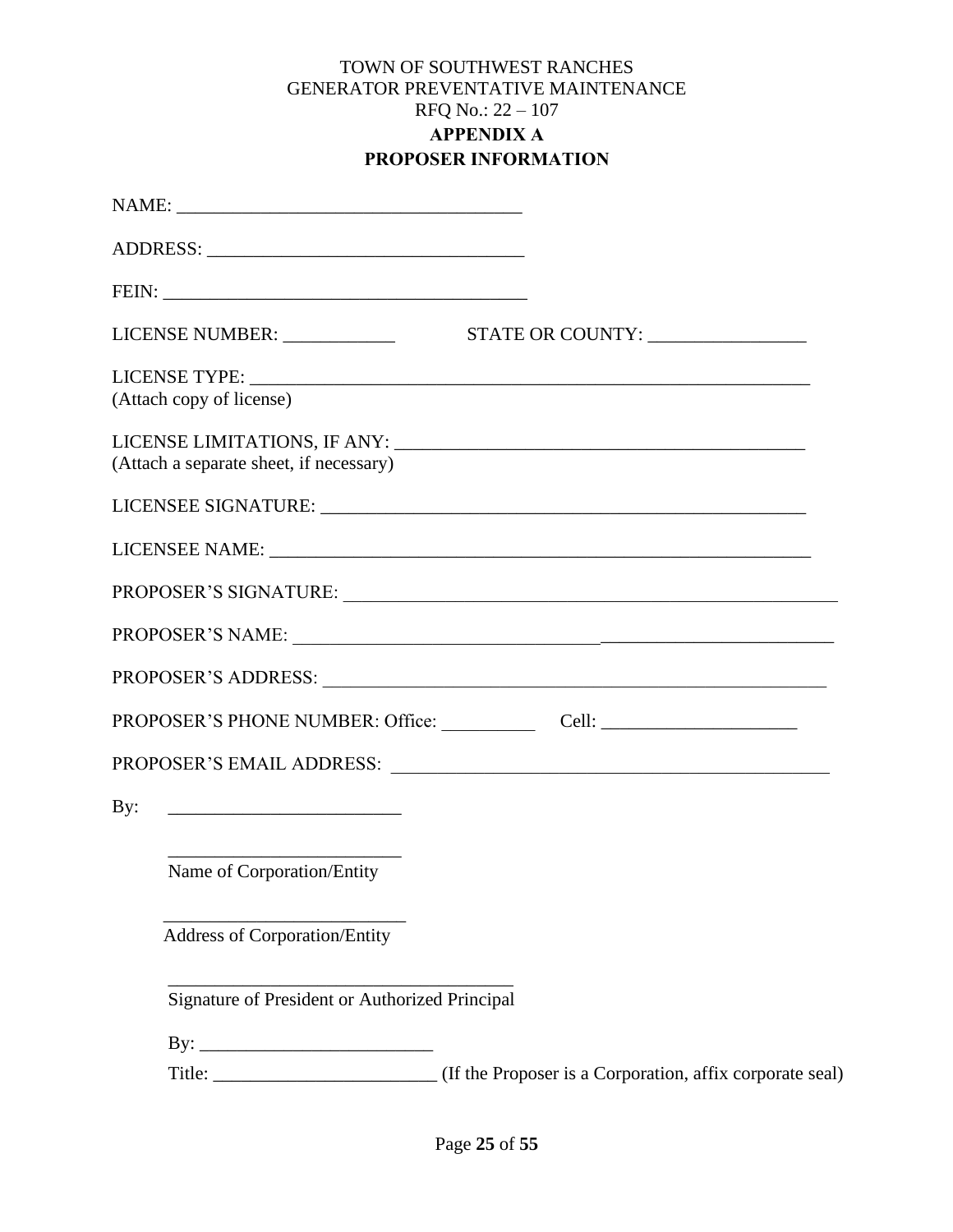TOWN OF SOUTHWEST RANCHES
GENERATOR PREVENTATIVE MAINTENANCE
RFQ No.: 22 – 107

**APPENDIX A**

**PROPOSER INFORMATION**

NAME: ____________________________________

ADDRESS: _________________________________

FEIN: ______________________________________

LICENSE NUMBER: ____________ STATE OR COUNTY: _________________

LICENSE TYPE: _______________________________________________________________
(Attach copy of license)

LICENSE LIMITATIONS, IF ANY: ____________________________________________
(Attach a separate sheet, if necessary)

LICENSEE SIGNATURE: ____________________________________________________

LICENSEE NAME: ________________________________________________________

PROPOSER'S SIGNATURE: __________________________________________________

PROPOSER'S NAME: ______________________________________________________

PROPOSER'S ADDRESS: ____________________________________________________

PROPOSER'S PHONE NUMBER: Office: __________ Cell: _____________________

PROPOSER'S EMAIL ADDRESS: ______________________________________________

By: _________________________

_________________________
Name of Corporation/Entity

_________________________
Address of Corporation/Entity

_____________________________________
Signature of President or Authorized Principal

By: _________________________

Title: ________________________ (If the Proposer is a Corporation, affix corporate seal)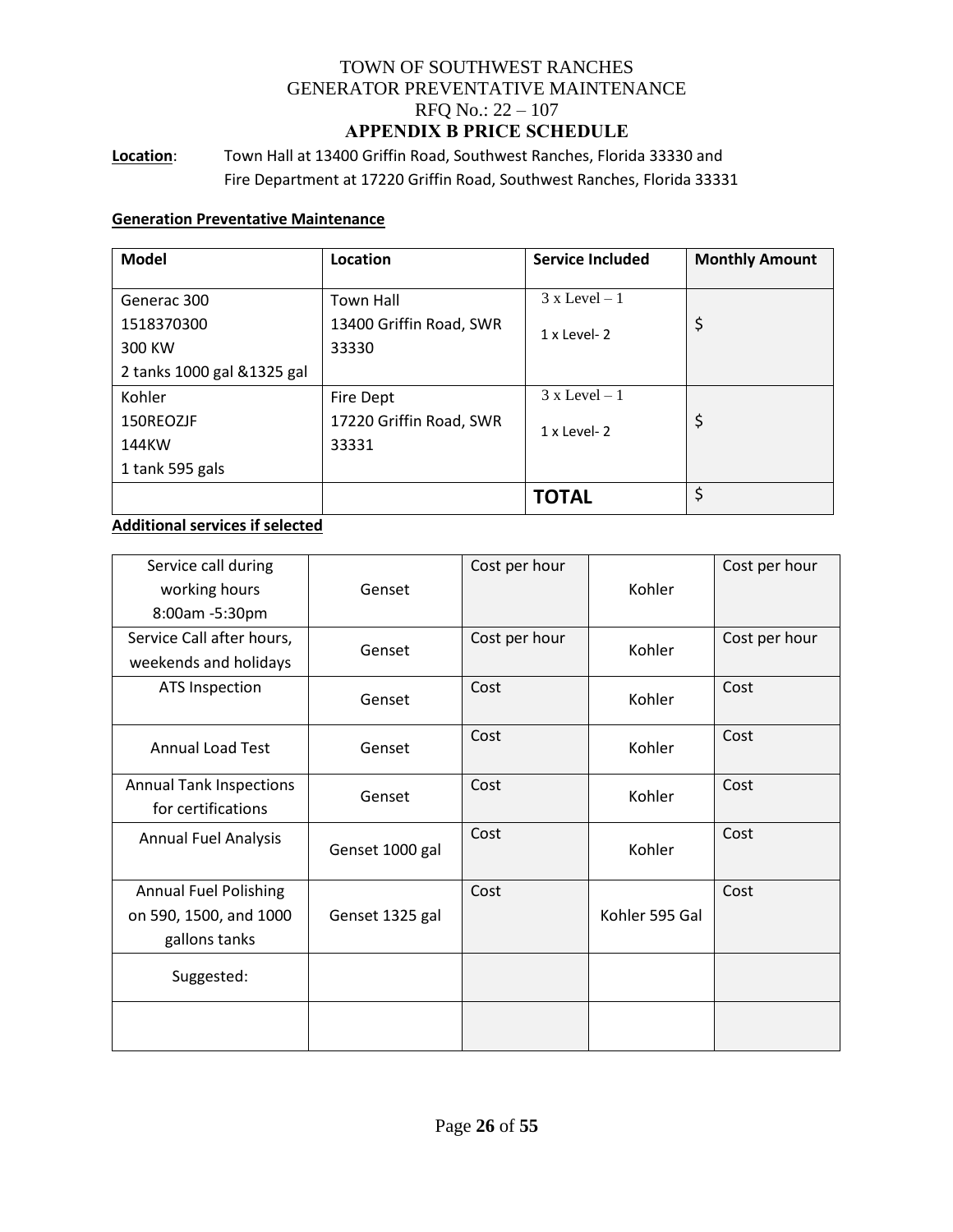# TOWN OF SOUTHWEST RANCHES
## GENERATOR PREVENTATIVE MAINTENANCE
## RFQ No.: 22 – 107
## APPENDIX B PRICE SCHEDULE

**Location**: Town Hall at 13400 Griffin Road, Southwest Ranches, Florida 33330 and Fire Department at 17220 Griffin Road, Southwest Ranches, Florida 33331

**Generation Preventative Maintenance**

| Model | Location | Service Included | Monthly Amount |
|---|---|---|---|
| Generac 300<br>1518370300<br>300 KW<br>2 tanks 1000 gal &1325 gal | Town Hall<br>13400 Griffin Road, SWR 33330 | 3 x Level – 1<br>1 x Level- 2 | $ |
| Kohler<br>150REOZJF<br>144KW<br>1 tank 595 gals | Fire Dept<br>17220 Griffin Road, SWR 33331 | 3 x Level – 1<br>1 x Level- 2 | $ |
| | | **TOTAL** | $ |

**Additional services if selected**

| | | | | |
|---|---|---|---|---|
| Service call during working hours 8:00am -5:30pm | Genset | Cost per hour | Kohler | Cost per hour |
| Service Call after hours, weekends and holidays | Genset | Cost per hour | Kohler | Cost per hour |
| ATS Inspection | Genset | Cost | Kohler | Cost |
| Annual Load Test | Genset | Cost | Kohler | Cost |
| Annual Tank Inspections for certifications | Genset | Cost | Kohler | Cost |
| Annual Fuel Analysis | Genset 1000 gal | Cost | Kohler | Cost |
| Annual Fuel Polishing on 590, 1500, and 1000 gallons tanks | Genset 1325 gal | Cost | Kohler 595 Gal | Cost |
| Suggested: | | | | |
| | | | | |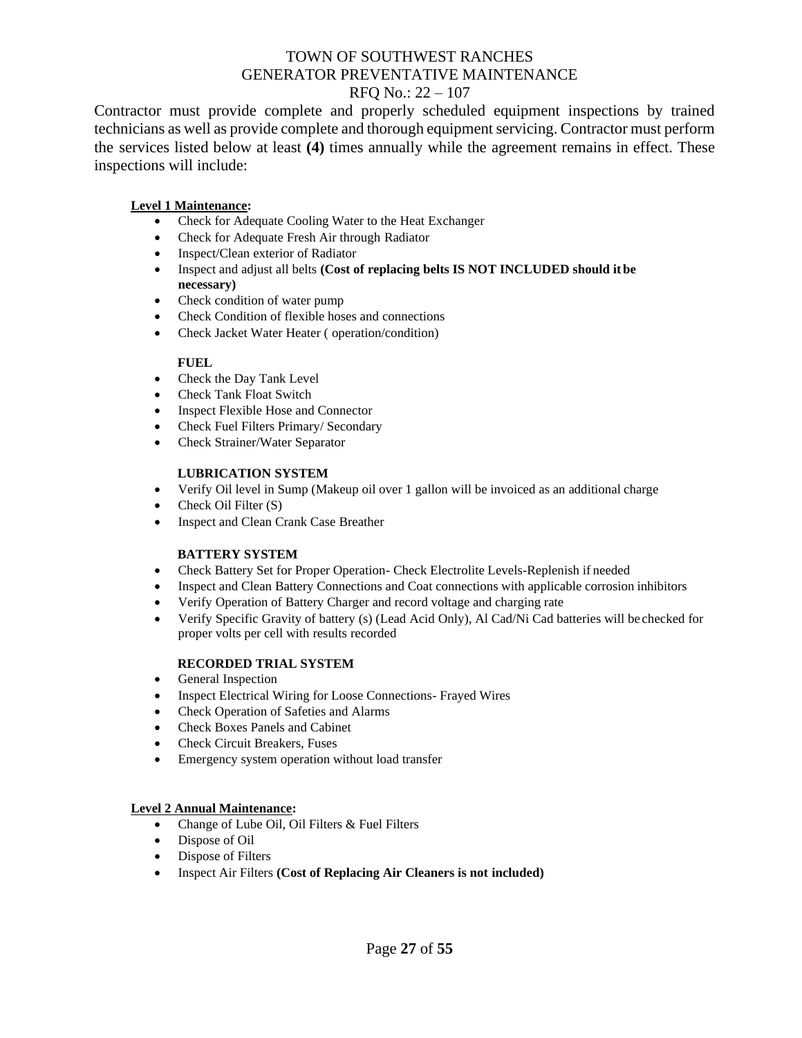Contractor must provide complete and properly scheduled equipment inspections by trained technicians as well as provide complete and thorough equipment servicing. Contractor must perform the services listed below at least **(4)** times annually while the agreement remains in effect. These inspections will include:

**Level 1 Maintenance:**

- Check for Adequate Cooling Water to the Heat Exchanger
- Check for Adequate Fresh Air through Radiator
- Inspect/Clean exterior of Radiator
- Inspect and adjust all belts **(Cost of replacing belts IS NOT INCLUDED should it be necessary)**
- Check condition of water pump
- Check Condition of flexible hoses and connections
- Check Jacket Water Heater ( operation/condition)

**FUEL**

- Check the Day Tank Level
- Check Tank Float Switch
- Inspect Flexible Hose and Connector
- Check Fuel Filters Primary/ Secondary
- Check Strainer/Water Separator

**LUBRICATION SYSTEM**

- Verify Oil level in Sump (Makeup oil over 1 gallon will be invoiced as an additional charge
- Check Oil Filter (S)
- Inspect and Clean Crank Case Breather

**BATTERY SYSTEM**

- Check Battery Set for Proper Operation- Check Electrolite Levels-Replenish if needed
- Inspect and Clean Battery Connections and Coat connections with applicable corrosion inhibitors
- Verify Operation of Battery Charger and record voltage and charging rate
- Verify Specific Gravity of battery (s) (Lead Acid Only), Al Cad/Ni Cad batteries will be checked for proper volts per cell with results recorded

**RECORDED TRIAL SYSTEM**

- General Inspection
- Inspect Electrical Wiring for Loose Connections- Frayed Wires
- Check Operation of Safeties and Alarms
- Check Boxes Panels and Cabinet
- Check Circuit Breakers, Fuses
- Emergency system operation without load transfer

**Level 2 Annual Maintenance:**

- Change of Lube Oil, Oil Filters & Fuel Filters
- Dispose of Oil
- Dispose of Filters
- Inspect Air Filters **(Cost of Replacing Air Cleaners is not included)**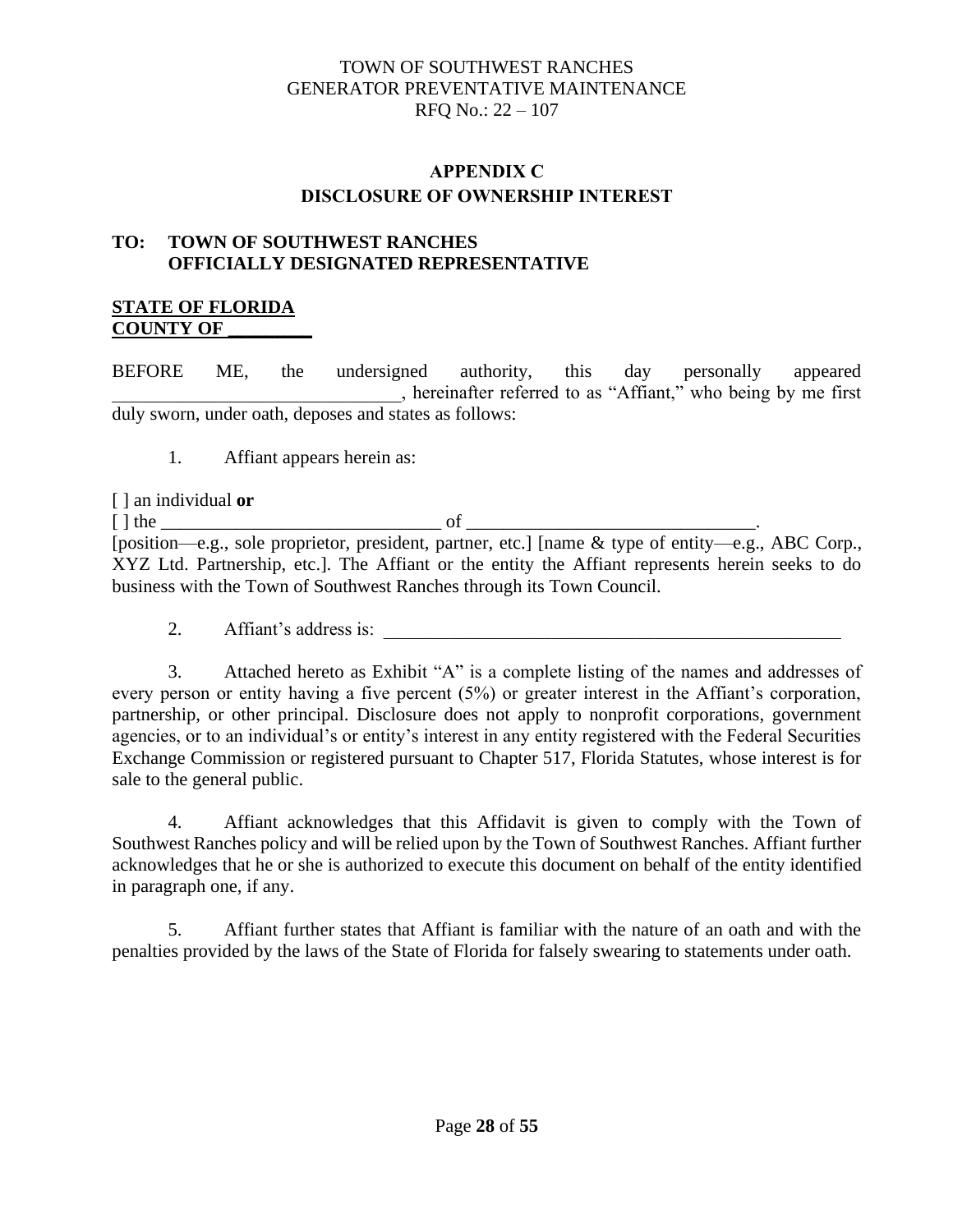TOWN OF SOUTHWEST RANCHES
GENERATOR PREVENTATIVE MAINTENANCE
RFQ No.: 22 – 107

## APPENDIX C
## DISCLOSURE OF OWNERSHIP INTEREST

**TO: TOWN OF SOUTHWEST RANCHES**
**OFFICIALLY DESIGNATED REPRESENTATIVE**

**STATE OF FLORIDA**
**COUNTY OF _________**

BEFORE ME, the undersigned authority, this day personally appeared _______________________________, hereinafter referred to as "Affiant," who being by me first duly sworn, under oath, deposes and states as follows:

1. Affiant appears herein as:

[ ] an individual **or**
[ ] the ______________________________ of _______________________________.
[position—e.g., sole proprietor, president, partner, etc.] [name & type of entity—e.g., ABC Corp., XYZ Ltd. Partnership, etc.]. The Affiant or the entity the Affiant represents herein seeks to do business with the Town of Southwest Ranches through its Town Council.

2. Affiant's address is: _____________________________________________________

3. Attached hereto as Exhibit "A" is a complete listing of the names and addresses of every person or entity having a five percent (5%) or greater interest in the Affiant's corporation, partnership, or other principal. Disclosure does not apply to nonprofit corporations, government agencies, or to an individual's or entity's interest in any entity registered with the Federal Securities Exchange Commission or registered pursuant to Chapter 517, Florida Statutes, whose interest is for sale to the general public.

4. Affiant acknowledges that this Affidavit is given to comply with the Town of Southwest Ranches policy and will be relied upon by the Town of Southwest Ranches. Affiant further acknowledges that he or she is authorized to execute this document on behalf of the entity identified in paragraph one, if any.

5. Affiant further states that Affiant is familiar with the nature of an oath and with the penalties provided by the laws of the State of Florida for falsely swearing to statements under oath.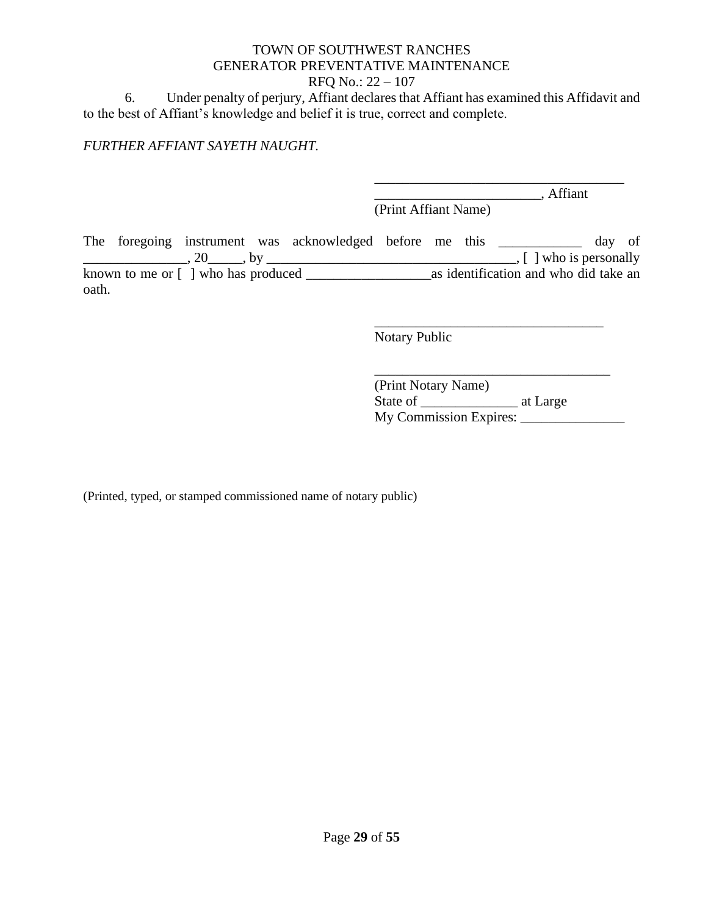6. Under penalty of perjury, Affiant declares that Affiant has examined this Affidavit and to the best of Affiant's knowledge and belief it is true, correct and complete.

*FURTHER AFFIANT SAYETH NAUGHT.*

_____________________________________

________________________, Affiant

(Print Affiant Name)

The foregoing instrument was acknowledged before me this ____________ day of _______________, 20_____, by ____________________________________, [ ] who is personally known to me or [ ] who has produced __________________as identification and who did take an oath.

__________________________________

Notary Public

___________________________________

(Print Notary Name)

State of ______________ at Large

My Commission Expires: _______________

(Printed, typed, or stamped commissioned name of notary public)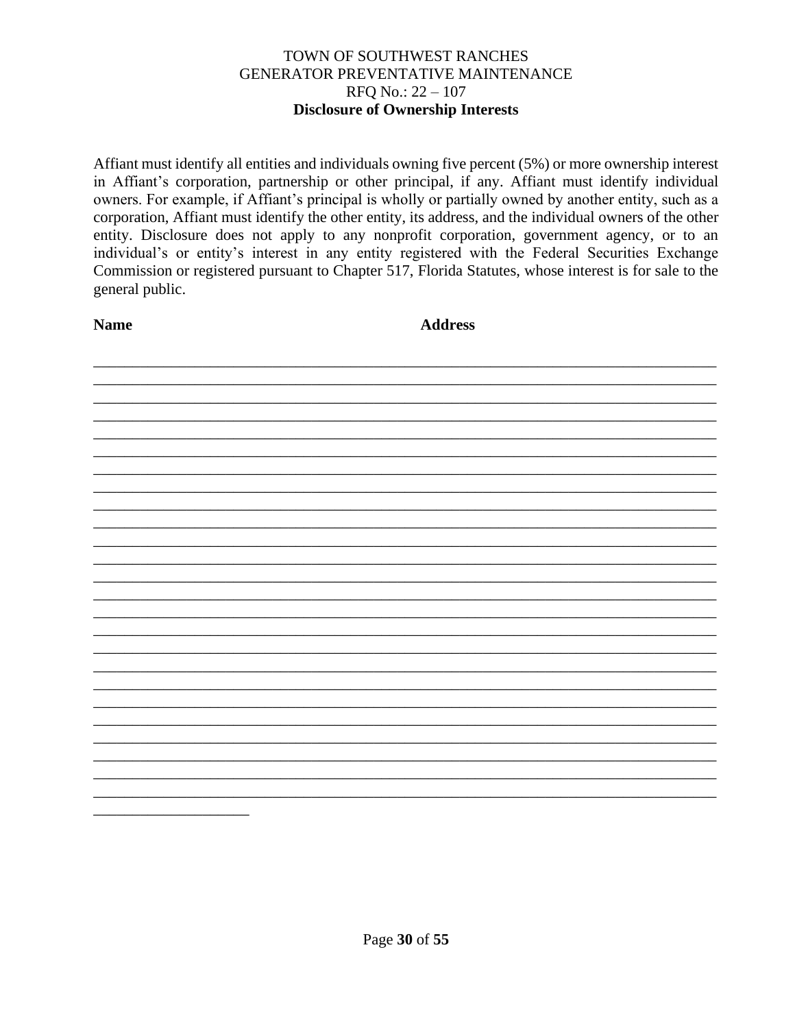TOWN OF SOUTHWEST RANCHES
GENERATOR PREVENTATIVE MAINTENANCE
RFQ No.: 22 – 107

**Disclosure of Ownership Interests**

Affiant must identify all entities and individuals owning five percent (5%) or more ownership interest in Affiant's corporation, partnership or other principal, if any. Affiant must identify individual owners. For example, if Affiant's principal is wholly or partially owned by another entity, such as a corporation, Affiant must identify the other entity, its address, and the individual owners of the other entity. Disclosure does not apply to any nonprofit corporation, government agency, or to an individual's or entity's interest in any entity registered with the Federal Securities Exchange Commission or registered pursuant to Chapter 517, Florida Statutes, whose interest is for sale to the general public.

**Name** **Address**

_______________________________________________________________________________
_______________________________________________________________________________
_______________________________________________________________________________
_______________________________________________________________________________
_______________________________________________________________________________
_______________________________________________________________________________
_______________________________________________________________________________
_______________________________________________________________________________
_______________________________________________________________________________
_______________________________________________________________________________
_______________________________________________________________________________
_______________________________________________________________________________
_______________________________________________________________________________
_______________________________________________________________________________
_______________________________________________________________________________
_______________________________________________________________________________
_______________________________________________________________________________
_______________________________________________________________________________
_______________________________________________________________________________
_______________________________________________________________________________
_______________________________________________________________________________
_______________________________________________________________________________
_______________________________________________________________________________
_______________________________________________________________________________
_______________________________________________________________________________
____________________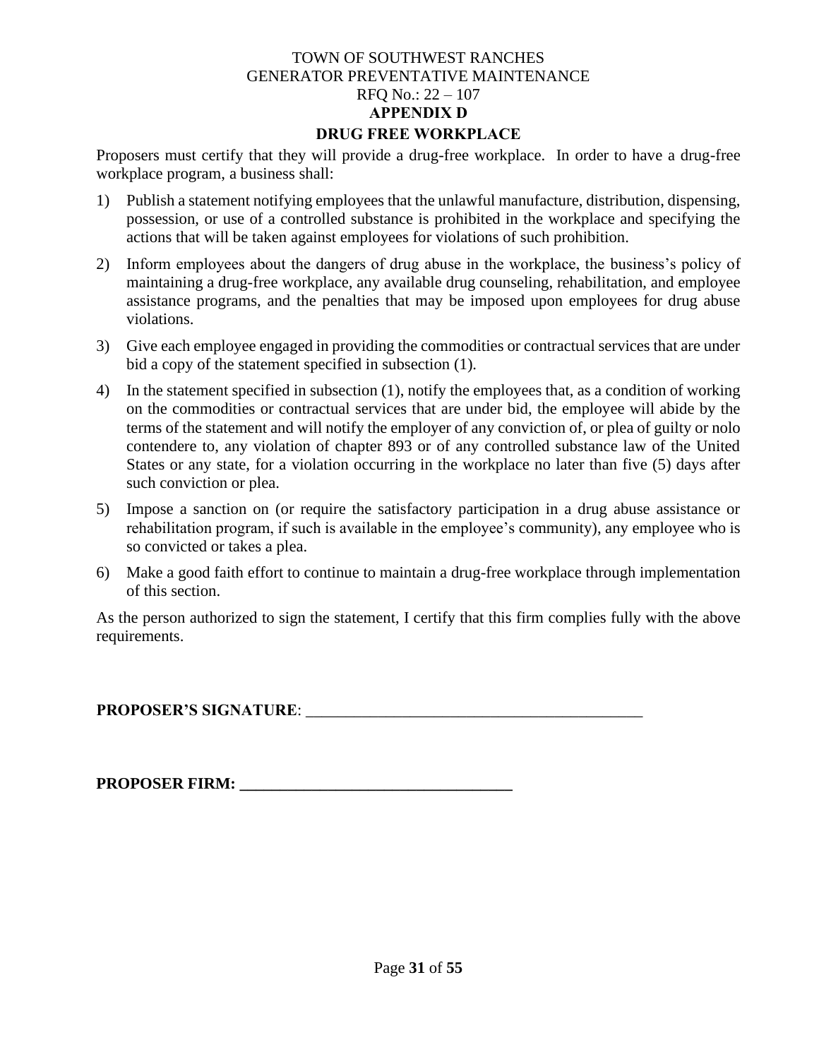TOWN OF SOUTHWEST RANCHES
GENERATOR PREVENTATIVE MAINTENANCE
RFQ No.: 22 – 107

# APPENDIX D

## DRUG FREE WORKPLACE

Proposers must certify that they will provide a drug-free workplace. In order to have a drug-free workplace program, a business shall:

1) Publish a statement notifying employees that the unlawful manufacture, distribution, dispensing, possession, or use of a controlled substance is prohibited in the workplace and specifying the actions that will be taken against employees for violations of such prohibition.
2) Inform employees about the dangers of drug abuse in the workplace, the business's policy of maintaining a drug-free workplace, any available drug counseling, rehabilitation, and employee assistance programs, and the penalties that may be imposed upon employees for drug abuse violations.
3) Give each employee engaged in providing the commodities or contractual services that are under bid a copy of the statement specified in subsection (1).
4) In the statement specified in subsection (1), notify the employees that, as a condition of working on the commodities or contractual services that are under bid, the employee will abide by the terms of the statement and will notify the employer of any conviction of, or plea of guilty or nolo contendere to, any violation of chapter 893 or of any controlled substance law of the United States or any state, for a violation occurring in the workplace no later than five (5) days after such conviction or plea.
5) Impose a sanction on (or require the satisfactory participation in a drug abuse assistance or rehabilitation program, if such is available in the employee's community), any employee who is so convicted or takes a plea.
6) Make a good faith effort to continue to maintain a drug-free workplace through implementation of this section.

As the person authorized to sign the statement, I certify that this firm complies fully with the above requirements.

**PROPOSER'S SIGNATURE**: ___________________________________________

**PROPOSER FIRM: ___________________________________**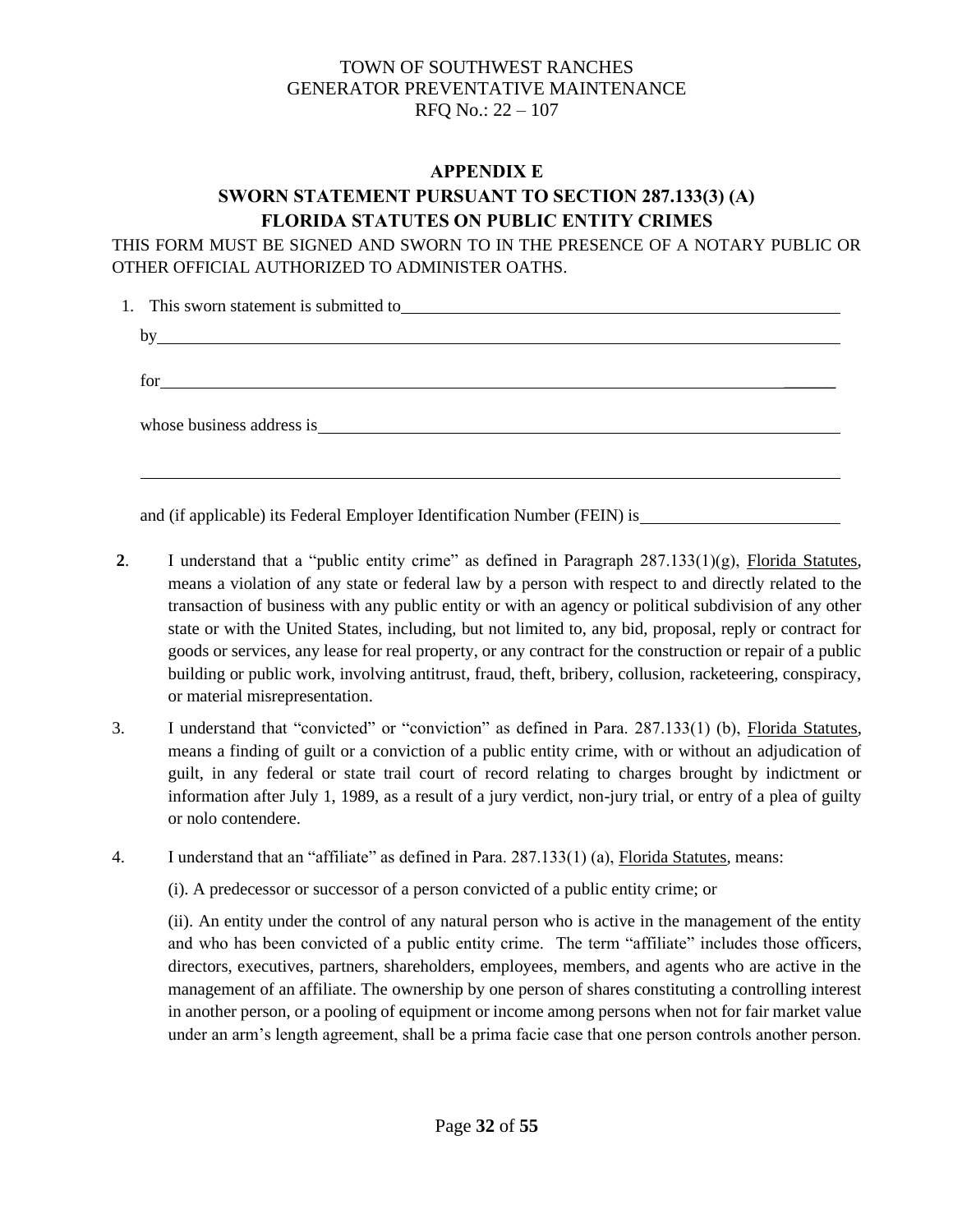TOWN OF SOUTHWEST RANCHES
GENERATOR PREVENTATIVE MAINTENANCE
RFQ No.: 22 – 107

## APPENDIX E

## SWORN STATEMENT PURSUANT TO SECTION 287.133(3) (A) FLORIDA STATUTES ON PUBLIC ENTITY CRIMES

THIS FORM MUST BE SIGNED AND SWORN TO IN THE PRESENCE OF A NOTARY PUBLIC OR OTHER OFFICIAL AUTHORIZED TO ADMINISTER OATHS.

1. This sworn statement is submitted to\_\_\_\_\_\_\_\_\_\_\_\_\_\_\_\_\_\_\_\_\_\_\_\_\_\_\_\_\_\_\_\_\_\_\_\_\_\_\_\_\_\_\_\_\_\_\_\_

   by\_\_\_\_\_\_\_\_\_\_\_\_\_\_\_\_\_\_\_\_\_\_\_\_\_\_\_\_\_\_\_\_\_\_\_\_\_\_\_\_\_\_\_\_\_\_\_\_\_\_\_\_\_\_\_\_\_\_\_\_\_\_\_\_\_\_\_\_\_\_\_\_

   for\_\_\_\_\_\_\_\_\_\_\_\_\_\_\_\_\_\_\_\_\_\_\_\_\_\_\_\_\_\_\_\_\_\_\_\_\_\_\_\_\_\_\_\_\_\_\_\_\_\_\_\_\_\_\_\_\_\_\_\_\_\_\_\_\_\_\_\_\_\_\_\_

   whose business address is\_\_\_\_\_\_\_\_\_\_\_\_\_\_\_\_\_\_\_\_\_\_\_\_\_\_\_\_\_\_\_\_\_\_\_\_\_\_\_\_\_\_\_\_\_\_\_\_\_\_\_\_\_\_

   \_\_\_\_\_\_\_\_\_\_\_\_\_\_\_\_\_\_\_\_\_\_\_\_\_\_\_\_\_\_\_\_\_\_\_\_\_\_\_\_\_\_\_\_\_\_\_\_\_\_\_\_\_\_\_\_\_\_\_\_\_\_\_\_\_\_\_\_\_\_\_\_\_\_\_\_

   and (if applicable) its Federal Employer Identification Number (FEIN) is\_\_\_\_\_\_\_\_\_\_\_\_\_\_\_\_\_\_\_\_\_\_

**2**. I understand that a "public entity crime" as defined in Paragraph 287.133(1)(g), Florida Statutes, means a violation of any state or federal law by a person with respect to and directly related to the transaction of business with any public entity or with an agency or political subdivision of any other state or with the United States, including, but not limited to, any bid, proposal, reply or contract for goods or services, any lease for real property, or any contract for the construction or repair of a public building or public work, involving antitrust, fraud, theft, bribery, collusion, racketeering, conspiracy, or material misrepresentation.

3. I understand that "convicted" or "conviction" as defined in Para. 287.133(1) (b), Florida Statutes, means a finding of guilt or a conviction of a public entity crime, with or without an adjudication of guilt, in any federal or state trail court of record relating to charges brought by indictment or information after July 1, 1989, as a result of a jury verdict, non-jury trial, or entry of a plea of guilty or nolo contendere.

4. I understand that an "affiliate" as defined in Para. 287.133(1) (a), Florida Statutes, means:

   (i). A predecessor or successor of a person convicted of a public entity crime; or

   (ii). An entity under the control of any natural person who is active in the management of the entity and who has been convicted of a public entity crime. The term "affiliate" includes those officers, directors, executives, partners, shareholders, employees, members, and agents who are active in the management of an affiliate. The ownership by one person of shares constituting a controlling interest in another person, or a pooling of equipment or income among persons when not for fair market value under an arm's length agreement, shall be a prima facie case that one person controls another person.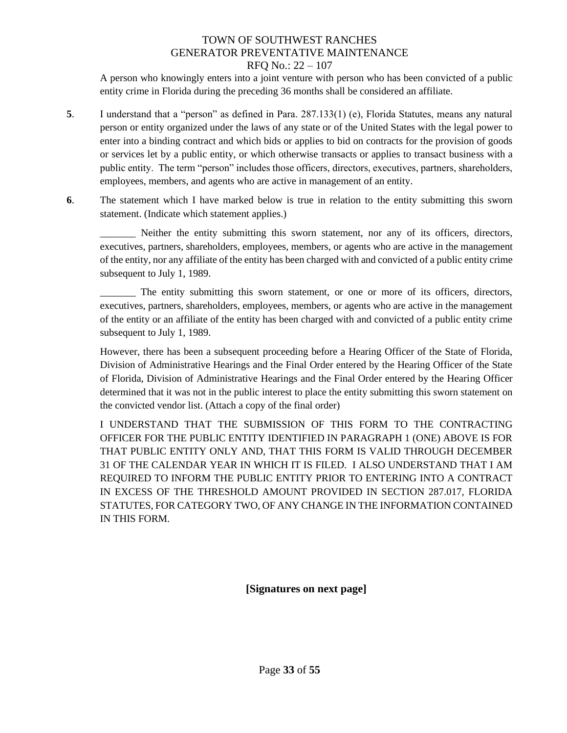A person who knowingly enters into a joint venture with person who has been convicted of a public entity crime in Florida during the preceding 36 months shall be considered an affiliate.

**5**. I understand that a "person" as defined in Para. 287.133(1) (e), Florida Statutes, means any natural person or entity organized under the laws of any state or of the United States with the legal power to enter into a binding contract and which bids or applies to bid on contracts for the provision of goods or services let by a public entity, or which otherwise transacts or applies to transact business with a public entity. The term "person" includes those officers, directors, executives, partners, shareholders, employees, members, and agents who are active in management of an entity.

**6**. The statement which I have marked below is true in relation to the entity submitting this sworn statement. (Indicate which statement applies.)

_______ Neither the entity submitting this sworn statement, nor any of its officers, directors, executives, partners, shareholders, employees, members, or agents who are active in the management of the entity, nor any affiliate of the entity has been charged with and convicted of a public entity crime subsequent to July 1, 1989.

_______ The entity submitting this sworn statement, or one or more of its officers, directors, executives, partners, shareholders, employees, members, or agents who are active in the management of the entity or an affiliate of the entity has been charged with and convicted of a public entity crime subsequent to July 1, 1989.

However, there has been a subsequent proceeding before a Hearing Officer of the State of Florida, Division of Administrative Hearings and the Final Order entered by the Hearing Officer of the State of Florida, Division of Administrative Hearings and the Final Order entered by the Hearing Officer determined that it was not in the public interest to place the entity submitting this sworn statement on the convicted vendor list. (Attach a copy of the final order)

I UNDERSTAND THAT THE SUBMISSION OF THIS FORM TO THE CONTRACTING OFFICER FOR THE PUBLIC ENTITY IDENTIFIED IN PARAGRAPH 1 (ONE) ABOVE IS FOR THAT PUBLIC ENTITY ONLY AND, THAT THIS FORM IS VALID THROUGH DECEMBER 31 OF THE CALENDAR YEAR IN WHICH IT IS FILED. I ALSO UNDERSTAND THAT I AM REQUIRED TO INFORM THE PUBLIC ENTITY PRIOR TO ENTERING INTO A CONTRACT IN EXCESS OF THE THRESHOLD AMOUNT PROVIDED IN SECTION 287.017, FLORIDA STATUTES, FOR CATEGORY TWO, OF ANY CHANGE IN THE INFORMATION CONTAINED IN THIS FORM.

**[Signatures on next page]**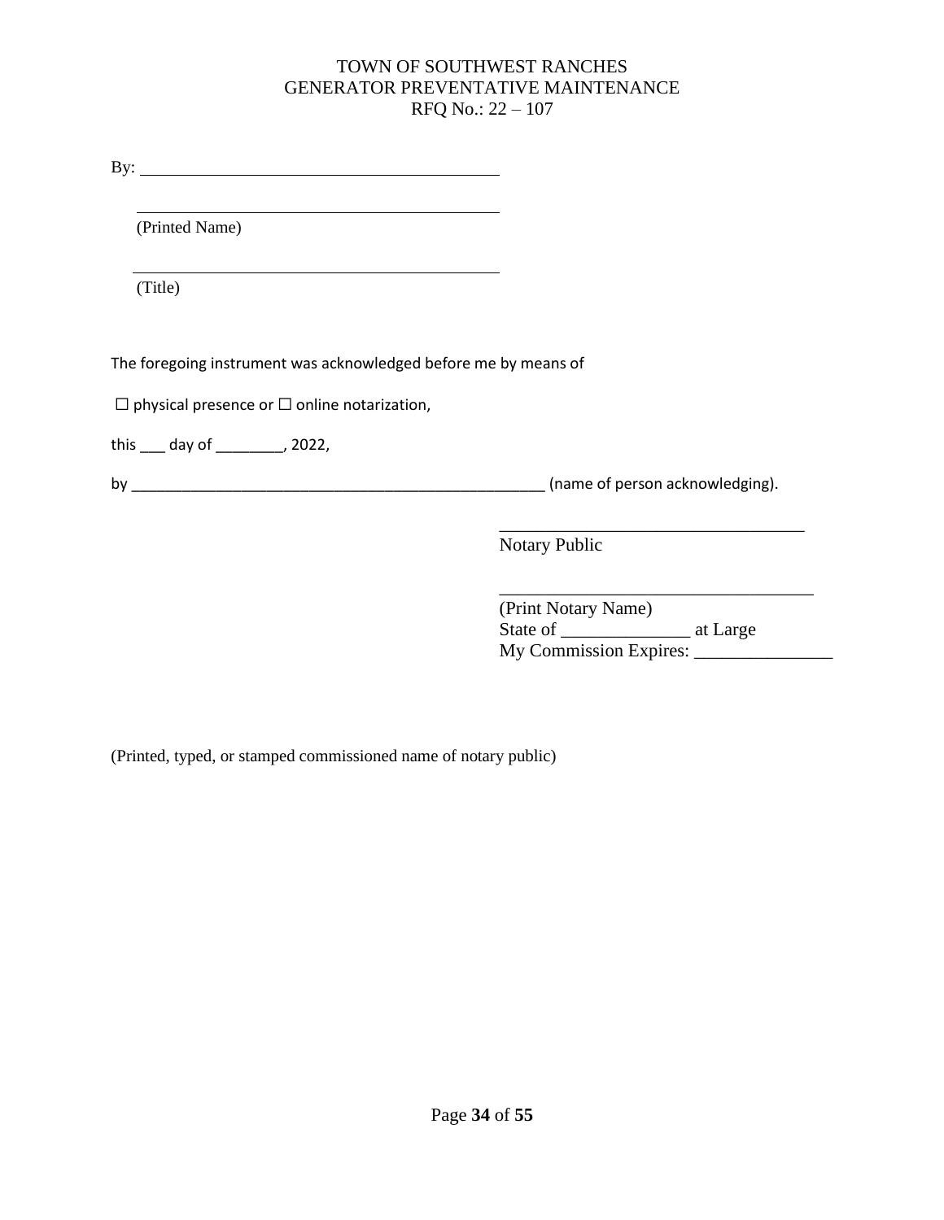TOWN OF SOUTHWEST RANCHES
GENERATOR PREVENTATIVE MAINTENANCE
RFQ No.: 22 – 107

By: ___________________________________________

___________________________________________
(Printed Name)

___________________________________________
(Title)

The foregoing instrument was acknowledged before me by means of

☐ physical presence or ☐ online notarization,

this ___ day of ________, 2022,

by ____________________________________________________ (name of person acknowledging).

___________________________________
Notary Public

___________________________________
(Print Notary Name)
State of ______________ at Large
My Commission Expires: _______________

(Printed, typed, or stamped commissioned name of notary public)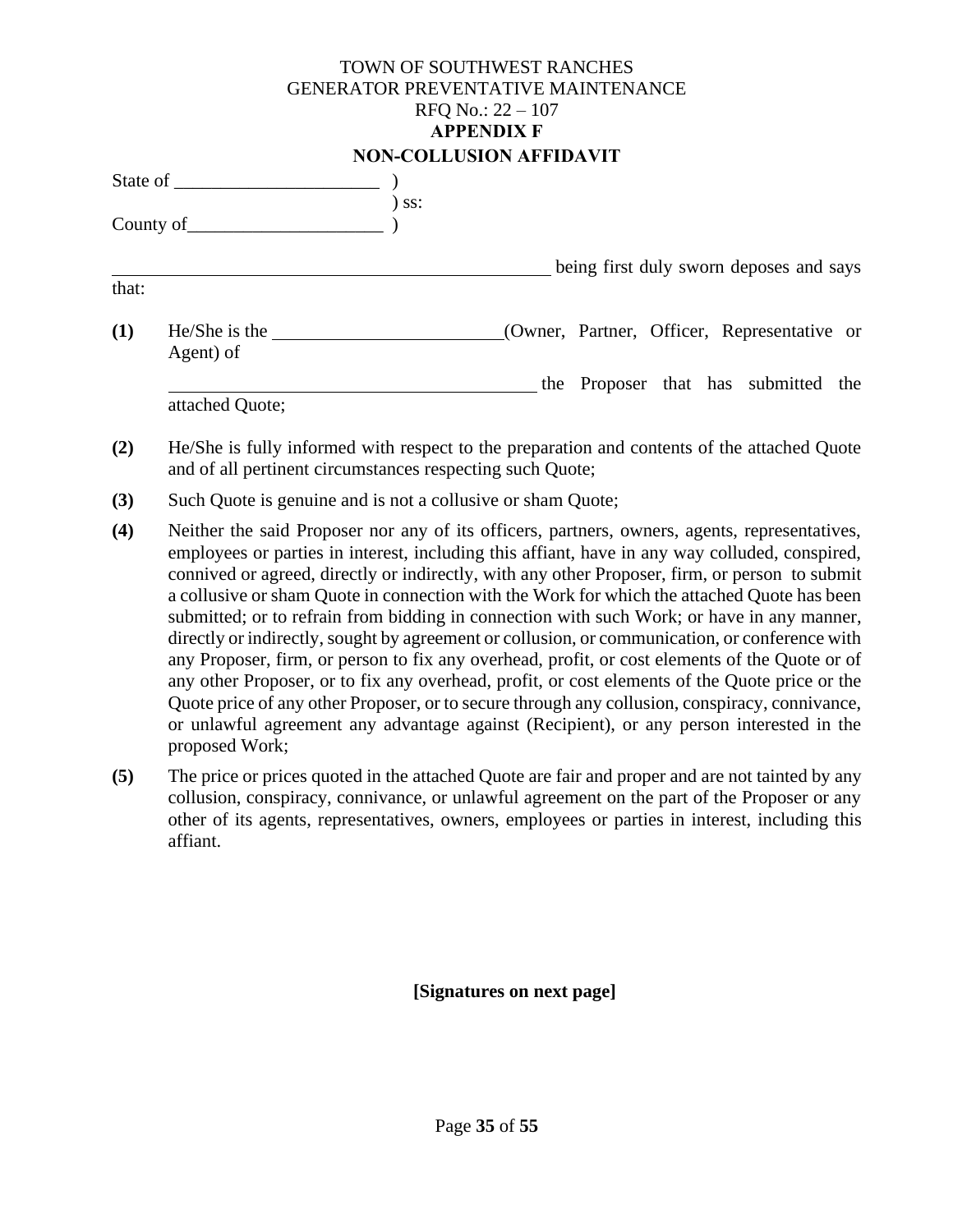TOWN OF SOUTHWEST RANCHES
GENERATOR PREVENTATIVE MAINTENANCE
RFQ No.: 22 – 107

**APPENDIX F**

**NON-COLLUSION AFFIDAVIT**

State of ______________________ )
) ss:
County of_____________________ )

________________________________________________ being first duly sworn deposes and says that:

**(1)** He/She is the ________________________(Owner, Partner, Officer, Representative or Agent) of

________________________________________ the Proposer that has submitted the attached Quote;

**(2)** He/She is fully informed with respect to the preparation and contents of the attached Quote and of all pertinent circumstances respecting such Quote;

**(3)** Such Quote is genuine and is not a collusive or sham Quote;

**(4)** Neither the said Proposer nor any of its officers, partners, owners, agents, representatives, employees or parties in interest, including this affiant, have in any way colluded, conspired, connived or agreed, directly or indirectly, with any other Proposer, firm, or person to submit a collusive or sham Quote in connection with the Work for which the attached Quote has been submitted; or to refrain from bidding in connection with such Work; or have in any manner, directly or indirectly, sought by agreement or collusion, or communication, or conference with any Proposer, firm, or person to fix any overhead, profit, or cost elements of the Quote or of any other Proposer, or to fix any overhead, profit, or cost elements of the Quote price or the Quote price of any other Proposer, or to secure through any collusion, conspiracy, connivance, or unlawful agreement any advantage against (Recipient), or any person interested in the proposed Work;

**(5)** The price or prices quoted in the attached Quote are fair and proper and are not tainted by any collusion, conspiracy, connivance, or unlawful agreement on the part of the Proposer or any other of its agents, representatives, owners, employees or parties in interest, including this affiant.

**[Signatures on next page]**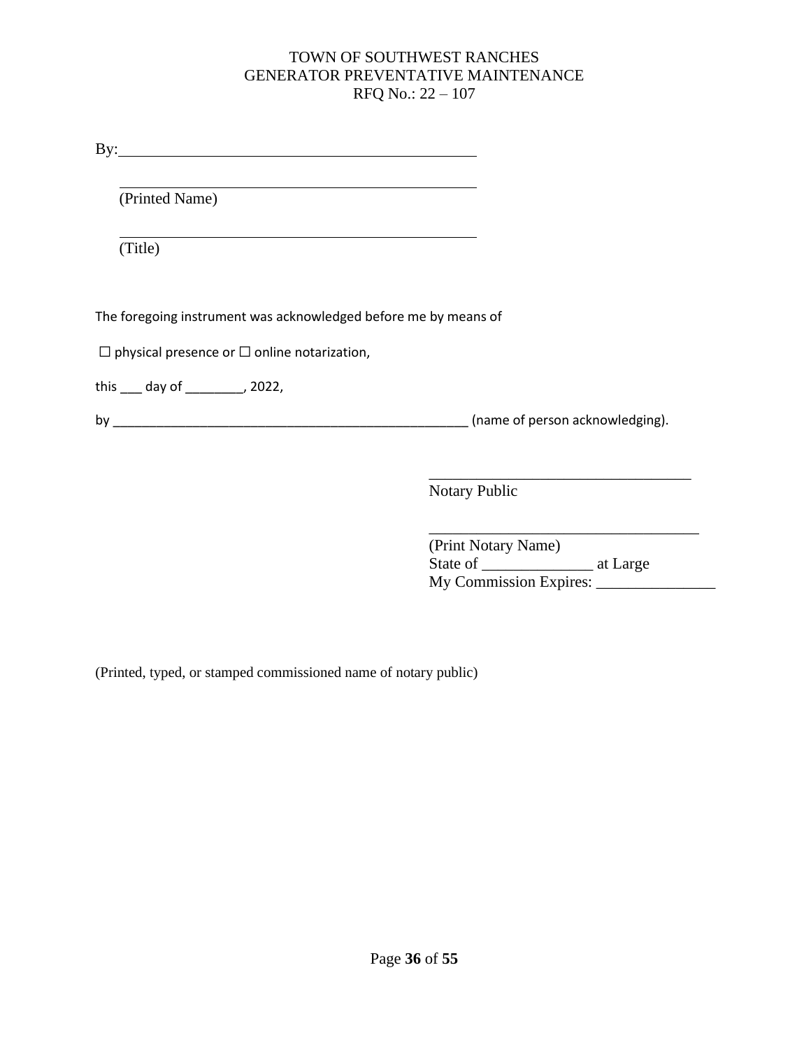TOWN OF SOUTHWEST RANCHES
GENERATOR PREVENTATIVE MAINTENANCE
RFQ No.: 22 – 107

By:_______________________________________________

_______________________________________________
(Printed Name)

_______________________________________________
(Title)

The foregoing instrument was acknowledged before me by means of

☐ physical presence or ☐ online notarization,

this ___ day of ________, 2022,

by ____________________________________________________ (name of person acknowledging).

__________________________________
Notary Public

___________________________________
(Print Notary Name)
State of ______________ at Large
My Commission Expires: _______________

(Printed, typed, or stamped commissioned name of notary public)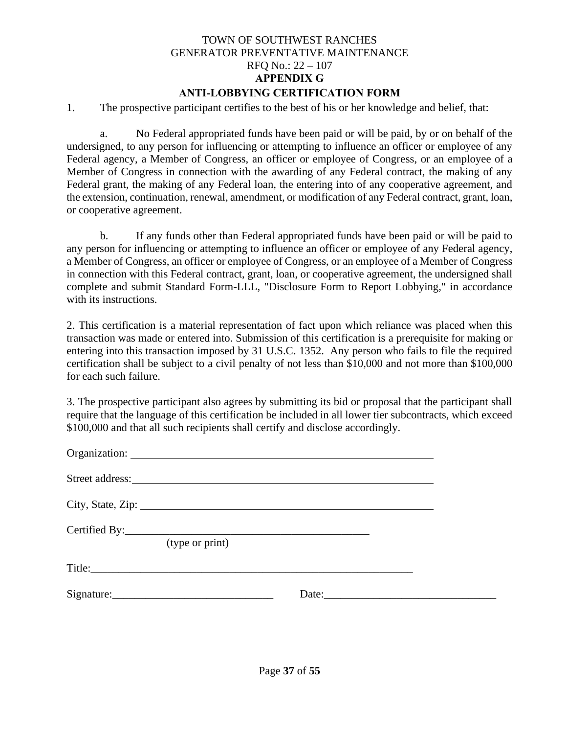TOWN OF SOUTHWEST RANCHES
GENERATOR PREVENTATIVE MAINTENANCE
RFQ No.: 22 – 107

# APPENDIX G

## ANTI-LOBBYING CERTIFICATION FORM

1. The prospective participant certifies to the best of his or her knowledge and belief, that:

   a. No Federal appropriated funds have been paid or will be paid, by or on behalf of the undersigned, to any person for influencing or attempting to influence an officer or employee of any Federal agency, a Member of Congress, an officer or employee of Congress, or an employee of a Member of Congress in connection with the awarding of any Federal contract, the making of any Federal grant, the making of any Federal loan, the entering into of any cooperative agreement, and the extension, continuation, renewal, amendment, or modification of any Federal contract, grant, loan, or cooperative agreement.

   b. If any funds other than Federal appropriated funds have been paid or will be paid to any person for influencing or attempting to influence an officer or employee of any Federal agency, a Member of Congress, an officer or employee of Congress, or an employee of a Member of Congress in connection with this Federal contract, grant, loan, or cooperative agreement, the undersigned shall complete and submit Standard Form-LLL, "Disclosure Form to Report Lobbying," in accordance with its instructions.

2. This certification is a material representation of fact upon which reliance was placed when this transaction was made or entered into. Submission of this certification is a prerequisite for making or entering into this transaction imposed by 31 U.S.C. 1352. Any person who fails to file the required certification shall be subject to a civil penalty of not less than $10,000 and not more than $100,000 for each such failure.

3. The prospective participant also agrees by submitting its bid or proposal that the participant shall require that the language of this certification be included in all lower tier subcontracts, which exceed $100,000 and that all such recipients shall certify and disclose accordingly.

Organization: ____________________________________________________

Street address: ____________________________________________________

City, State, Zip: ____________________________________________________

Certified By: _____________________________________________
(type or print)

Title: ____________________________________________________________

Signature: ____________________________ Date: ______________________________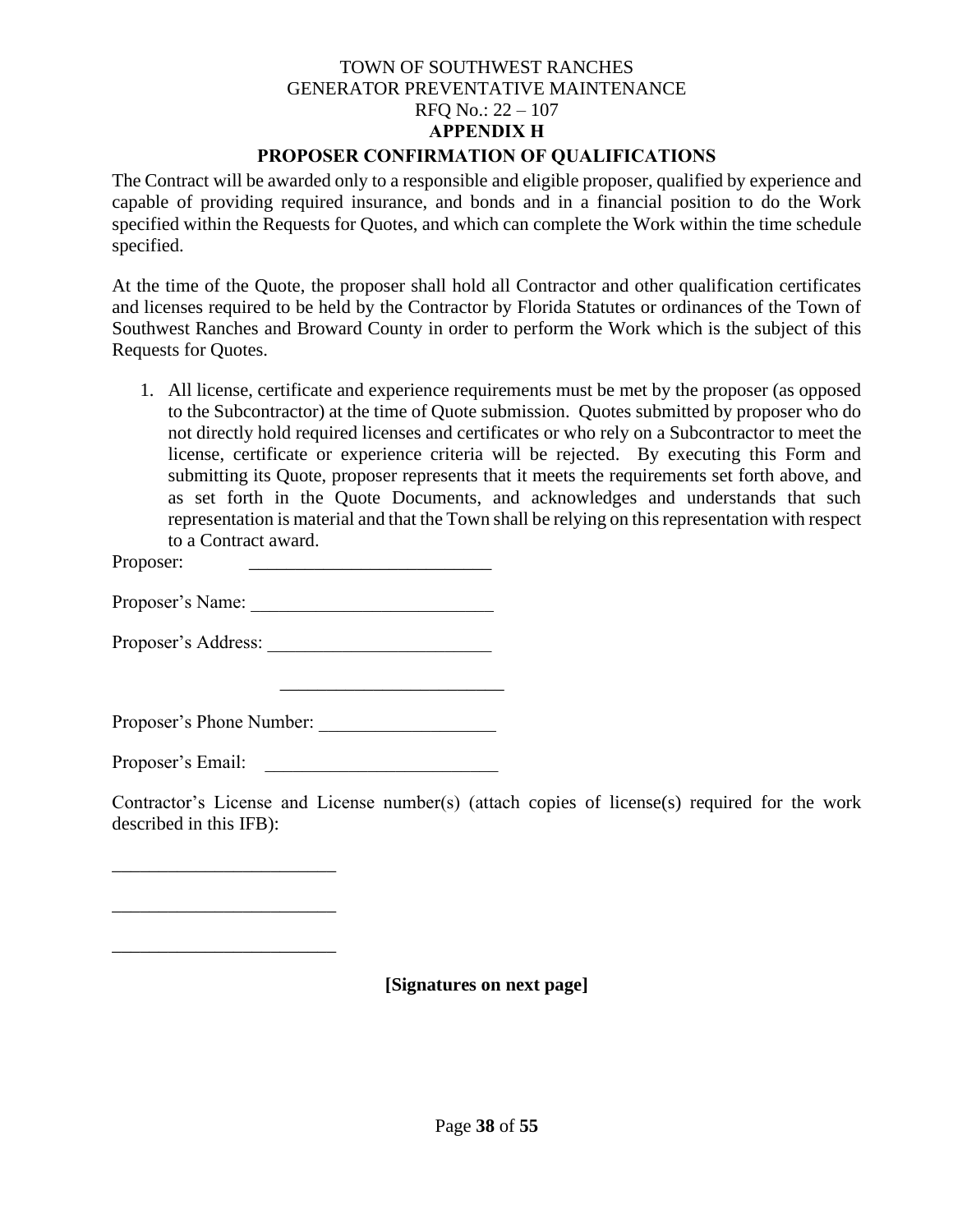TOWN OF SOUTHWEST RANCHES
GENERATOR PREVENTATIVE MAINTENANCE
RFQ No.: 22 – 107

**APPENDIX H**

## PROPOSER CONFIRMATION OF QUALIFICATIONS

The Contract will be awarded only to a responsible and eligible proposer, qualified by experience and capable of providing required insurance, and bonds and in a financial position to do the Work specified within the Requests for Quotes, and which can complete the Work within the time schedule specified.

At the time of the Quote, the proposer shall hold all Contractor and other qualification certificates and licenses required to be held by the Contractor by Florida Statutes or ordinances of the Town of Southwest Ranches and Broward County in order to perform the Work which is the subject of this Requests for Quotes.

1. All license, certificate and experience requirements must be met by the proposer (as opposed to the Subcontractor) at the time of Quote submission. Quotes submitted by proposer who do not directly hold required licenses and certificates or who rely on a Subcontractor to meet the license, certificate or experience criteria will be rejected. By executing this Form and submitting its Quote, proposer represents that it meets the requirements set forth above, and as set forth in the Quote Documents, and acknowledges and understands that such representation is material and that the Town shall be relying on this representation with respect to a Contract award.

Proposer: __________________________

Proposer's Name: __________________________

Proposer's Address: ________________________

________________________

Proposer's Phone Number: ___________________

Proposer's Email: _________________________

Contractor's License and License number(s) (attach copies of license(s) required for the work described in this IFB):

________________________

________________________

________________________

**[Signatures on next page]**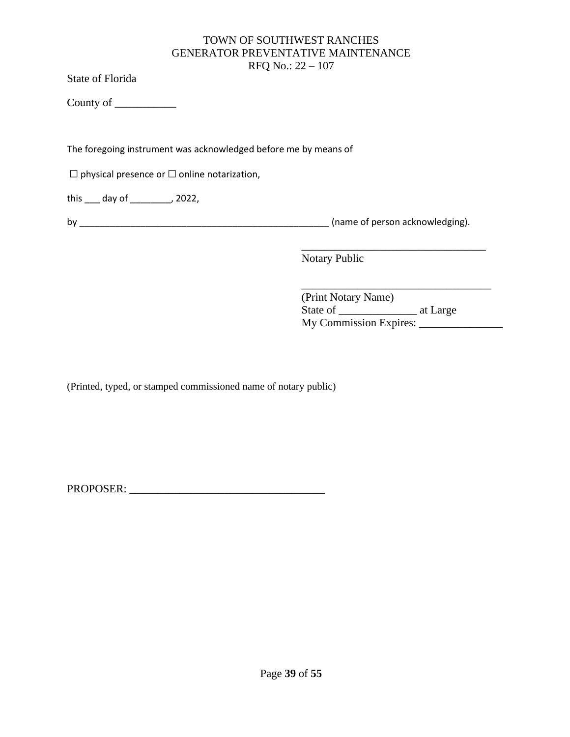TOWN OF SOUTHWEST RANCHES
GENERATOR PREVENTATIVE MAINTENANCE
RFQ No.: 22 – 107

State of Florida

County of ___________

The foregoing instrument was acknowledged before me by means of

☐ physical presence or ☐ online notarization,

this ___ day of ________, 2022,

by ___________________________________________________ (name of person acknowledging).

__________________________________
Notary Public

__________________________________
(Print Notary Name)
State of ______________ at Large
My Commission Expires: _______________

(Printed, typed, or stamped commissioned name of notary public)

PROPOSER: ____________________________________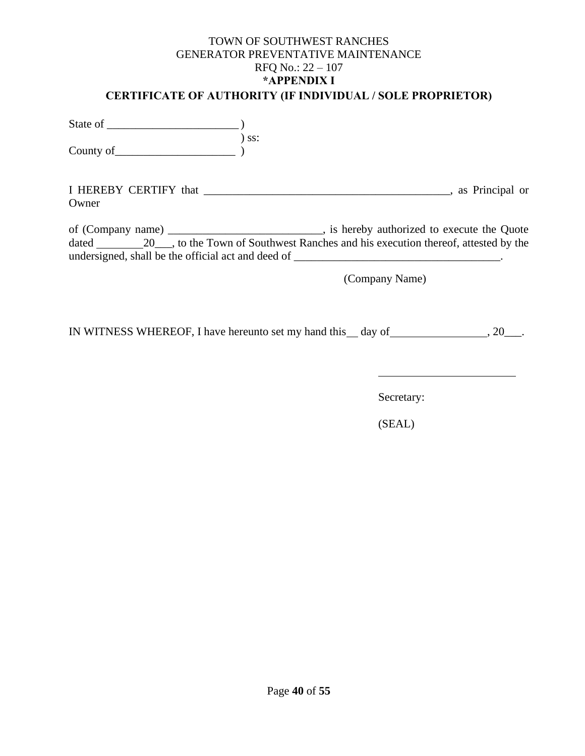TOWN OF SOUTHWEST RANCHES
GENERATOR PREVENTATIVE MAINTENANCE
RFQ No.: 22 – 107

**\*APPENDIX I**

**CERTIFICATE OF AUTHORITY (IF INDIVIDUAL / SOLE PROPRIETOR)**

State of _______________________ )
) ss:
County of_____________________ )

I HEREBY CERTIFY that _____________________________________________, as Principal or Owner

of (Company name) ___________________________, is hereby authorized to execute the Quote dated ________20___, to the Town of Southwest Ranches and his execution thereof, attested by the undersigned, shall be the official act and deed of ____________________________________.

(Company Name)

IN WITNESS WHEREOF, I have hereunto set my hand this__ day of_________________, 20___.

________________________

Secretary:

(SEAL)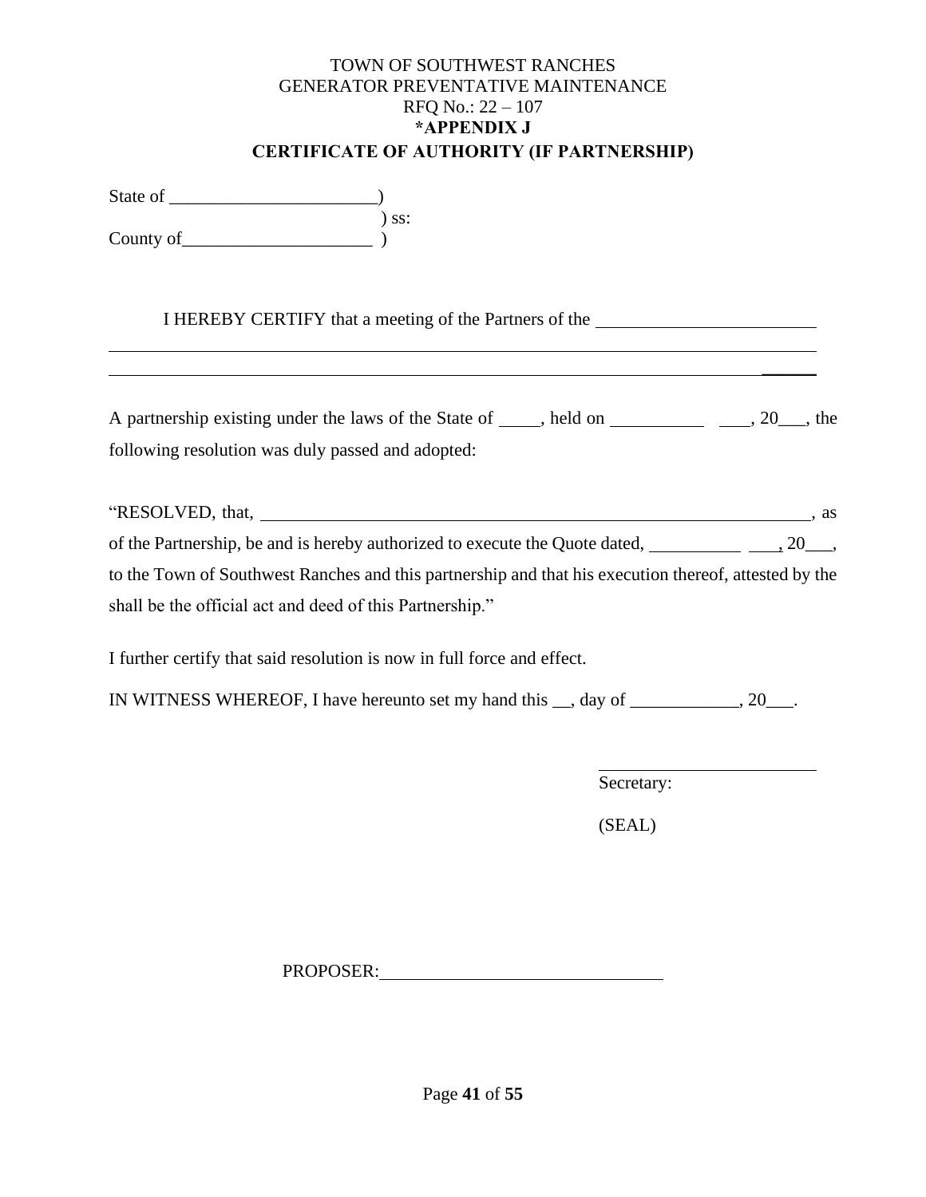TOWN OF SOUTHWEST RANCHES
GENERATOR PREVENTATIVE MAINTENANCE
RFQ No.: 22 – 107

**\*APPENDIX J**

**CERTIFICATE OF AUTHORITY (IF PARTNERSHIP)**

State of _______________________)
) ss:
County of_____________________ )

I HEREBY CERTIFY that a meeting of the Partners of the ________________________
_______________________________________________________________________________
_______________________________________________________________________________

A partnership existing under the laws of the State of _____, held on __________ ___, 20___, the following resolution was duly passed and adopted:

"RESOLVED, that, _______________________________________________________________, as of the Partnership, be and is hereby authorized to execute the Quote dated, __________ ___, 20___, to the Town of Southwest Ranches and this partnership and that his execution thereof, attested by the shall be the official act and deed of this Partnership."

I further certify that said resolution is now in full force and effect.

IN WITNESS WHEREOF, I have hereunto set my hand this __, day of ____________, 20___.

________________________
Secretary:

(SEAL)

PROPOSER:_______________________________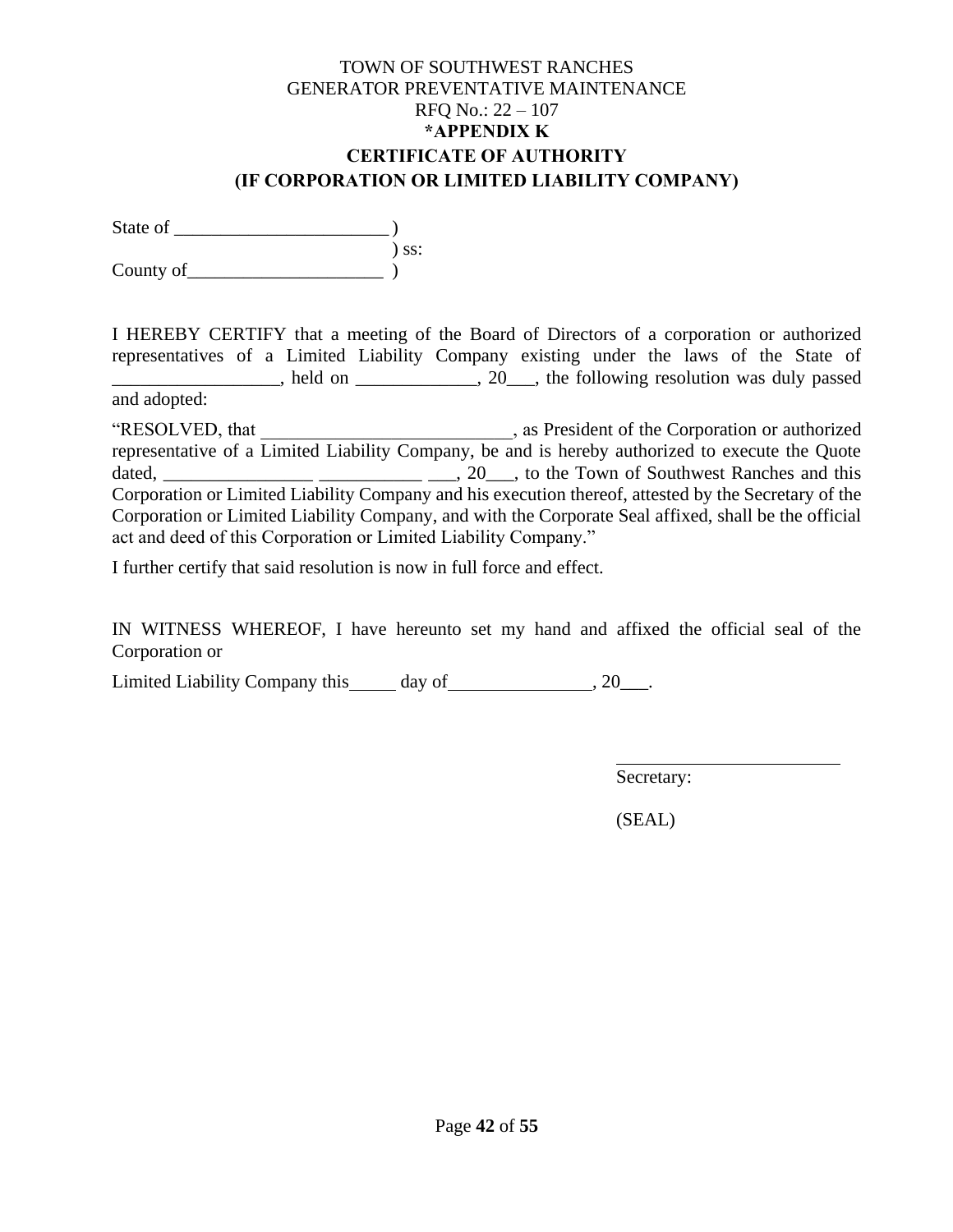TOWN OF SOUTHWEST RANCHES
GENERATOR PREVENTATIVE MAINTENANCE
RFQ No.: 22 – 107

**\*APPENDIX K**

**CERTIFICATE OF AUTHORITY**

**(IF CORPORATION OR LIMITED LIABILITY COMPANY)**

State of _______________________ )
 ) ss:
County of_____________________ )

I HEREBY CERTIFY that a meeting of the Board of Directors of a corporation or authorized representatives of a Limited Liability Company existing under the laws of the State of __________________, held on _____________, 20___, the following resolution was duly passed and adopted:

"RESOLVED, that ___________________________, as President of the Corporation or authorized representative of a Limited Liability Company, be and is hereby authorized to execute the Quote dated, ________________ ___________ ___, 20___, to the Town of Southwest Ranches and this Corporation or Limited Liability Company and his execution thereof, attested by the Secretary of the Corporation or Limited Liability Company, and with the Corporate Seal affixed, shall be the official act and deed of this Corporation or Limited Liability Company."

I further certify that said resolution is now in full force and effect.

IN WITNESS WHEREOF, I have hereunto set my hand and affixed the official seal of the Corporation or

Limited Liability Company this_____ day of_______________, 20___.

_________________________
Secretary:

(SEAL)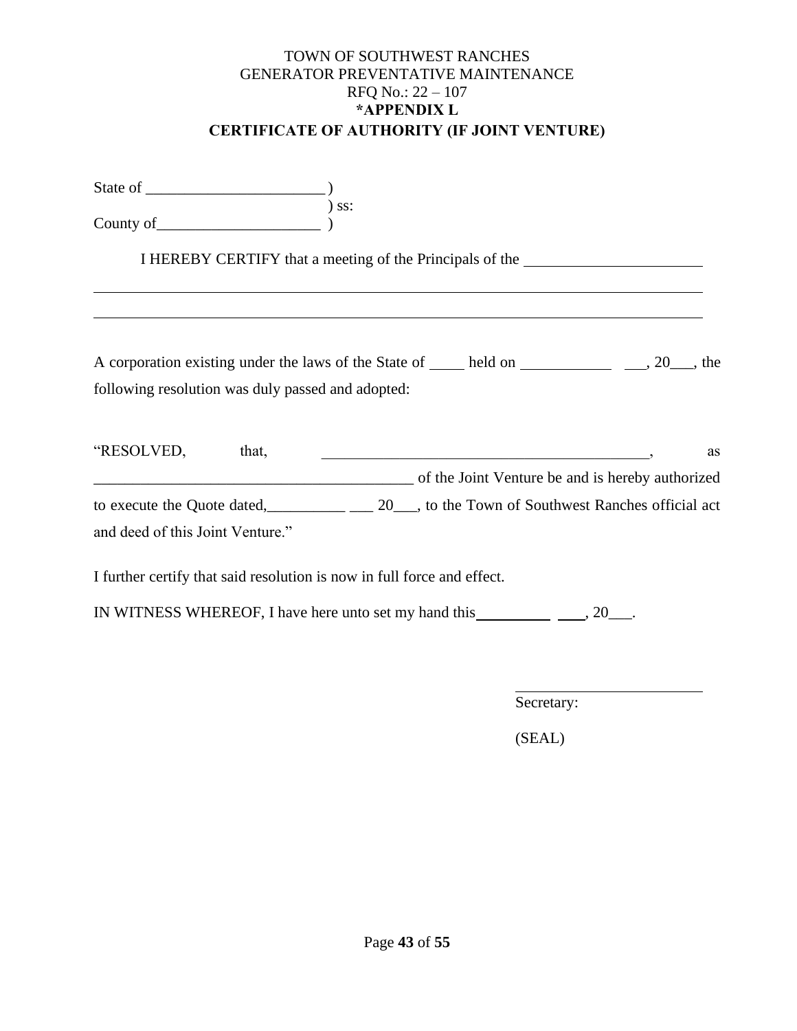TOWN OF SOUTHWEST RANCHES
GENERATOR PREVENTATIVE MAINTENANCE
RFQ No.: 22 – 107

**\*APPENDIX L**

**CERTIFICATE OF AUTHORITY (IF JOINT VENTURE)**

State of _______________________ )
) ss:
County of_____________________ )

I HEREBY CERTIFY that a meeting of the Principals of the _______________________

_______________________________________________________________________________

_______________________________________________________________________________

A corporation existing under the laws of the State of _____ held on ____________ ___, 20___, the following resolution was duly passed and adopted:

"RESOLVED, that, ___________________________________________, as ___________________________________________ of the Joint Venture be and is hereby authorized to execute the Quote dated,__________ ___ 20___, to the Town of Southwest Ranches official act and deed of this Joint Venture."

I further certify that said resolution is now in full force and effect.

IN WITNESS WHEREOF, I have here unto set my hand this__________ ____, 20___.

_________________________
Secretary:

(SEAL)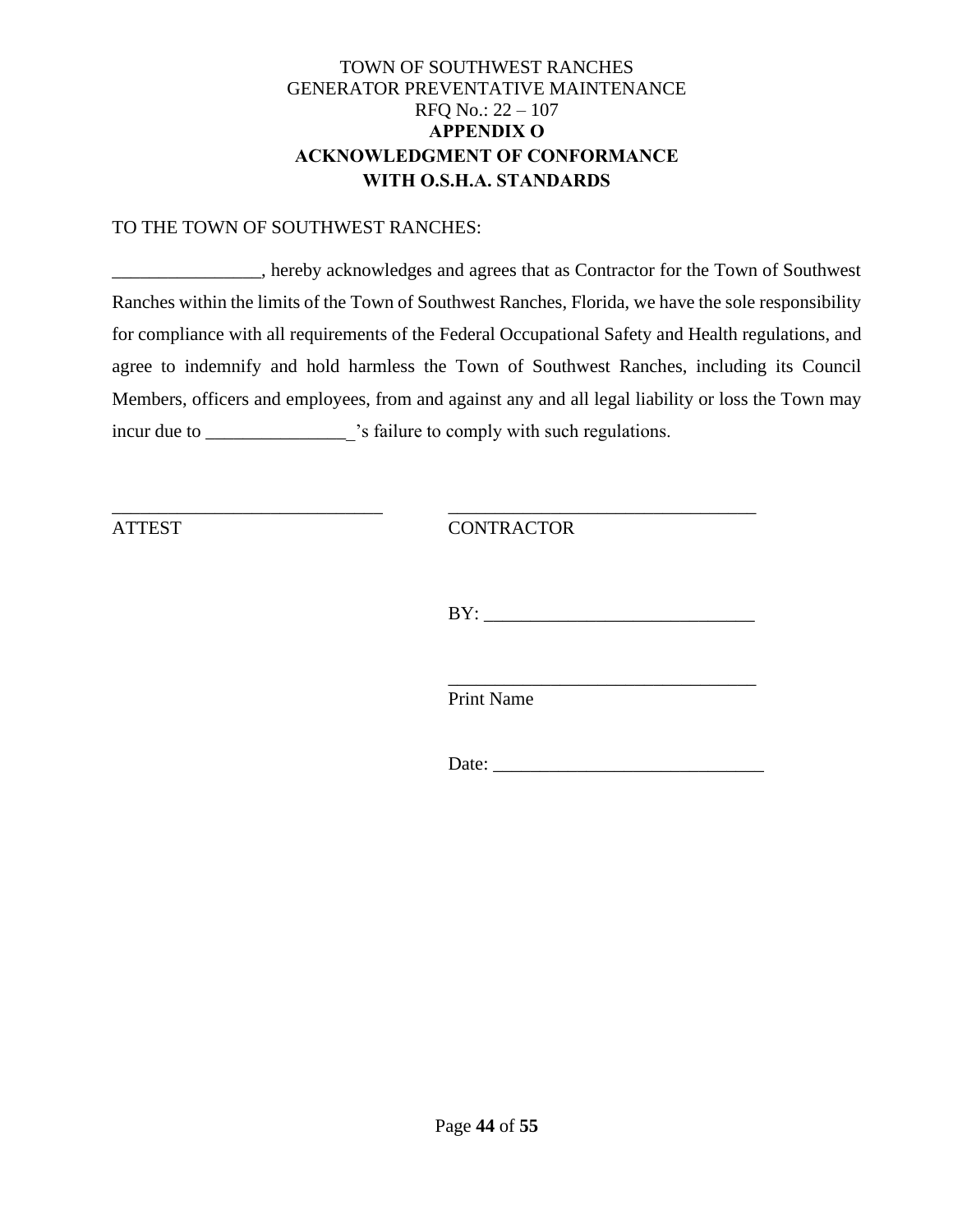TOWN OF SOUTHWEST RANCHES
GENERATOR PREVENTATIVE MAINTENANCE
RFQ No.: 22 – 107

**APPENDIX O**

**ACKNOWLEDGMENT OF CONFORMANCE WITH O.S.H.A. STANDARDS**

TO THE TOWN OF SOUTHWEST RANCHES:

________________, hereby acknowledges and agrees that as Contractor for the Town of Southwest Ranches within the limits of the Town of Southwest Ranches, Florida, we have the sole responsibility for compliance with all requirements of the Federal Occupational Safety and Health regulations, and agree to indemnify and hold harmless the Town of Southwest Ranches, including its Council Members, officers and employees, from and against any and all legal liability or loss the Town may incur due to ________________'s failure to comply with such regulations.

_____________________________
ATTEST

_________________________________
CONTRACTOR

BY: _____________________________

_________________________________
Print Name

Date: _____________________________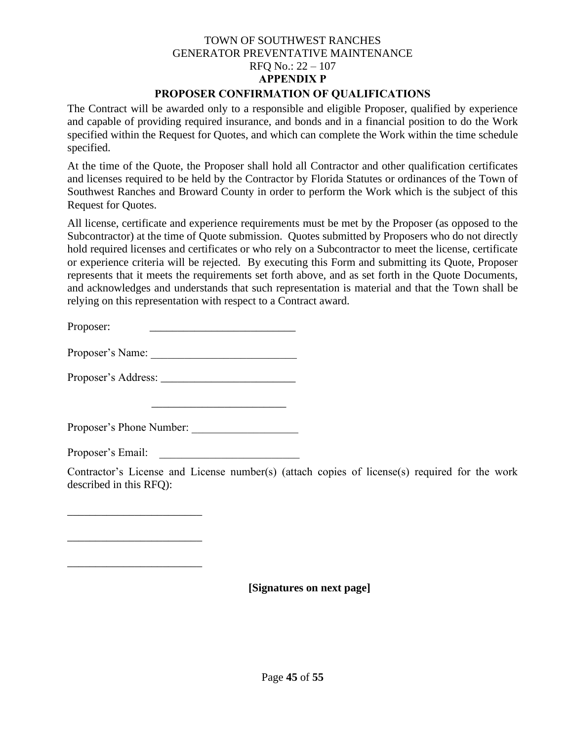TOWN OF SOUTHWEST RANCHES
GENERATOR PREVENTATIVE MAINTENANCE
RFQ No.: 22 – 107

**APPENDIX P**

**PROPOSER CONFIRMATION OF QUALIFICATIONS**

The Contract will be awarded only to a responsible and eligible Proposer, qualified by experience and capable of providing required insurance, and bonds and in a financial position to do the Work specified within the Request for Quotes, and which can complete the Work within the time schedule specified.

At the time of the Quote, the Proposer shall hold all Contractor and other qualification certificates and licenses required to be held by the Contractor by Florida Statutes or ordinances of the Town of Southwest Ranches and Broward County in order to perform the Work which is the subject of this Request for Quotes.

All license, certificate and experience requirements must be met by the Proposer (as opposed to the Subcontractor) at the time of Quote submission. Quotes submitted by Proposers who do not directly hold required licenses and certificates or who rely on a Subcontractor to meet the license, certificate or experience criteria will be rejected. By executing this Form and submitting its Quote, Proposer represents that it meets the requirements set forth above, and as set forth in the Quote Documents, and acknowledges and understands that such representation is material and that the Town shall be relying on this representation with respect to a Contract award.

Proposer: __________________________

Proposer's Name: __________________________

Proposer's Address: ________________________

________________________

Proposer's Phone Number: ___________________

Proposer's Email: _________________________

Contractor's License and License number(s) (attach copies of license(s) required for the work described in this RFQ):

________________________

________________________

________________________

**[Signatures on next page]**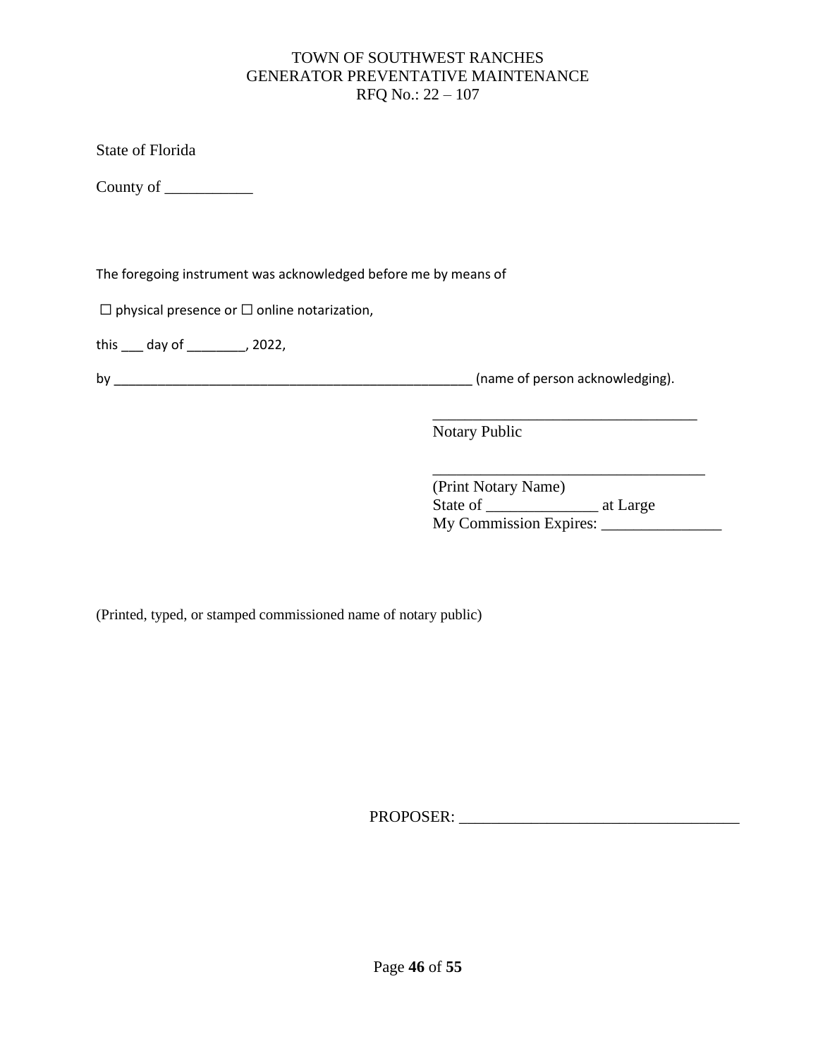State of Florida

County of ___________

The foregoing instrument was acknowledged before me by means of

☐ physical presence or ☐ online notarization,

this ___ day of ________, 2022,

by __________________________________________________ (name of person acknowledging).

__________________________________

Notary Public

__________________________________

(Print Notary Name)

State of ______________ at Large

My Commission Expires: _______________

(Printed, typed, or stamped commissioned name of notary public)

PROPOSER: ___________________________________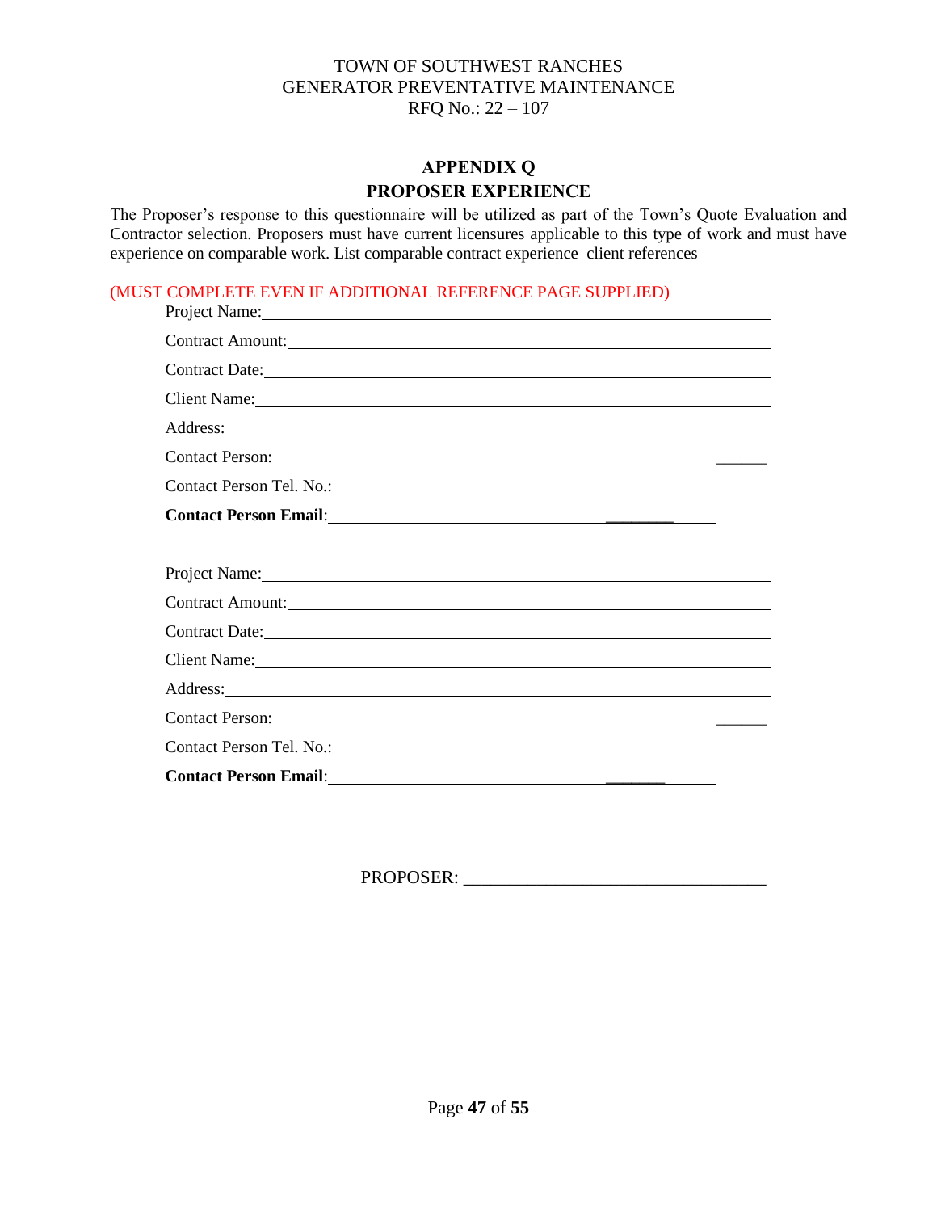TOWN OF SOUTHWEST RANCHES
GENERATOR PREVENTATIVE MAINTENANCE
RFQ No.: 22 – 107

## APPENDIX Q
## PROPOSER EXPERIENCE

The Proposer's response to this questionnaire will be utilized as part of the Town's Quote Evaluation and Contractor selection. Proposers must have current licensures applicable to this type of work and must have experience on comparable work. List comparable contract experience client references

(MUST COMPLETE EVEN IF ADDITIONAL REFERENCE PAGE SUPPLIED)

Project Name: ______________________________

Contract Amount: ______________________________

Contract Date: ______________________________

Client Name: ______________________________

Address: ______________________________

Contact Person: ______________________________

Contact Person Tel. No.: ______________________________

**Contact Person Email**: ______________________________

Project Name: ______________________________

Contract Amount: ______________________________

Contract Date: ______________________________

Client Name: ______________________________

Address: ______________________________

Contact Person: ______________________________

Contact Person Tel. No.: ______________________________

**Contact Person Email**: ______________________________

PROPOSER: ______________________________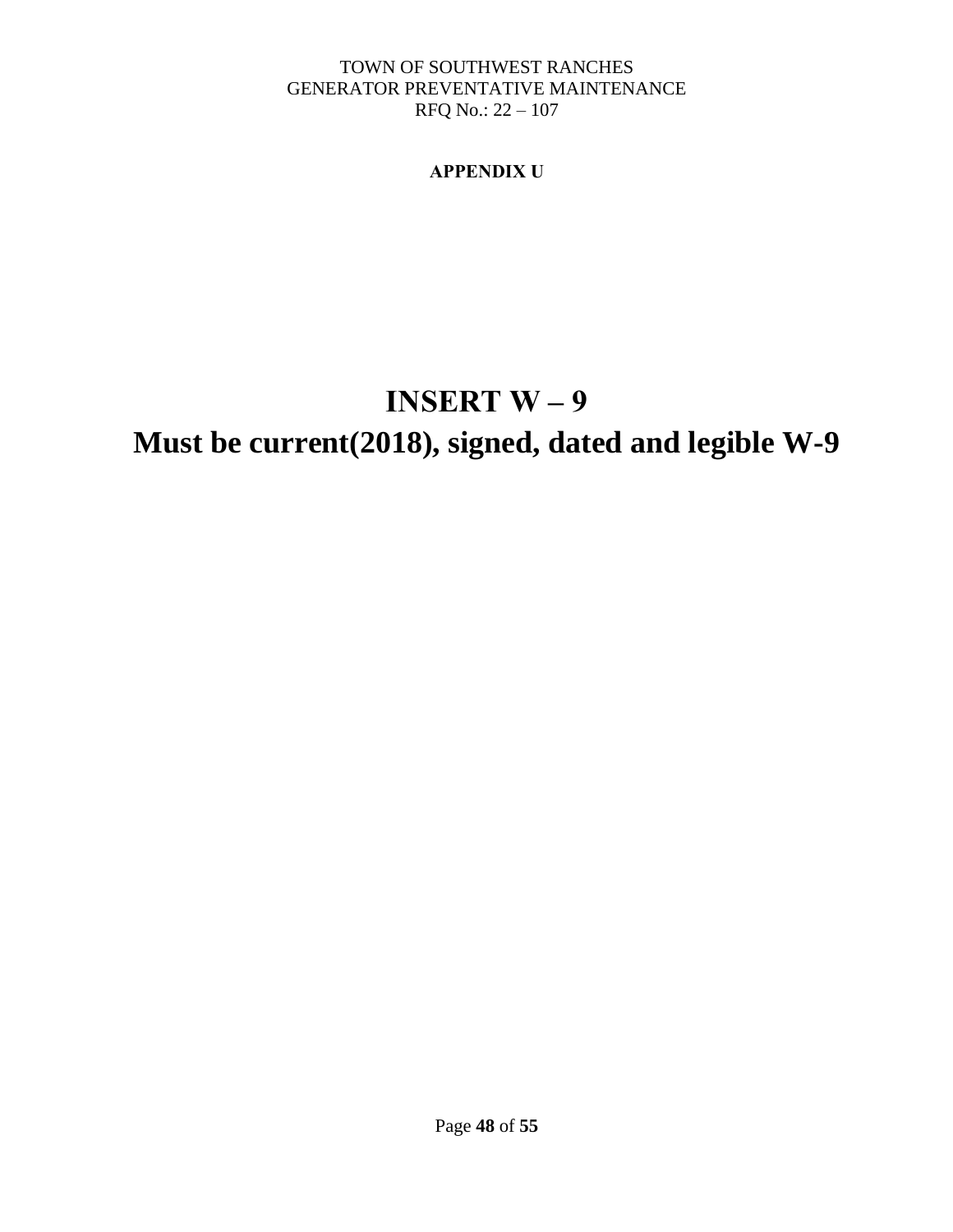**APPENDIX U**

# INSERT W – 9

## Must be current(2018), signed, dated and legible W-9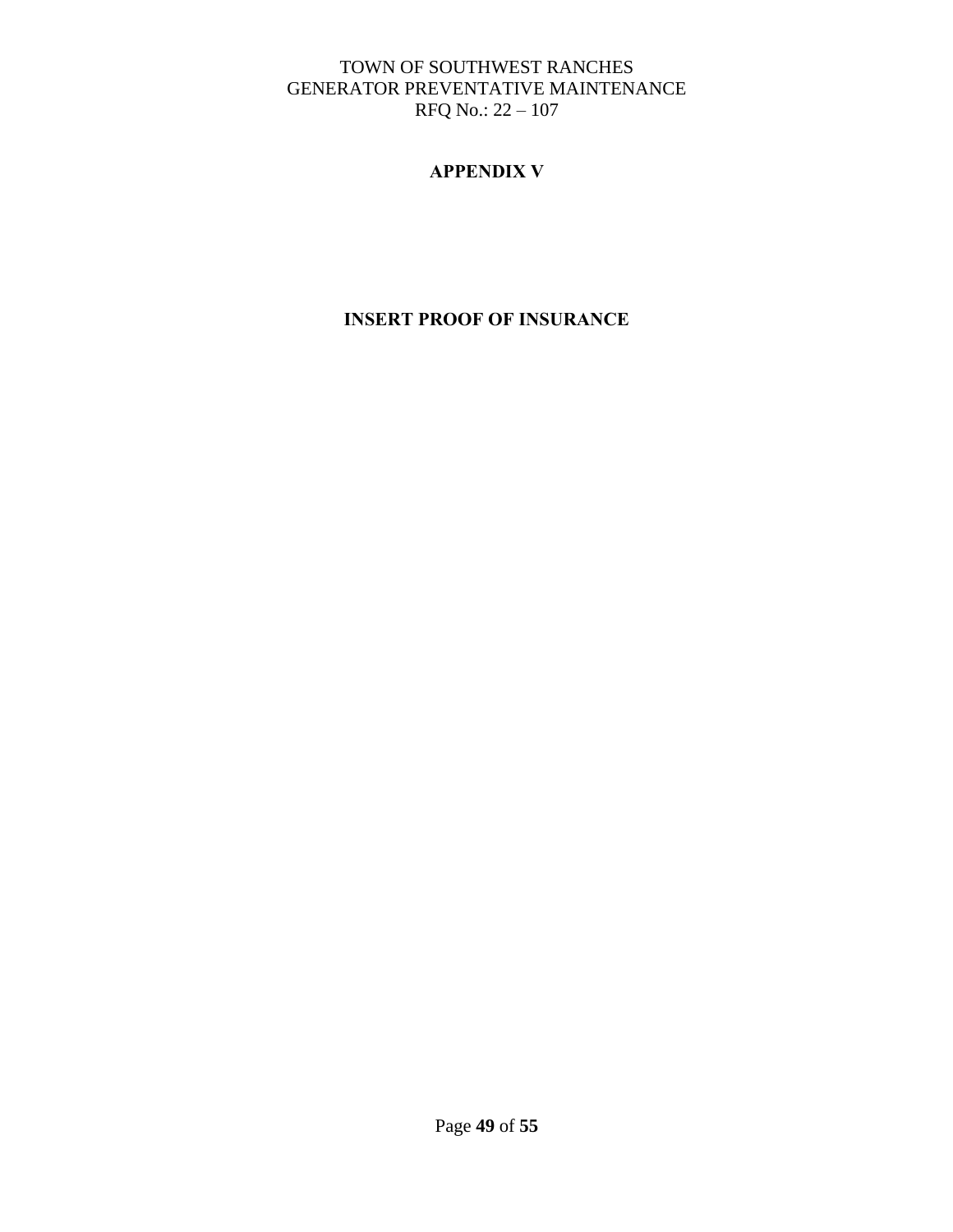## APPENDIX V

**INSERT PROOF OF INSURANCE**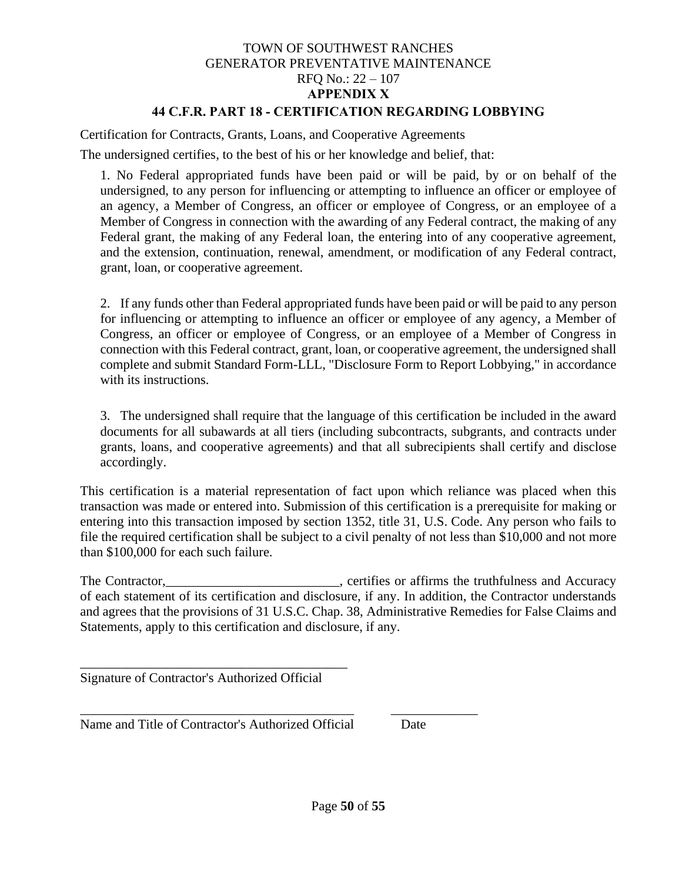TOWN OF SOUTHWEST RANCHES
GENERATOR PREVENTATIVE MAINTENANCE
RFQ No.: 22 – 107

**APPENDIX X**

# 44 C.F.R. PART 18 - CERTIFICATION REGARDING LOBBYING

Certification for Contracts, Grants, Loans, and Cooperative Agreements

The undersigned certifies, to the best of his or her knowledge and belief, that:

1. No Federal appropriated funds have been paid or will be paid, by or on behalf of the undersigned, to any person for influencing or attempting to influence an officer or employee of an agency, a Member of Congress, an officer or employee of Congress, or an employee of a Member of Congress in connection with the awarding of any Federal contract, the making of any Federal grant, the making of any Federal loan, the entering into of any cooperative agreement, and the extension, continuation, renewal, amendment, or modification of any Federal contract, grant, loan, or cooperative agreement.

2. If any funds other than Federal appropriated funds have been paid or will be paid to any person for influencing or attempting to influence an officer or employee of any agency, a Member of Congress, an officer or employee of Congress, or an employee of a Member of Congress in connection with this Federal contract, grant, loan, or cooperative agreement, the undersigned shall complete and submit Standard Form-LLL, "Disclosure Form to Report Lobbying," in accordance with its instructions.

3. The undersigned shall require that the language of this certification be included in the award documents for all subawards at all tiers (including subcontracts, subgrants, and contracts under grants, loans, and cooperative agreements) and that all subrecipients shall certify and disclose accordingly.

This certification is a material representation of fact upon which reliance was placed when this transaction was made or entered into. Submission of this certification is a prerequisite for making or entering into this transaction imposed by section 1352, title 31, U.S. Code. Any person who fails to file the required certification shall be subject to a civil penalty of not less than $10,000 and not more than $100,000 for each such failure.

The Contractor,__________________________, certifies or affirms the truthfulness and Accuracy of each statement of its certification and disclosure, if any. In addition, the Contractor understands and agrees that the provisions of 31 U.S.C. Chap. 38, Administrative Remedies for False Claims and Statements, apply to this certification and disclosure, if any.

_________________________________________
Signature of Contractor's Authorized Official

_________________________________________ _____________
Name and Title of Contractor's Authorized Official Date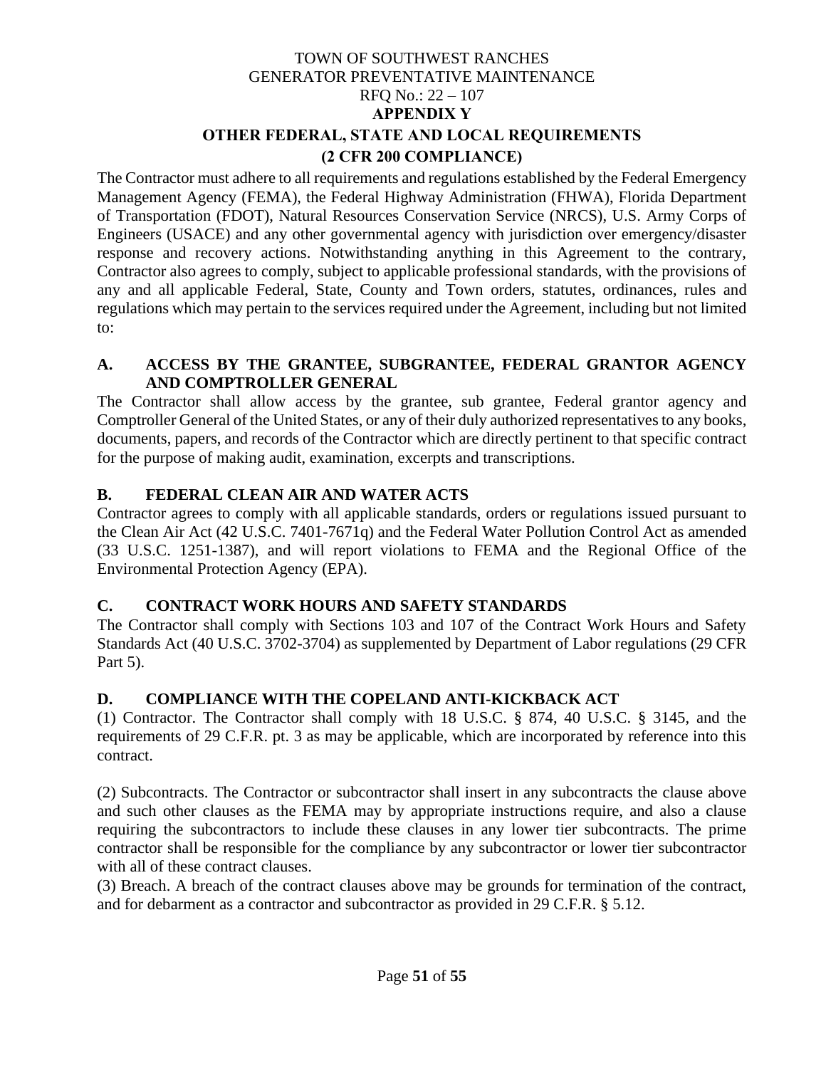TOWN OF SOUTHWEST RANCHES
GENERATOR PREVENTATIVE MAINTENANCE
RFQ No.: 22 – 107

# APPENDIX Y

# OTHER FEDERAL, STATE AND LOCAL REQUIREMENTS (2 CFR 200 COMPLIANCE)

The Contractor must adhere to all requirements and regulations established by the Federal Emergency Management Agency (FEMA), the Federal Highway Administration (FHWA), Florida Department of Transportation (FDOT), Natural Resources Conservation Service (NRCS), U.S. Army Corps of Engineers (USACE) and any other governmental agency with jurisdiction over emergency/disaster response and recovery actions. Notwithstanding anything in this Agreement to the contrary, Contractor also agrees to comply, subject to applicable professional standards, with the provisions of any and all applicable Federal, State, County and Town orders, statutes, ordinances, rules and regulations which may pertain to the services required under the Agreement, including but not limited to:

## A. ACCESS BY THE GRANTEE, SUBGRANTEE, FEDERAL GRANTOR AGENCY AND COMPTROLLER GENERAL

The Contractor shall allow access by the grantee, sub grantee, Federal grantor agency and Comptroller General of the United States, or any of their duly authorized representatives to any books, documents, papers, and records of the Contractor which are directly pertinent to that specific contract for the purpose of making audit, examination, excerpts and transcriptions.

## B. FEDERAL CLEAN AIR AND WATER ACTS

Contractor agrees to comply with all applicable standards, orders or regulations issued pursuant to the Clean Air Act (42 U.S.C. 7401-7671q) and the Federal Water Pollution Control Act as amended (33 U.S.C. 1251-1387), and will report violations to FEMA and the Regional Office of the Environmental Protection Agency (EPA).

## C. CONTRACT WORK HOURS AND SAFETY STANDARDS

The Contractor shall comply with Sections 103 and 107 of the Contract Work Hours and Safety Standards Act (40 U.S.C. 3702-3704) as supplemented by Department of Labor regulations (29 CFR Part 5).

## D. COMPLIANCE WITH THE COPELAND ANTI-KICKBACK ACT

(1) Contractor. The Contractor shall comply with 18 U.S.C. § 874, 40 U.S.C. § 3145, and the requirements of 29 C.F.R. pt. 3 as may be applicable, which are incorporated by reference into this contract.

(2) Subcontracts. The Contractor or subcontractor shall insert in any subcontracts the clause above and such other clauses as the FEMA may by appropriate instructions require, and also a clause requiring the subcontractors to include these clauses in any lower tier subcontracts. The prime contractor shall be responsible for the compliance by any subcontractor or lower tier subcontractor with all of these contract clauses.

(3) Breach. A breach of the contract clauses above may be grounds for termination of the contract, and for debarment as a contractor and subcontractor as provided in 29 C.F.R. § 5.12.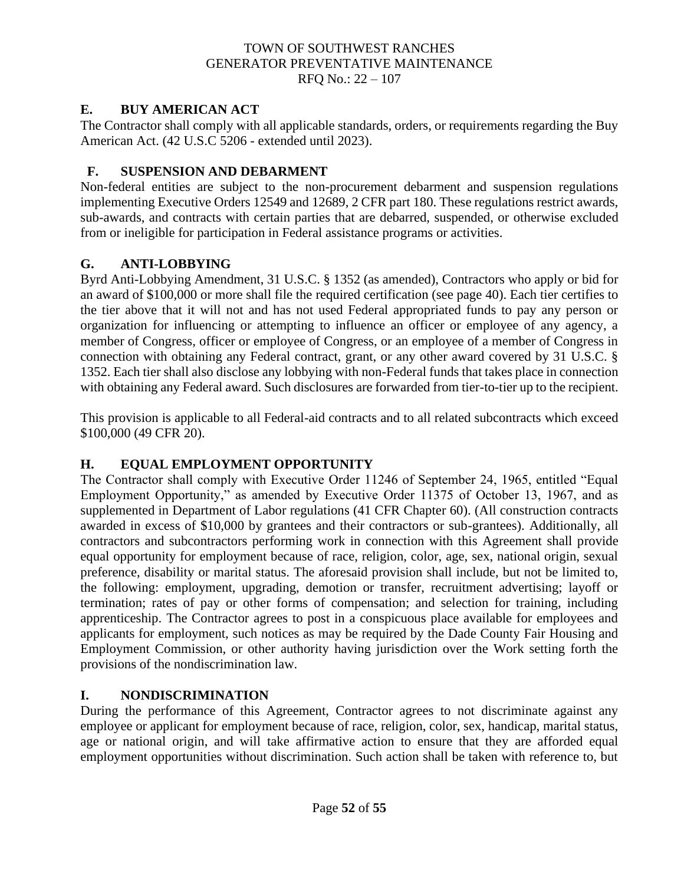## E. BUY AMERICAN ACT

The Contractor shall comply with all applicable standards, orders, or requirements regarding the Buy American Act. (42 U.S.C 5206 - extended until 2023).

## F. SUSPENSION AND DEBARMENT

Non-federal entities are subject to the non-procurement debarment and suspension regulations implementing Executive Orders 12549 and 12689, 2 CFR part 180. These regulations restrict awards, sub-awards, and contracts with certain parties that are debarred, suspended, or otherwise excluded from or ineligible for participation in Federal assistance programs or activities.

## G. ANTI-LOBBYING

Byrd Anti-Lobbying Amendment, 31 U.S.C. § 1352 (as amended), Contractors who apply or bid for an award of $100,000 or more shall file the required certification (see page 40). Each tier certifies to the tier above that it will not and has not used Federal appropriated funds to pay any person or organization for influencing or attempting to influence an officer or employee of any agency, a member of Congress, officer or employee of Congress, or an employee of a member of Congress in connection with obtaining any Federal contract, grant, or any other award covered by 31 U.S.C. § 1352. Each tier shall also disclose any lobbying with non-Federal funds that takes place in connection with obtaining any Federal award. Such disclosures are forwarded from tier-to-tier up to the recipient.

This provision is applicable to all Federal-aid contracts and to all related subcontracts which exceed $100,000 (49 CFR 20).

## H. EQUAL EMPLOYMENT OPPORTUNITY

The Contractor shall comply with Executive Order 11246 of September 24, 1965, entitled "Equal Employment Opportunity," as amended by Executive Order 11375 of October 13, 1967, and as supplemented in Department of Labor regulations (41 CFR Chapter 60). (All construction contracts awarded in excess of $10,000 by grantees and their contractors or sub-grantees). Additionally, all contractors and subcontractors performing work in connection with this Agreement shall provide equal opportunity for employment because of race, religion, color, age, sex, national origin, sexual preference, disability or marital status. The aforesaid provision shall include, but not be limited to, the following: employment, upgrading, demotion or transfer, recruitment advertising; layoff or termination; rates of pay or other forms of compensation; and selection for training, including apprenticeship. The Contractor agrees to post in a conspicuous place available for employees and applicants for employment, such notices as may be required by the Dade County Fair Housing and Employment Commission, or other authority having jurisdiction over the Work setting forth the provisions of the nondiscrimination law.

## I. NONDISCRIMINATION

During the performance of this Agreement, Contractor agrees to not discriminate against any employee or applicant for employment because of race, religion, color, sex, handicap, marital status, age or national origin, and will take affirmative action to ensure that they are afforded equal employment opportunities without discrimination. Such action shall be taken with reference to, but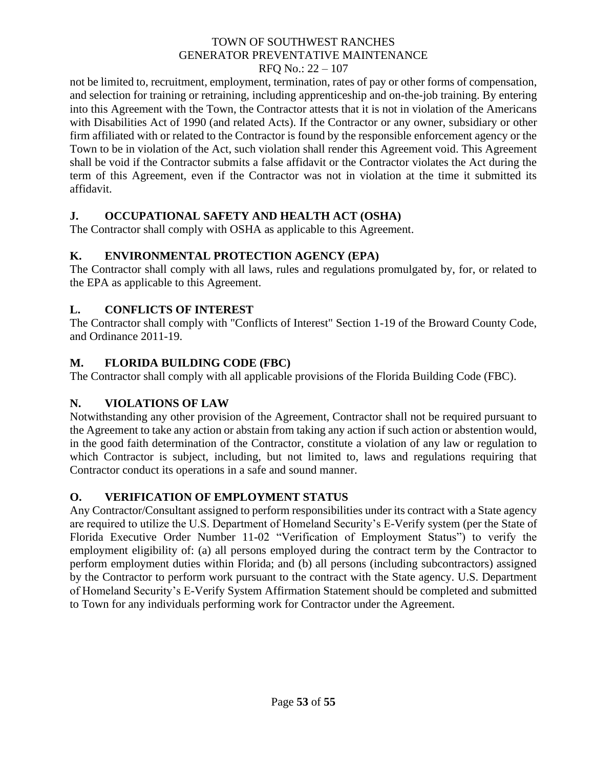not be limited to, recruitment, employment, termination, rates of pay or other forms of compensation, and selection for training or retraining, including apprenticeship and on-the-job training. By entering into this Agreement with the Town, the Contractor attests that it is not in violation of the Americans with Disabilities Act of 1990 (and related Acts). If the Contractor or any owner, subsidiary or other firm affiliated with or related to the Contractor is found by the responsible enforcement agency or the Town to be in violation of the Act, such violation shall render this Agreement void. This Agreement shall be void if the Contractor submits a false affidavit or the Contractor violates the Act during the term of this Agreement, even if the Contractor was not in violation at the time it submitted its affidavit.

### J. OCCUPATIONAL SAFETY AND HEALTH ACT (OSHA)

The Contractor shall comply with OSHA as applicable to this Agreement.

### K. ENVIRONMENTAL PROTECTION AGENCY (EPA)

The Contractor shall comply with all laws, rules and regulations promulgated by, for, or related to the EPA as applicable to this Agreement.

### L. CONFLICTS OF INTEREST

The Contractor shall comply with "Conflicts of Interest" Section 1-19 of the Broward County Code, and Ordinance 2011-19.

### M. FLORIDA BUILDING CODE (FBC)

The Contractor shall comply with all applicable provisions of the Florida Building Code (FBC).

### N. VIOLATIONS OF LAW

Notwithstanding any other provision of the Agreement, Contractor shall not be required pursuant to the Agreement to take any action or abstain from taking any action if such action or abstention would, in the good faith determination of the Contractor, constitute a violation of any law or regulation to which Contractor is subject, including, but not limited to, laws and regulations requiring that Contractor conduct its operations in a safe and sound manner.

### O. VERIFICATION OF EMPLOYMENT STATUS

Any Contractor/Consultant assigned to perform responsibilities under its contract with a State agency are required to utilize the U.S. Department of Homeland Security's E-Verify system (per the State of Florida Executive Order Number 11-02 "Verification of Employment Status") to verify the employment eligibility of: (a) all persons employed during the contract term by the Contractor to perform employment duties within Florida; and (b) all persons (including subcontractors) assigned by the Contractor to perform work pursuant to the contract with the State agency. U.S. Department of Homeland Security's E-Verify System Affirmation Statement should be completed and submitted to Town for any individuals performing work for Contractor under the Agreement.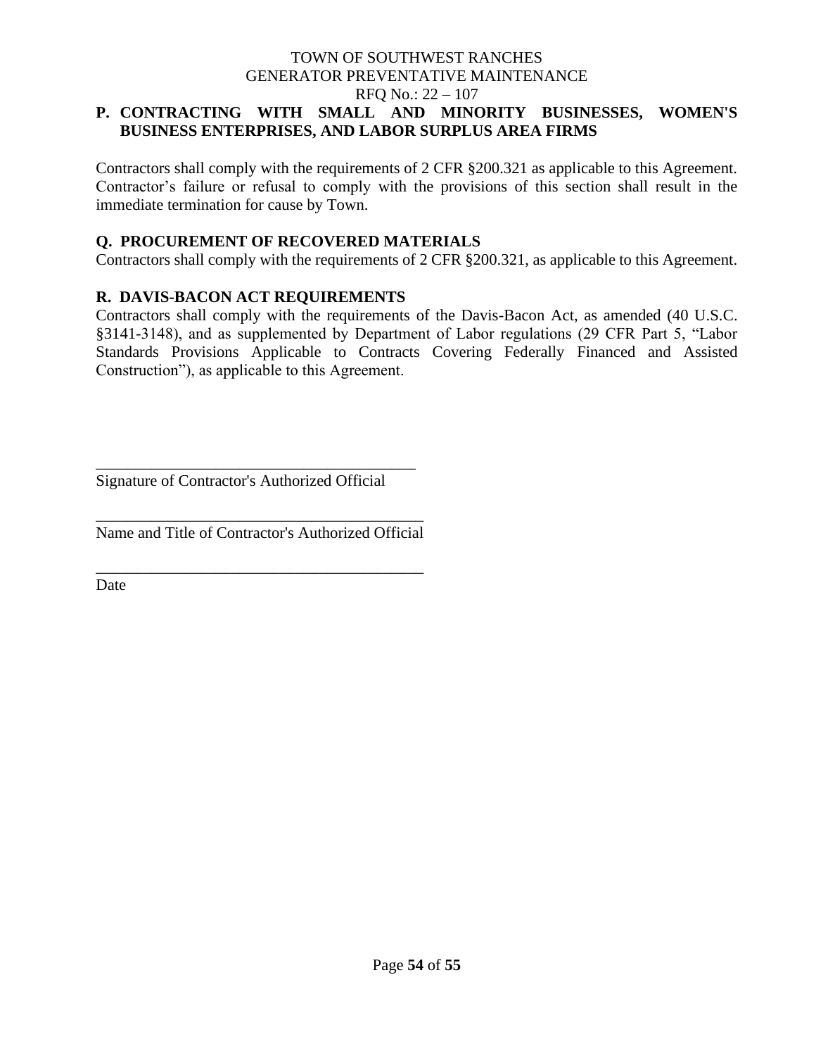**P. CONTRACTING WITH SMALL AND MINORITY BUSINESSES, WOMEN'S BUSINESS ENTERPRISES, AND LABOR SURPLUS AREA FIRMS**

Contractors shall comply with the requirements of 2 CFR §200.321 as applicable to this Agreement. Contractor's failure or refusal to comply with the provisions of this section shall result in the immediate termination for cause by Town.

**Q. PROCUREMENT OF RECOVERED MATERIALS**

Contractors shall comply with the requirements of 2 CFR §200.321, as applicable to this Agreement.

**R. DAVIS-BACON ACT REQUIREMENTS**

Contractors shall comply with the requirements of the Davis-Bacon Act, as amended (40 U.S.C. §3141-3148), and as supplemented by Department of Labor regulations (29 CFR Part 5, "Labor Standards Provisions Applicable to Contracts Covering Federally Financed and Assisted Construction"), as applicable to this Agreement.

\_\_\_\_\_\_\_\_\_\_\_\_\_\_\_\_\_\_\_\_\_\_\_\_\_\_\_\_\_\_\_\_\_\_\_\_\_\_\_\_
Signature of Contractor's Authorized Official

\_\_\_\_\_\_\_\_\_\_\_\_\_\_\_\_\_\_\_\_\_\_\_\_\_\_\_\_\_\_\_\_\_\_\_\_\_\_\_\_
Name and Title of Contractor's Authorized Official

\_\_\_\_\_\_\_\_\_\_\_\_\_\_\_\_\_\_\_\_\_\_\_\_\_\_\_\_\_\_\_\_\_\_\_\_\_\_\_\_
Date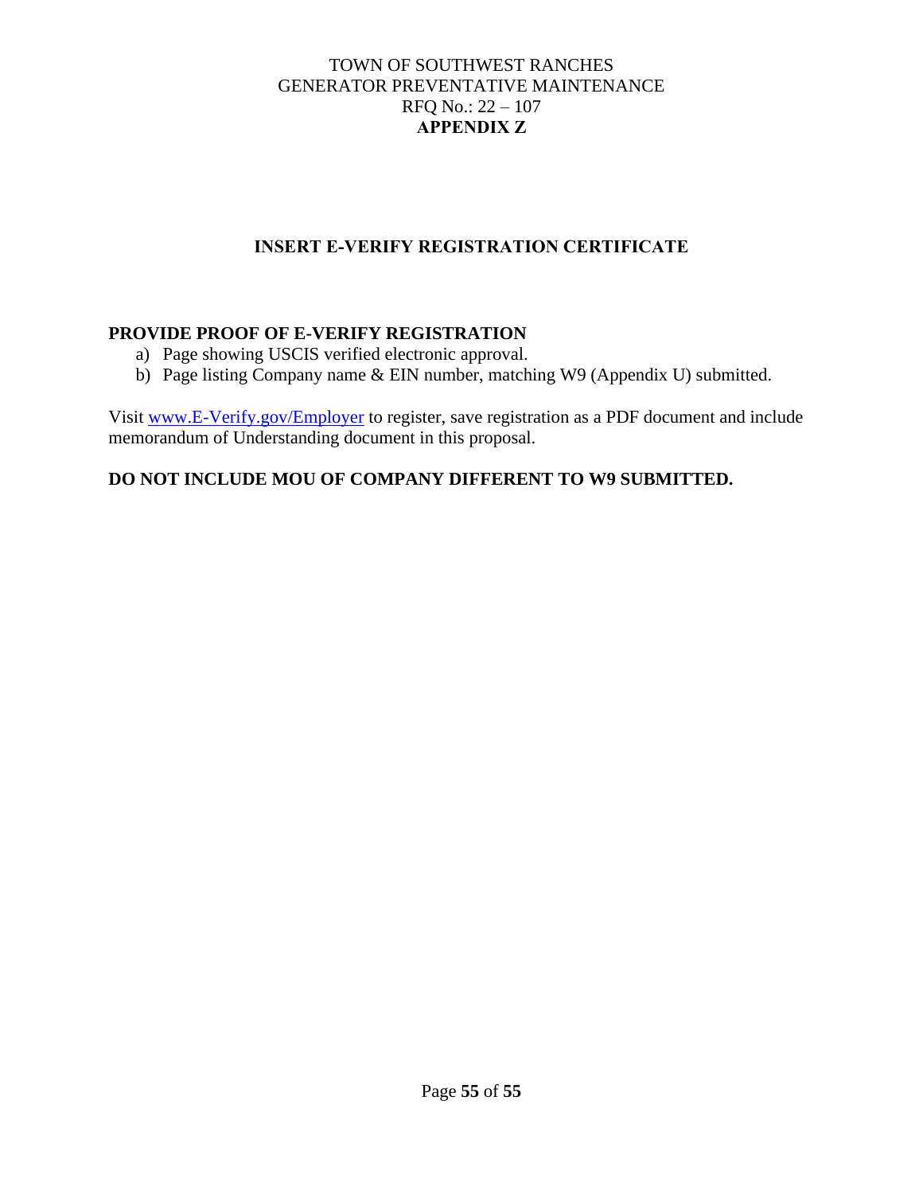TOWN OF SOUTHWEST RANCHES
GENERATOR PREVENTATIVE MAINTENANCE
RFQ No.: 22 – 107
**APPENDIX Z**

## INSERT E-VERIFY REGISTRATION CERTIFICATE

**PROVIDE PROOF OF E-VERIFY REGISTRATION**

a) Page showing USCIS verified electronic approval.
b) Page listing Company name & EIN number, matching W9 (Appendix U) submitted.

Visit [www.E-Verify.gov/Employer](http://www.E-Verify.gov/Employer) to register, save registration as a PDF document and include memorandum of Understanding document in this proposal.

**DO NOT INCLUDE MOU OF COMPANY DIFFERENT TO W9 SUBMITTED.**